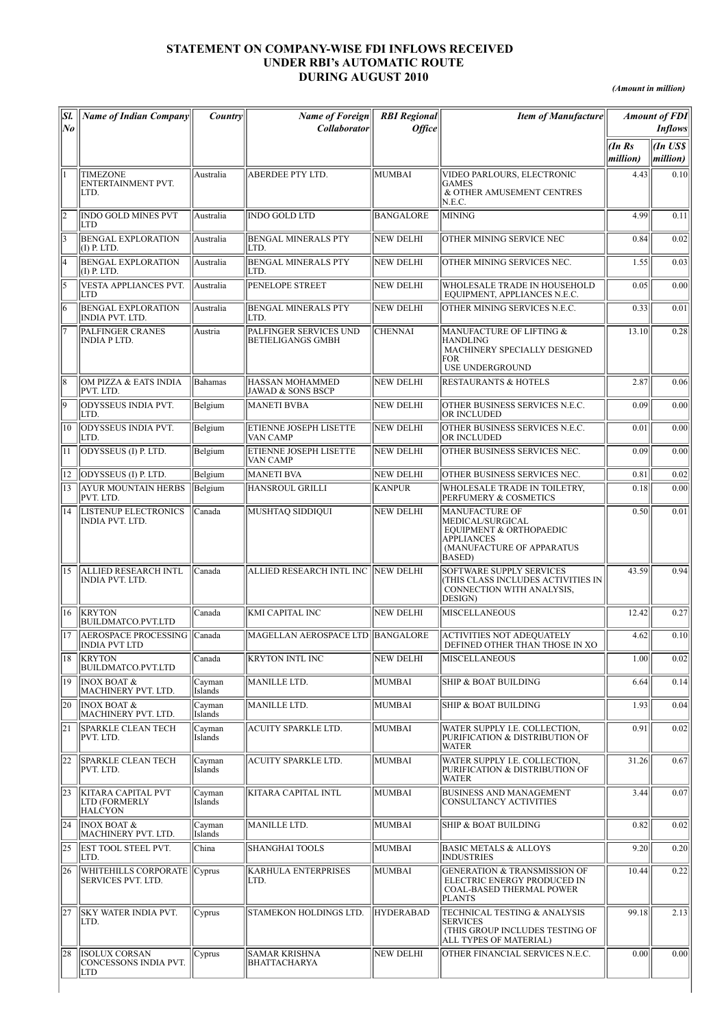# STATEMENT ON COMPANY-WISE FDI INFLOWS RECEIVED UNDER RBI's AUTOMATIC ROUTE DURING AUGUST 2010

*(Amount in million)*

| Sl. No | Name of Indian Company | Country | Name of Foreign Collaborator | RBI Regional Office | Item of Manufacture | Amount of FDI Inflows | |
|---|---|---|---|---|---|---|---|
| | | | | | | (In Rs million) | (In US$ million) |
| 1 | TIMEZONE ENTERTAINMENT PVT. LTD. | Australia | ABERDEE PTY LTD. | MUMBAI | VIDEO PARLOURS, ELECTRONIC GAMES & OTHER AMUSEMENT CENTRES N.E.C. | 4.43 | 0.10 |
| 2 | INDO GOLD MINES PVT LTD | Australia | INDO GOLD LTD | BANGALORE | MINING | 4.99 | 0.11 |
| 3 | BENGAL EXPLORATION (I) P. LTD. | Australia | BENGAL MINERALS PTY LTD. | NEW DELHI | OTHER MINING SERVICE NEC | 0.84 | 0.02 |
| 4 | BENGAL EXPLORATION (I) P. LTD. | Australia | BENGAL MINERALS PTY LTD. | NEW DELHI | OTHER MINING SERVICES NEC. | 1.55 | 0.03 |
| 5 | VESTA APPLIANCES PVT. LTD | Australia | PENELOPE STREET | NEW DELHI | WHOLESALE TRADE IN HOUSEHOLD EQUIPMENT, APPLIANCES N.E.C. | 0.05 | 0.00 |
| 6 | BENGAL EXPLORATION INDIA PVT. LTD. | Australia | BENGAL MINERALS PTY LTD. | NEW DELHI | OTHER MINING SERVICES N.E.C. | 0.33 | 0.01 |
| 7 | PALFINGER CRANES INDIA P LTD. | Austria | PALFINGER SERVICES UND BETIELIGANGS GMBH | CHENNAI | MANUFACTURE OF LIFTING & HANDLING MACHINERY SPECIALLY DESIGNED FOR USE UNDERGROUND | 13.10 | 0.28 |
| 8 | OM PIZZA & EATS INDIA PVT. LTD. | Bahamas | HASSAN MOHAMMED JAWAD & SONS BSCP | NEW DELHI | RESTAURANTS & HOTELS | 2.87 | 0.06 |
| 9 | ODYSSEUS INDIA PVT. LTD. | Belgium | MANETI BVBA | NEW DELHI | OTHER BUSINESS SERVICES N.E.C. OR INCLUDED | 0.09 | 0.00 |
| 10 | ODYSSEUS INDIA PVT. LTD. | Belgium | ETIENNE JOSEPH LISETTE VAN CAMP | NEW DELHI | OTHER BUSINESS SERVICES N.E.C. OR INCLUDED | 0.01 | 0.00 |
| 11 | ODYSSEUS (I) P. LTD. | Belgium | ETIENNE JOSEPH LISETTE VAN CAMP | NEW DELHI | OTHER BUSINESS SERVICES NEC. | 0.09 | 0.00 |
| 12 | ODYSSEUS (I) P. LTD. | Belgium | MANETI BVA | NEW DELHI | OTHER BUSINESS SERVICES NEC. | 0.81 | 0.02 |
| 13 | AYUR MOUNTAIN HERBS PVT. LTD. | Belgium | HANSROUL GRILLI | KANPUR | WHOLESALE TRADE IN TOILETRY, PERFUMERY & COSMETICS | 0.18 | 0.00 |
| 14 | LISTENUP ELECTRONICS INDIA PVT. LTD. | Canada | MUSHTAQ SIDDIQUI | NEW DELHI | MANUFACTURE OF MEDICAL/SURGICAL EQUIPMENT & ORTHOPAEDIC APPLIANCES (MANUFACTURE OF APPARATUS BASED) | 0.50 | 0.01 |
| 15 | ALLIED RESEARCH INTL INDIA PVT. LTD. | Canada | ALLIED RESEARCH INTL INC | NEW DELHI | SOFTWARE SUPPLY SERVICES (THIS CLASS INCLUDES ACTIVITIES IN CONNECTION WITH ANALYSIS, DESIGN) | 43.59 | 0.94 |
| 16 | KRYTON BUILDMATCO.PVT.LTD | Canada | KMI CAPITAL INC | NEW DELHI | MISCELLANEOUS | 12.42 | 0.27 |
| 17 | AEROSPACE PROCESSING INDIA PVT LTD | Canada | MAGELLAN AEROSPACE LTD | BANGALORE | ACTIVITIES NOT ADEQUATELY DEFINED OTHER THAN THOSE IN XO | 4.62 | 0.10 |
| 18 | KRYTON BUILDMATCO.PVT.LTD | Canada | KRYTON INTL INC | NEW DELHI | MISCELLANEOUS | 1.00 | 0.02 |
| 19 | INOX BOAT & MACHINERY PVT. LTD. | Cayman Islands | MANILLE LTD. | MUMBAI | SHIP & BOAT BUILDING | 6.64 | 0.14 |
| 20 | INOX BOAT & MACHINERY PVT. LTD. | Cayman Islands | MANILLE LTD. | MUMBAI | SHIP & BOAT BUILDING | 1.93 | 0.04 |
| 21 | SPARKLE CLEAN TECH PVT. LTD. | Cayman Islands | ACUITY SPARKLE LTD. | MUMBAI | WATER SUPPLY I.E. COLLECTION, PURIFICATION & DISTRIBUTION OF WATER | 0.91 | 0.02 |
| 22 | SPARKLE CLEAN TECH PVT. LTD. | Cayman Islands | ACUITY SPARKLE LTD. | MUMBAI | WATER SUPPLY I.E. COLLECTION, PURIFICATION & DISTRIBUTION OF WATER | 31.26 | 0.67 |
| 23 | KITARA CAPITAL PVT LTD (FORMERLY HALCYON | Cayman Islands | KITARA CAPITAL INTL | MUMBAI | BUSINESS AND MANAGEMENT CONSULTANCY ACTIVITIES | 3.44 | 0.07 |
| 24 | INOX BOAT & MACHINERY PVT. LTD. | Cayman Islands | MANILLE LTD. | MUMBAI | SHIP & BOAT BUILDING | 0.82 | 0.02 |
| 25 | EST TOOL STEEL PVT. LTD. | China | SHANGHAI TOOLS | MUMBAI | BASIC METALS & ALLOYS INDUSTRIES | 9.20 | 0.20 |
| 26 | WHITEHILLS CORPORATE SERVICES PVT. LTD. | Cyprus | KARHULA ENTERPRISES LTD. | MUMBAI | GENERATION & TRANSMISSION OF ELECTRIC ENERGY PRODUCED IN COAL-BASED THERMAL POWER PLANTS | 10.44 | 0.22 |
| 27 | SKY WATER INDIA PVT. LTD. | Cyprus | STAMEKON HOLDINGS LTD. | HYDERABAD | TECHNICAL TESTING & ANALYSIS SERVICES (THIS GROUP INCLUDES TESTING OF ALL TYPES OF MATERIAL) | 99.18 | 2.13 |
| 28 | ISOLUX CORSAN CONCESSONS INDIA PVT. LTD | Cyprus | SAMAR KRISHNA BHATTACHARYA | NEW DELHI | OTHER FINANCIAL SERVICES N.E.C. | 0.00 | 0.00 |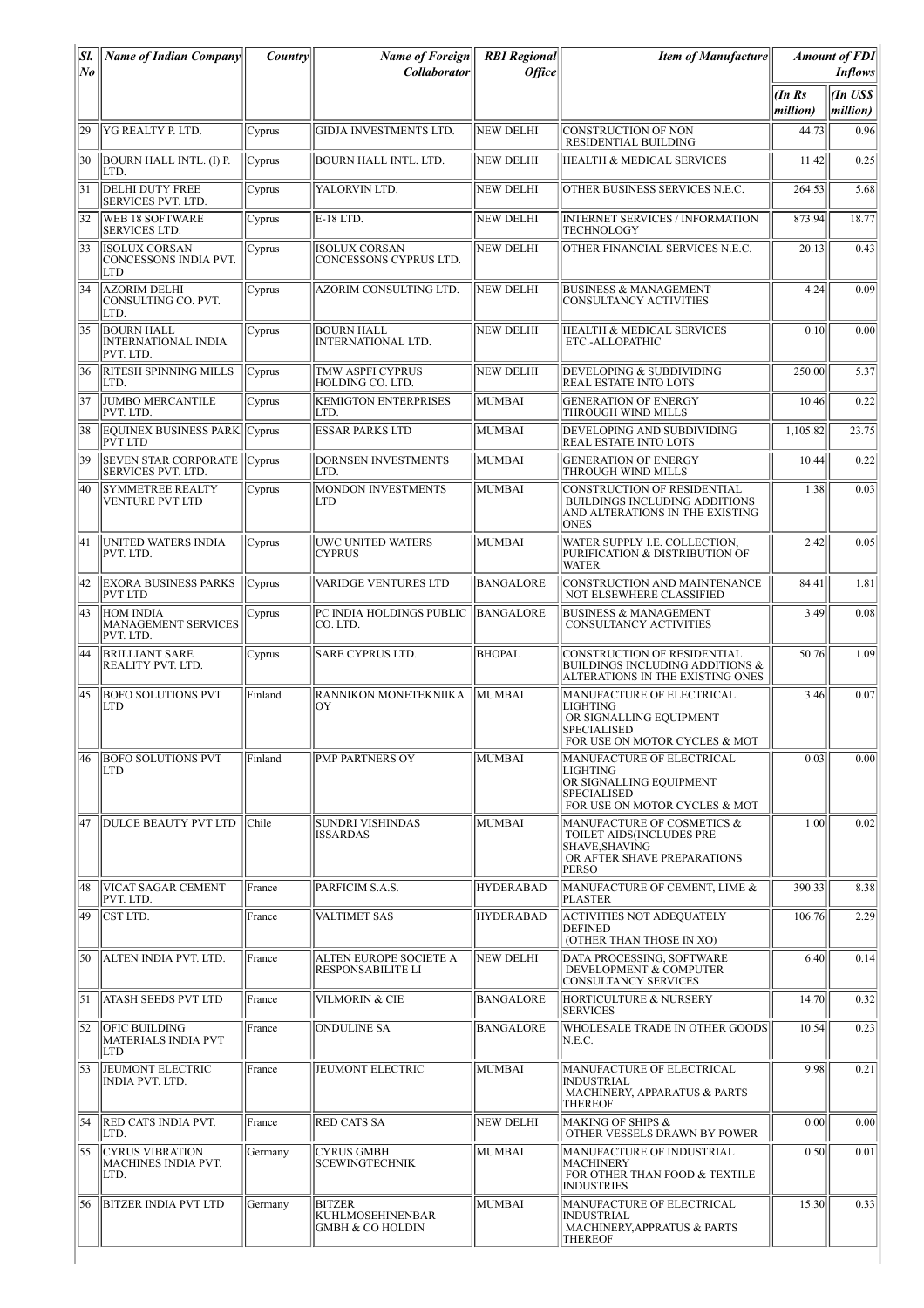| Sl. No | Name of Indian Company | Country | Name of Foreign Collaborator | RBI Regional Office | Item of Manufacture | Amount of FDI Inflows | |
|---|---|---|---|---|---|---|---|
| | | | | | | (In Rs million) | (In US$ million) |
| 29 | YG REALTY P. LTD. | Cyprus | GIDJA INVESTMENTS LTD. | NEW DELHI | CONSTRUCTION OF NON RESIDENTIAL BUILDING | 44.73 | 0.96 |
| 30 | BOURN HALL INTL. (I) P. LTD. | Cyprus | BOURN HALL INTL. LTD. | NEW DELHI | HEALTH & MEDICAL SERVICES | 11.42 | 0.25 |
| 31 | DELHI DUTY FREE SERVICES PVT. LTD. | Cyprus | YALORVIN LTD. | NEW DELHI | OTHER BUSINESS SERVICES N.E.C. | 264.53 | 5.68 |
| 32 | WEB 18 SOFTWARE SERVICES LTD. | Cyprus | E-18 LTD. | NEW DELHI | INTERNET SERVICES / INFORMATION TECHNOLOGY | 873.94 | 18.77 |
| 33 | ISOLUX CORSAN CONCESSONS INDIA PVT. LTD | Cyprus | ISOLUX CORSAN CONCESSONS CYPRUS LTD. | NEW DELHI | OTHER FINANCIAL SERVICES N.E.C. | 20.13 | 0.43 |
| 34 | AZORIM DELHI CONSULTING CO. PVT. LTD. | Cyprus | AZORIM CONSULTING LTD. | NEW DELHI | BUSINESS & MANAGEMENT CONSULTANCY ACTIVITIES | 4.24 | 0.09 |
| 35 | BOURN HALL INTERNATIONAL INDIA PVT. LTD. | Cyprus | BOURN HALL INTERNATIONAL LTD. | NEW DELHI | HEALTH & MEDICAL SERVICES ETC.-ALLOPATHIC | 0.10 | 0.00 |
| 36 | RITESH SPINNING MILLS LTD. | Cyprus | TMW ASPFI CYPRUS HOLDING CO. LTD. | NEW DELHI | DEVELOPING & SUBDIVIDING REAL ESTATE INTO LOTS | 250.00 | 5.37 |
| 37 | JUMBO MERCANTILE PVT. LTD. | Cyprus | KEMIGTON ENTERPRISES LTD. | MUMBAI | GENERATION OF ENERGY THROUGH WIND MILLS | 10.46 | 0.22 |
| 38 | EQUINEX BUSINESS PARK PVT LTD | Cyprus | ESSAR PARKS LTD | MUMBAI | DEVELOPING AND SUBDIVIDING REAL ESTATE INTO LOTS | 1,105.82 | 23.75 |
| 39 | SEVEN STAR CORPORATE SERVICES PVT. LTD. | Cyprus | DORNSEN INVESTMENTS LTD. | MUMBAI | GENERATION OF ENERGY THROUGH WIND MILLS | 10.44 | 0.22 |
| 40 | SYMMETREE REALTY VENTURE PVT LTD | Cyprus | MONDON INVESTMENTS LTD | MUMBAI | CONSTRUCTION OF RESIDENTIAL BUILDINGS INCLUDING ADDITIONS AND ALTERATIONS IN THE EXISTING ONES | 1.38 | 0.03 |
| 41 | UNITED WATERS INDIA PVT. LTD. | Cyprus | UWC UNITED WATERS CYPRUS | MUMBAI | WATER SUPPLY I.E. COLLECTION, PURIFICATION & DISTRIBUTION OF WATER | 2.42 | 0.05 |
| 42 | EXORA BUSINESS PARKS PVT LTD | Cyprus | VARIDGE VENTURES LTD | BANGALORE | CONSTRUCTION AND MAINTENANCE NOT ELSEWHERE CLASSIFIED | 84.41 | 1.81 |
| 43 | HOM INDIA MANAGEMENT SERVICES PVT. LTD. | Cyprus | PC INDIA HOLDINGS PUBLIC CO. LTD. | BANGALORE | BUSINESS & MANAGEMENT CONSULTANCY ACTIVITIES | 3.49 | 0.08 |
| 44 | BRILLIANT SARE REALITY PVT. LTD. | Cyprus | SARE CYPRUS LTD. | BHOPAL | CONSTRUCTION OF RESIDENTIAL BUILDINGS INCLUDING ADDITIONS & ALTERATIONS IN THE EXISTING ONES | 50.76 | 1.09 |
| 45 | BOFO SOLUTIONS PVT LTD | Finland | RANNIKON MONETEKNIIKA OY | MUMBAI | MANUFACTURE OF ELECTRICAL LIGHTING OR SIGNALLING EQUIPMENT SPECIALISED FOR USE ON MOTOR CYCLES & MOT | 3.46 | 0.07 |
| 46 | BOFO SOLUTIONS PVT LTD | Finland | PMP PARTNERS OY | MUMBAI | MANUFACTURE OF ELECTRICAL LIGHTING OR SIGNALLING EQUIPMENT SPECIALISED FOR USE ON MOTOR CYCLES & MOT | 0.03 | 0.00 |
| 47 | DULCE BEAUTY PVT LTD | Chile | SUNDRI VISHINDAS ISSARDAS | MUMBAI | MANUFACTURE OF COSMETICS & TOILET AIDS(INCLUDES PRE SHAVE,SHAVING OR AFTER SHAVE PREPARATIONS PERSO | 1.00 | 0.02 |
| 48 | VICAT SAGAR CEMENT PVT. LTD. | France | PARFICIM S.A.S. | HYDERABAD | MANUFACTURE OF CEMENT, LIME & PLASTER | 390.33 | 8.38 |
| 49 | CST LTD. | France | VALTIMET SAS | HYDERABAD | ACTIVITIES NOT ADEQUATELY DEFINED (OTHER THAN THOSE IN XO) | 106.76 | 2.29 |
| 50 | ALTEN INDIA PVT. LTD. | France | ALTEN EUROPE SOCIETE A RESPONSABILITE LI | NEW DELHI | DATA PROCESSING, SOFTWARE DEVELOPMENT & COMPUTER CONSULTANCY SERVICES | 6.40 | 0.14 |
| 51 | ATASH SEEDS PVT LTD | France | VILMORIN & CIE | BANGALORE | HORTICULTURE & NURSERY SERVICES | 14.70 | 0.32 |
| 52 | OFIC BUILDING MATERIALS INDIA PVT LTD | France | ONDULINE SA | BANGALORE | WHOLESALE TRADE IN OTHER GOODS N.E.C. | 10.54 | 0.23 |
| 53 | JEUMONT ELECTRIC INDIA PVT. LTD. | France | JEUMONT ELECTRIC | MUMBAI | MANUFACTURE OF ELECTRICAL INDUSTRIAL MACHINERY, APPARATUS & PARTS THEREOF | 9.98 | 0.21 |
| 54 | RED CATS INDIA PVT. LTD. | France | RED CATS SA | NEW DELHI | MAKING OF SHIPS & OTHER VESSELS DRAWN BY POWER | 0.00 | 0.00 |
| 55 | CYRUS VIBRATION MACHINES INDIA PVT. LTD. | Germany | CYRUS GMBH SCEWINGTECHNIK | MUMBAI | MANUFACTURE OF INDUSTRIAL MACHINERY FOR OTHER THAN FOOD & TEXTILE INDUSTRIES | 0.50 | 0.01 |
| 56 | BITZER INDIA PVT LTD | Germany | BITZER KUHLMOSEHINENBAR GMBH & CO HOLDIN | MUMBAI | MANUFACTURE OF ELECTRICAL INDUSTRIAL MACHINERY,APPRATUS & PARTS THEREOF | 15.30 | 0.33 |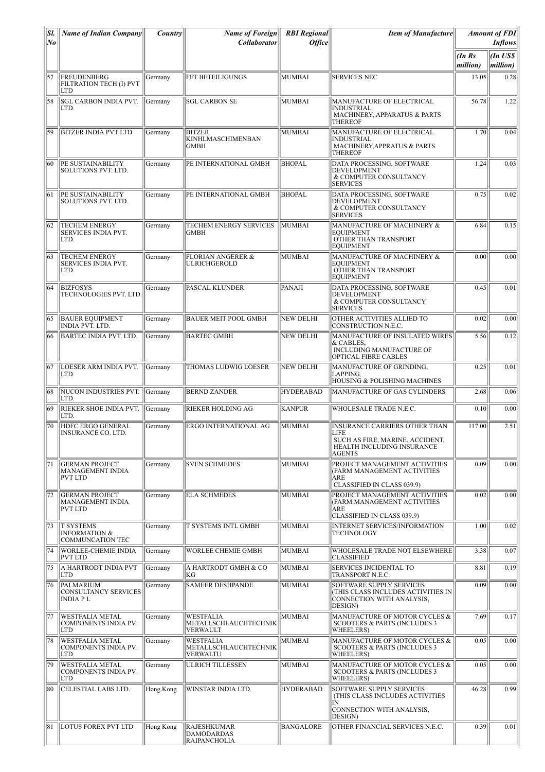| Sl. No | Name of Indian Company | Country | Name of Foreign Collaborator | RBI Regional Office | Item of Manufacture | Amount of FDI Inflows | |
|---|---|---|---|---|---|---|---|
| | | | | | | (In Rs million) | (In US$ million) |
| 57 | FREUDENBERG FILTRATION TECH (I) PVT LTD | Germany | FFT BETEILIGUNGS | MUMBAI | SERVICES NEC | 13.05 | 0.28 |
| 58 | SGL CARBON INDIA PVT. LTD. | Germany | SGL CARBON SE | MUMBAI | MANUFACTURE OF ELECTRICAL INDUSTRIAL MACHINERY, APPARATUS & PARTS THEREOF | 56.78 | 1.22 |
| 59 | BITZER INDIA PVT LTD | Germany | BITZER KINHLMASCHIMENBAN GMBH | MUMBAI | MANUFACTURE OF ELECTRICAL INDUSTRIAL MACHINERY,APPRATUS & PARTS THEREOF | 1.70 | 0.04 |
| 60 | PE SUSTAINABILITY SOLUTIONS PVT. LTD. | Germany | PE INTERNATIONAL GMBH | BHOPAL | DATA PROCESSING, SOFTWARE DEVELOPMENT & COMPUTER CONSULTANCY SERVICES | 1.24 | 0.03 |
| 61 | PE SUSTAINABILITY SOLUTIONS PVT. LTD. | Germany | PE INTERNATIONAL GMBH | BHOPAL | DATA PROCESSING, SOFTWARE DEVELOPMENT & COMPUTER CONSULTANCY SERVICES | 0.75 | 0.02 |
| 62 | TECHEM ENERGY SERVICES INDIA PVT. LTD. | Germany | TECHEM ENERGY SERVICES GMBH | MUMBAI | MANUFACTURE OF MACHINERY & EQUIPMENT OTHER THAN TRANSPORT EQUIPMENT | 6.84 | 0.15 |
| 63 | TECHEM ENERGY SERVICES INDIA PVT. LTD. | Germany | FLORIAN ANGERER & ULRICHGEROLD | MUMBAI | MANUFACTURE OF MACHINERY & EQUIPMENT OTHER THAN TRANSPORT EQUIPMENT | 0.00 | 0.00 |
| 64 | BIZFOSYS TECHNOLOGIES PVT. LTD. | Germany | PASCAL KLUNDER | PANAJI | DATA PROCESSING, SOFTWARE DEVELOPMENT & COMPUTER CONSULTANCY SERVICES | 0.45 | 0.01 |
| 65 | BAUER EQUIPMENT INDIA PVT. LTD. | Germany | BAUER MEIT POOL GMBH | NEW DELHI | OTHER ACTIVITIES ALLIED TO CONSTRUCTION N.E.C. | 0.02 | 0.00 |
| 66 | BARTEC INDIA PVT. LTD. | Germany | BARTEC GMBH | NEW DELHI | MANUFACTURE OF INSULATED WIRES & CABLES, INCLUDING MANUFACTURE OF OPTICAL FIBRE CABLES | 5.56 | 0.12 |
| 67 | LOESER ARM INDIA PVT. LTD. | Germany | THOMAS LUDWIG LOESER | NEW DELHI | MANUFACTURE OF GRINDING, LAPPING, HOUSING & POLISHING MACHINES | 0.25 | 0.01 |
| 68 | NUCON INDUSTRIES PVT. LTD. | Germany | BERND ZANDER | HYDERABAD | MANUFACTURE OF GAS CYLINDERS | 2.68 | 0.06 |
| 69 | RIEKER SHOE INDIA PVT. LTD. | Germany | RIEKER HOLDING AG | KANPUR | WHOLESALE TRADE N.E.C. | 0.10 | 0.00 |
| 70 | HDFC ERGO GENERAL INSURANCE CO. LTD. | Germany | ERGO INTERNATIONAL AG | MUMBAI | INSURANCE CARRIERS OTHER THAN LIFE SUCH AS FIRE, MARINE, ACCIDENT, HEALTH INCLUDING INSURANCE AGENTS | 117.00 | 2.51 |
| 71 | GERMAN PROJECT MANAGEMENT INDIA PVT LTD | Germany | SVEN SCHMEDES | MUMBAI | PROJECT MANAGEMENT ACTIVITIES (FARM MANAGEMENT ACTIVITIES ARE CLASSIFIED IN CLASS 039.9) | 0.09 | 0.00 |
| 72 | GERMAN PROJECT MANAGEMENT INDIA PVT LTD | Germany | ELA SCHMEDES | MUMBAI | PROJECT MANAGEMENT ACTIVITIES (FARM MANAGEMENT ACTIVITIES ARE CLASSIFIED IN CLASS 039.9) | 0.02 | 0.00 |
| 73 | T SYSTEMS INFORMATION & COMMUNCATION TEC | Germany | T SYSTEMS INTL GMBH | MUMBAI | INTERNET SERVICES/INFORMATION TECHNOLOGY | 1.00 | 0.02 |
| 74 | WORLEE-CHEMIE INDIA PVT LTD | Germany | WORLEE CHEMIE GMBH | MUMBAI | WHOLESALE TRADE NOT ELSEWHERE CLASSIFIED | 3.38 | 0.07 |
| 75 | A HARTRODT INDIA PVT LTD | Germany | A HARTRODT GMBH & CO KG | MUMBAI | SERVICES INCIDENTAL TO TRANSPORT N.E.C. | 8.81 | 0.19 |
| 76 | PALMARIUM CONSULTANCY SERVICES INDIA P L | Germany | SAMEER DESHPANDE | MUMBAI | SOFTWARE SUPPLY SERVICES (THIS CLASS INCLUDES ACTIVITIES IN CONNECTION WITH ANALYSIS, DESIGN) | 0.09 | 0.00 |
| 77 | WESTFALIA METAL COMPONENTS INDIA PV. LTD | Germany | WESTFALIA METALLSCHLAUCHTECHNIK VERWAULT | MUMBAI | MANUFACTURE OF MOTOR CYCLES & SCOOTERS & PARTS (INCLUDES 3 WHEELERS) | 7.69 | 0.17 |
| 78 | WESTFALIA METAL COMPONENTS INDIA PV. LTD | Germany | WESTFALIA METALLSCHLAUCHTECHNIK VERWALTU | MUMBAI | MANUFACTURE OF MOTOR CYCLES & SCOOTERS & PARTS (INCLUDES 3 WHEELERS) | 0.05 | 0.00 |
| 79 | WESTFALIA METAL COMPONENTS INDIA PV. LTD | Germany | ULRICH TILLESSEN | MUMBAI | MANUFACTURE OF MOTOR CYCLES & SCOOTERS & PARTS (INCLUDES 3 WHEELERS) | 0.05 | 0.00 |
| 80 | CELESTIAL LABS LTD. | Hong Kong | WINSTAR INDIA LTD. | HYDERABAD | SOFTWARE SUPPLY SERVICES (THIS CLASS INCLUDES ACTIVITIES IN CONNECTION WITH ANALYSIS, DESIGN) | 46.28 | 0.99 |
| 81 | LOTUS FOREX PVT LTD | Hong Kong | RAJESHKUMAR DAMODARDAS RAIPANCHOLIA | BANGALORE | OTHER FINANCIAL SERVICES N.E.C. | 0.39 | 0.01 |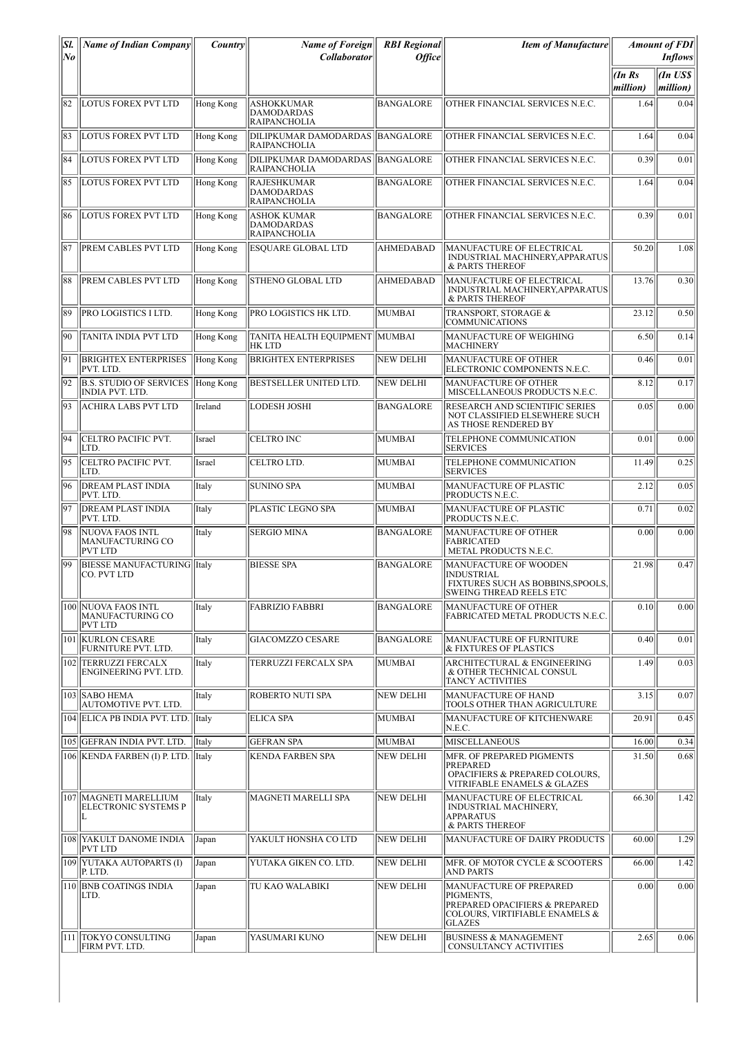| Sl. No | Name of Indian Company | Country | Name of Foreign Collaborator | RBI Regional Office | Item of Manufacture | Amount of FDI Inflows | |
|---|---|---|---|---|---|---|---|
| | | | | | | (In Rs million) | (In US$ million) |
| 82 | LOTUS FOREX PVT LTD | Hong Kong | ASHOKKUMAR DAMODARDAS RAIPANCHOLIA | BANGALORE | OTHER FINANCIAL SERVICES N.E.C. | 1.64 | 0.04 |
| 83 | LOTUS FOREX PVT LTD | Hong Kong | DILIPKUMAR DAMODARDAS RAIPANCHOLIA | BANGALORE | OTHER FINANCIAL SERVICES N.E.C. | 1.64 | 0.04 |
| 84 | LOTUS FOREX PVT LTD | Hong Kong | DILIPKUMAR DAMODARDAS RAIPANCHOLIA | BANGALORE | OTHER FINANCIAL SERVICES N.E.C. | 0.39 | 0.01 |
| 85 | LOTUS FOREX PVT LTD | Hong Kong | RAJESHKUMAR DAMODARDAS RAIPANCHOLIA | BANGALORE | OTHER FINANCIAL SERVICES N.E.C. | 1.64 | 0.04 |
| 86 | LOTUS FOREX PVT LTD | Hong Kong | ASHOK KUMAR DAMODARDAS RAIPANCHOLIA | BANGALORE | OTHER FINANCIAL SERVICES N.E.C. | 0.39 | 0.01 |
| 87 | PREM CABLES PVT LTD | Hong Kong | ESQUARE GLOBAL LTD | AHMEDABAD | MANUFACTURE OF ELECTRICAL INDUSTRIAL MACHINERY,APPARATUS & PARTS THEREOF | 50.20 | 1.08 |
| 88 | PREM CABLES PVT LTD | Hong Kong | STHENO GLOBAL LTD | AHMEDABAD | MANUFACTURE OF ELECTRICAL INDUSTRIAL MACHINERY,APPARATUS & PARTS THEREOF | 13.76 | 0.30 |
| 89 | PRO LOGISTICS I LTD. | Hong Kong | PRO LOGISTICS HK LTD. | MUMBAI | TRANSPORT, STORAGE & COMMUNICATIONS | 23.12 | 0.50 |
| 90 | TANITA INDIA PVT LTD | Hong Kong | TANITA HEALTH EQUIPMENT HK LTD | MUMBAI | MANUFACTURE OF WEIGHING MACHINERY | 6.50 | 0.14 |
| 91 | BRIGHTEX ENTERPRISES PVT. LTD. | Hong Kong | BRIGHTEX ENTERPRISES | NEW DELHI | MANUFACTURE OF OTHER ELECTRONIC COMPONENTS N.E.C. | 0.46 | 0.01 |
| 92 | B.S. STUDIO OF SERVICES INDIA PVT. LTD. | Hong Kong | BESTSELLER UNITED LTD. | NEW DELHI | MANUFACTURE OF OTHER MISCELLANEOUS PRODUCTS N.E.C. | 8.12 | 0.17 |
| 93 | ACHIRA LABS PVT LTD | Ireland | LODESH JOSHI | BANGALORE | RESEARCH AND SCIENTIFIC SERIES NOT CLASSIFIED ELSEWHERE SUCH AS THOSE RENDERED BY | 0.05 | 0.00 |
| 94 | CELTRO PACIFIC PVT. LTD. | Israel | CELTRO INC | MUMBAI | TELEPHONE COMMUNICATION SERVICES | 0.01 | 0.00 |
| 95 | CELTRO PACIFIC PVT. LTD. | Israel | CELTRO LTD. | MUMBAI | TELEPHONE COMMUNICATION SERVICES | 11.49 | 0.25 |
| 96 | DREAM PLAST INDIA PVT. LTD. | Italy | SUNINO SPA | MUMBAI | MANUFACTURE OF PLASTIC PRODUCTS N.E.C. | 2.12 | 0.05 |
| 97 | DREAM PLAST INDIA PVT. LTD. | Italy | PLASTIC LEGNO SPA | MUMBAI | MANUFACTURE OF PLASTIC PRODUCTS N.E.C. | 0.71 | 0.02 |
| 98 | NUOVA FAOS INTL MANUFACTURING CO PVT LTD | Italy | SERGIO MINA | BANGALORE | MANUFACTURE OF OTHER FABRICATED METAL PRODUCTS N.E.C. | 0.00 | 0.00 |
| 99 | BIESSE MANUFACTURING CO. PVT LTD | Italy | BIESSE SPA | BANGALORE | MANUFACTURE OF WOODEN INDUSTRIAL FIXTURES SUCH AS BOBBINS,SPOOLS, SWEING THREAD REELS ETC | 21.98 | 0.47 |
| 100 | NUOVA FAOS INTL MANUFACTURING CO PVT LTD | Italy | FABRIZIO FABBRI | BANGALORE | MANUFACTURE OF OTHER FABRICATED METAL PRODUCTS N.E.C. | 0.10 | 0.00 |
| 101 | KURLON CESARE FURNITURE PVT. LTD. | Italy | GIACOMZZO CESARE | BANGALORE | MANUFACTURE OF FURNITURE & FIXTURES OF PLASTICS | 0.40 | 0.01 |
| 102 | TERRUZZI FERCALX ENGINEERING PVT. LTD. | Italy | TERRUZZI FERCALX SPA | MUMBAI | ARCHITECTURAL & ENGINEERING & OTHER TECHNICAL CONSUL TANCY ACTIVITIES | 1.49 | 0.03 |
| 103 | SABO HEMA AUTOMOTIVE PVT. LTD. | Italy | ROBERTO NUTI SPA | NEW DELHI | MANUFACTURE OF HAND TOOLS OTHER THAN AGRICULTURE | 3.15 | 0.07 |
| 104 | ELICA PB INDIA PVT. LTD. | Italy | ELICA SPA | MUMBAI | MANUFACTURE OF KITCHENWARE N.E.C. | 20.91 | 0.45 |
| 105 | GEFRAN INDIA PVT. LTD. | Italy | GEFRAN SPA | MUMBAI | MISCELLANEOUS | 16.00 | 0.34 |
| 106 | KENDA FARBEN (I) P. LTD. | Italy | KENDA FARBEN SPA | NEW DELHI | MFR. OF PREPARED PIGMENTS PREPARED OPACIFIERS & PREPARED COLOURS, VITRIFABLE ENAMELS & GLAZES | 31.50 | 0.68 |
| 107 | MAGNETI MARELLIUM ELECTRONIC SYSTEMS P L | Italy | MAGNETI MARELLI SPA | NEW DELHI | MANUFACTURE OF ELECTRICAL INDUSTRIAL MACHINERY, APPARATUS & PARTS THEREOF | 66.30 | 1.42 |
| 108 | YAKULT DANOME INDIA PVT LTD | Japan | YAKULT HONSHA CO LTD | NEW DELHI | MANUFACTURE OF DAIRY PRODUCTS | 60.00 | 1.29 |
| 109 | YUTAKA AUTOPARTS (I) P. LTD. | Japan | YUTAKA GIKEN CO. LTD. | NEW DELHI | MFR. OF MOTOR CYCLE & SCOOTERS AND PARTS | 66.00 | 1.42 |
| 110 | BNB COATINGS INDIA LTD. | Japan | TU KAO WALABIKI | NEW DELHI | MANUFACTURE OF PREPARED PIGMENTS, PREPARED OPACIFIERS & PREPARED COLOURS, VIRTIFIABLE ENAMELS & GLAZES | 0.00 | 0.00 |
| 111 | TOKYO CONSULTING FIRM PVT. LTD. | Japan | YASUMARI KUNO | NEW DELHI | BUSINESS & MANAGEMENT CONSULTANCY ACTIVITIES | 2.65 | 0.06 |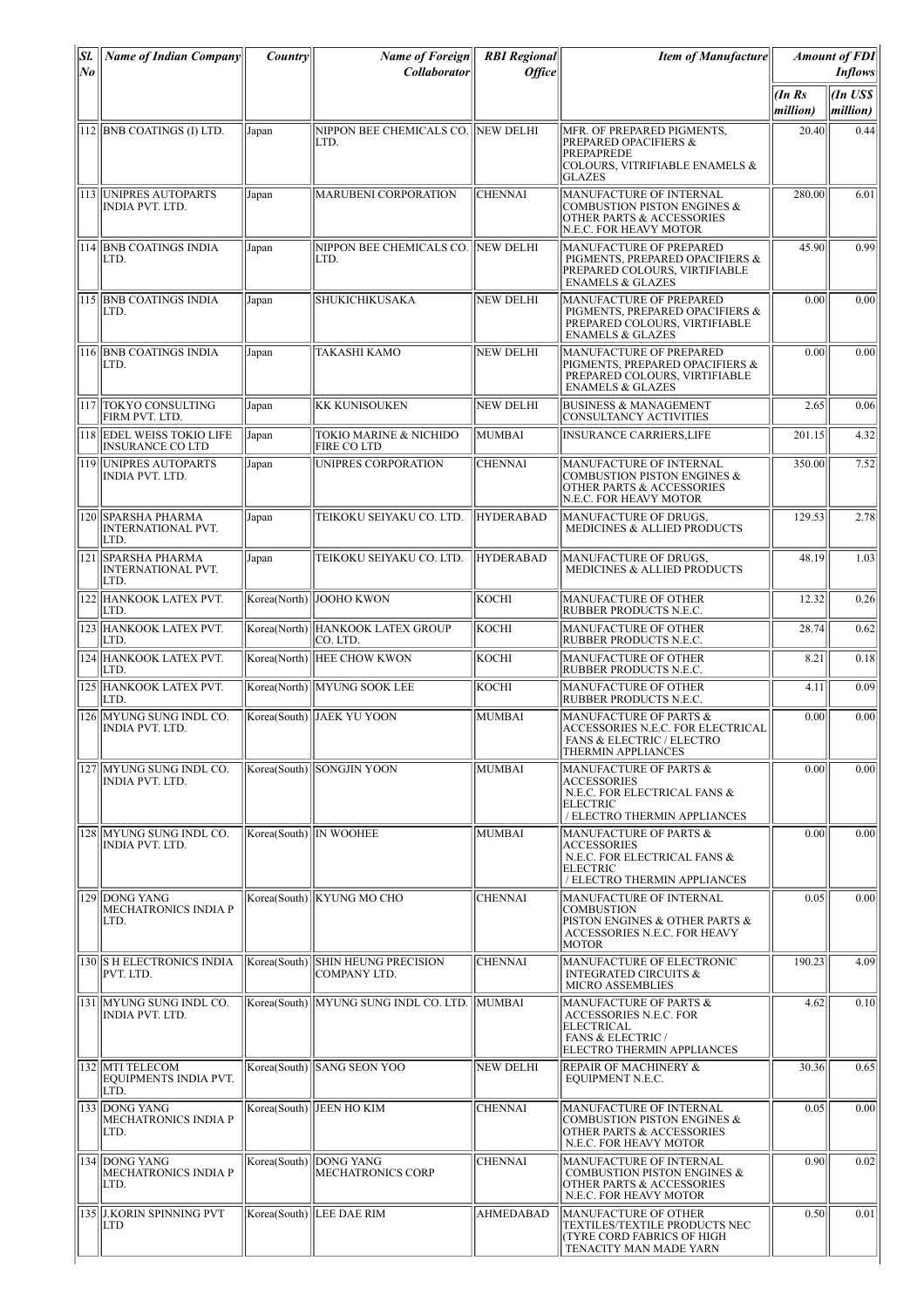| Sl. No | Name of Indian Company | Country | Name of Foreign Collaborator | RBI Regional Office | Item of Manufacture | Amount of FDI Inflows | |
|---|---|---|---|---|---|---|---|
| | | | | | | (In Rs million) | (In US$ million) |
| 112 | BNB COATINGS (I) LTD. | Japan | NIPPON BEE CHEMICALS CO. LTD. | NEW DELHI | MFR. OF PREPARED PIGMENTS, PREPARED OPACIFIERS & PREPAREDE COLOURS, VITRIFIABLE ENAMELS & GLAZES | 20.40 | 0.44 |
| 113 | UNIPRES AUTOPARTS INDIA PVT. LTD. | Japan | MARUBENI CORPORATION | CHENNAI | MANUFACTURE OF INTERNAL COMBUSTION PISTON ENGINES & OTHER PARTS & ACCESSORIES N.E.C. FOR HEAVY MOTOR | 280.00 | 6.01 |
| 114 | BNB COATINGS INDIA LTD. | Japan | NIPPON BEE CHEMICALS CO. LTD. | NEW DELHI | MANUFACTURE OF PREPARED PIGMENTS, PREPARED OPACIFIERS & PREPARED COLOURS, VIRTIFIABLE ENAMELS & GLAZES | 45.90 | 0.99 |
| 115 | BNB COATINGS INDIA LTD. | Japan | SHUKICHIKUSAKA | NEW DELHI | MANUFACTURE OF PREPARED PIGMENTS, PREPARED OPACIFIERS & PREPARED COLOURS, VIRTIFIABLE ENAMELS & GLAZES | 0.00 | 0.00 |
| 116 | BNB COATINGS INDIA LTD. | Japan | TAKASHI KAMO | NEW DELHI | MANUFACTURE OF PREPARED PIGMENTS, PREPARED OPACIFIERS & PREPARED COLOURS, VIRTIFIABLE ENAMELS & GLAZES | 0.00 | 0.00 |
| 117 | TOKYO CONSULTING FIRM PVT. LTD. | Japan | KK KUNISOUKEN | NEW DELHI | BUSINESS & MANAGEMENT CONSULTANCY ACTIVITIES | 2.65 | 0.06 |
| 118 | EDEL WEISS TOKIO LIFE INSURANCE CO LTD | Japan | TOKIO MARINE & NICHIDO FIRE CO LTD | MUMBAI | INSURANCE CARRIERS,LIFE | 201.15 | 4.32 |
| 119 | UNIPRES AUTOPARTS INDIA PVT. LTD. | Japan | UNIPRES CORPORATION | CHENNAI | MANUFACTURE OF INTERNAL COMBUSTION PISTON ENGINES & OTHER PARTS & ACCESSORIES N.E.C. FOR HEAVY MOTOR | 350.00 | 7.52 |
| 120 | SPARSHA PHARMA INTERNATIONAL PVT. LTD. | Japan | TEIKOKU SEIYAKU CO. LTD. | HYDERABAD | MANUFACTURE OF DRUGS, MEDICINES & ALLIED PRODUCTS | 129.53 | 2.78 |
| 121 | SPARSHA PHARMA INTERNATIONAL PVT. LTD. | Japan | TEIKOKU SEIYAKU CO. LTD. | HYDERABAD | MANUFACTURE OF DRUGS, MEDICINES & ALLIED PRODUCTS | 48.19 | 1.03 |
| 122 | HANKOOK LATEX PVT. LTD. | Korea(North) | JOOHO KWON | KOCHI | MANUFACTURE OF OTHER RUBBER PRODUCTS N.E.C. | 12.32 | 0.26 |
| 123 | HANKOOK LATEX PVT. LTD. | Korea(North) | HANKOOK LATEX GROUP CO. LTD. | KOCHI | MANUFACTURE OF OTHER RUBBER PRODUCTS N.E.C. | 28.74 | 0.62 |
| 124 | HANKOOK LATEX PVT. LTD. | Korea(North) | HEE CHOW KWON | KOCHI | MANUFACTURE OF OTHER RUBBER PRODUCTS N.E.C. | 8.21 | 0.18 |
| 125 | HANKOOK LATEX PVT. LTD. | Korea(North) | MYUNG SOOK LEE | KOCHI | MANUFACTURE OF OTHER RUBBER PRODUCTS N.E.C. | 4.11 | 0.09 |
| 126 | MYUNG SUNG INDL CO. INDIA PVT. LTD. | Korea(South) | JAEK YU YOON | MUMBAI | MANUFACTURE OF PARTS & ACCESSORIES N.E.C. FOR ELECTRICAL FANS & ELECTRIC / ELECTRO THERMIN APPLIANCES | 0.00 | 0.00 |
| 127 | MYUNG SUNG INDL CO. INDIA PVT. LTD. | Korea(South) | SONGJIN YOON | MUMBAI | MANUFACTURE OF PARTS & ACCESSORIES N.E.C. FOR ELECTRICAL FANS & ELECTRIC / ELECTRO THERMIN APPLIANCES | 0.00 | 0.00 |
| 128 | MYUNG SUNG INDL CO. INDIA PVT. LTD. | Korea(South) | IN WOOHEE | MUMBAI | MANUFACTURE OF PARTS & ACCESSORIES N.E.C. FOR ELECTRICAL FANS & ELECTRIC / ELECTRO THERMIN APPLIANCES | 0.00 | 0.00 |
| 129 | DONG YANG MECHATRONICS INDIA P LTD. | Korea(South) | KYUNG MO CHO | CHENNAI | MANUFACTURE OF INTERNAL COMBUSTION PISTON ENGINES & OTHER PARTS & ACCESSORIES N.E.C. FOR HEAVY MOTOR | 0.05 | 0.00 |
| 130 | S H ELECTRONICS INDIA PVT. LTD. | Korea(South) | SHIN HEUNG PRECISION COMPANY LTD. | CHENNAI | MANUFACTURE OF ELECTRONIC INTEGRATED CIRCUITS & MICRO ASSEMBLIES | 190.23 | 4.09 |
| 131 | MYUNG SUNG INDL CO. INDIA PVT. LTD. | Korea(South) | MYUNG SUNG INDL CO. LTD. | MUMBAI | MANUFACTURE OF PARTS & ACCESSORIES N.E.C. FOR ELECTRICAL FANS & ELECTRIC / ELECTRO THERMIN APPLIANCES | 4.62 | 0.10 |
| 132 | MTI TELECOM EQUIPMENTS INDIA PVT. LTD. | Korea(South) | SANG SEON YOO | NEW DELHI | REPAIR OF MACHINERY & EQUIPMENT N.E.C. | 30.36 | 0.65 |
| 133 | DONG YANG MECHATRONICS INDIA P LTD. | Korea(South) | JEEN HO KIM | CHENNAI | MANUFACTURE OF INTERNAL COMBUSTION PISTON ENGINES & OTHER PARTS & ACCESSORIES N.E.C. FOR HEAVY MOTOR | 0.05 | 0.00 |
| 134 | DONG YANG MECHATRONICS INDIA P LTD. | Korea(South) | DONG YANG MECHATRONICS CORP | CHENNAI | MANUFACTURE OF INTERNAL COMBUSTION PISTON ENGINES & OTHER PARTS & ACCESSORIES N.E.C. FOR HEAVY MOTOR | 0.90 | 0.02 |
| 135 | J.KORIN SPINNING PVT LTD | Korea(South) | LEE DAE RIM | AHMEDABAD | MANUFACTURE OF OTHER TEXTILES/TEXTILE PRODUCTS NEC (TYRE CORD FABRICS OF HIGH TENACITY MAN MADE YARN | 0.50 | 0.01 |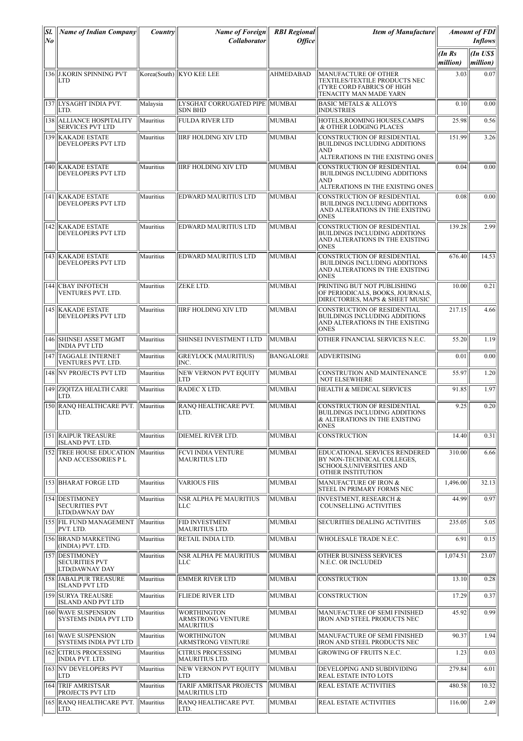| Sl. No | Name of Indian Company | Country | Name of Foreign Collaborator | RBI Regional Office | Item of Manufacture | Amount of FDI Inflows | |
|---|---|---|---|---|---|---|---|
| | | | | | | (In Rs million) | (In US$ million) |
| 136 | J.KORIN SPINNING PVT LTD | Korea(South) | KYO KEE LEE | AHMEDABAD | MANUFACTURE OF OTHER TEXTILES/TEXTILE PRODUCTS NEC (TYRE CORD FABRICS OF HIGH TENACITY MAN MADE YARN | 3.03 | 0.07 |
| 137 | LYSAGHT INDIA PVT. LTD. | Malaysia | LYSGHAT CORRUGATED PIPE SDN BHD | MUMBAI | BASIC METALS & ALLOYS INDUSTRIES | 0.10 | 0.00 |
| 138 | ALLIANCE HOSPITALITY SERVICES PVT LTD | Mauritius | FULDA RIVER LTD | MUMBAI | HOTELS,ROOMING HOUSES,CAMPS & OTHER LODGING PLACES | 25.98 | 0.56 |
| 139 | KAKADE ESTATE DEVELOPERS PVT LTD | Mauritius | IIRF HOLDING XIV LTD | MUMBAI | CONSTRUCTION OF RESIDENTIAL BUILDINGS INCLUDING ADDITIONS AND ALTERATIONS IN THE EXISTING ONES | 151.99 | 3.26 |
| 140 | KAKADE ESTATE DEVELOPERS PVT LTD | Mauritius | IIRF HOLDING XIV LTD | MUMBAI | CONSTRUCTION OF RESIDENTIAL BUILDINGS INCLUDING ADDITIONS AND ALTERATIONS IN THE EXISTING ONES | 0.04 | 0.00 |
| 141 | KAKADE ESTATE DEVELOPERS PVT LTD | Mauritius | EDWARD MAURITIUS LTD | MUMBAI | CONSTRUCTION OF RESIDENTIAL BUILDINGS INCLUDING ADDITIONS AND ALTERATIONS IN THE EXISTING ONES | 0.08 | 0.00 |
| 142 | KAKADE ESTATE DEVELOPERS PVT LTD | Mauritius | EDWARD MAURITIUS LTD | MUMBAI | CONSTRUCTION OF RESIDENTIAL BUILDINGS INCLUDING ADDITIONS AND ALTERATIONS IN THE EXISTING ONES | 139.28 | 2.99 |
| 143 | KAKADE ESTATE DEVELOPERS PVT LTD | Mauritius | EDWARD MAURITIUS LTD | MUMBAI | CONSTRUCTION OF RESIDENTIAL BUILDINGS INCLUDING ADDITIONS AND ALTERATIONS IN THE EXISTING ONES | 676.40 | 14.53 |
| 144 | CBAY INFOTECH VENTURES PVT. LTD. | Mauritius | ZEKE LTD. | MUMBAI | PRINTING BUT NOT PUBLISHING OF PERIODICALS, BOOKS, JOURNALS, DIRECTORIES, MAPS & SHEET MUSIC | 10.00 | 0.21 |
| 145 | KAKADE ESTATE DEVELOPERS PVT LTD | Mauritius | IIRF HOLDING XIV LTD | MUMBAI | CONSTRUCTION OF RESIDENTIAL BUILDINGS INCLUDING ADDITIONS AND ALTERATIONS IN THE EXISTING ONES | 217.15 | 4.66 |
| 146 | SHINSEI ASSET MGMT INDIA PVT LTD | Mauritius | SHINSEI INVESTMENT I LTD | MUMBAI | OTHER FINANCIAL SERVICES N.E.C. | 55.20 | 1.19 |
| 147 | TAGGALE INTERNET VENTURES PVT. LTD. | Mauritius | GREYLOCK (MAURITIUS) INC. | BANGALORE | ADVERTISING | 0.01 | 0.00 |
| 148 | NV PROJECTS PVT LTD | Mauritius | NEW VERNON PVT EQUITY LTD | MUMBAI | CONSTRUTION AND MAINTENANCE NOT ELSEWHERE | 55.97 | 1.20 |
| 149 | ZIQITZA HEALTH CARE LTD. | Mauritius | RADEC X LTD. | MUMBAI | HEALTH & MEDICAL SERVICES | 91.85 | 1.97 |
| 150 | RANQ HEALTHCARE PVT. LTD. | Mauritius | RANQ HEALTHCARE PVT. LTD. | MUMBAI | CONSTRUCTION OF RESIDENTIAL BUILDINGS INCLUDING ADDITIONS & ALTERATIONS IN THE EXISTING ONES | 9.25 | 0.20 |
| 151 | RAIPUR TREASURE ISLAND PVT. LTD. | Mauritius | DIEMEL RIVER LTD. | MUMBAI | CONSTRUCTION | 14.40 | 0.31 |
| 152 | TREE HOUSE EDUCATION AND ACCESSORIES P L | Mauritius | FCVI INDIA VENTURE MAURITIUS LTD | MUMBAI | EDUCATIONAL SERVICES RENDERED BY NON-TECHNICAL COLLEGES, SCHOOLS,UNIVERSITIES AND OTHER INSTITUTION | 310.00 | 6.66 |
| 153 | BHARAT FORGE LTD | Mauritius | VARIOUS FIIS | MUMBAI | MANUFACTURE OF IRON & STEEL IN PRIMARY FORMS NEC | 1,496.00 | 32.13 |
| 154 | DESTIMONEY SECURITIES PVT LTD(DAWNAY DAY | Mauritius | NSR ALPHA PE MAURITIUS LLC | MUMBAI | INVESTMENT, RESEARCH & COUNSELLING ACTIVITIES | 44.99 | 0.97 |
| 155 | FIL FUND MANAGEMENT PVT. LTD. | Mauritius | FID INVESTMENT MAURITIUS LTD. | MUMBAI | SECURITIES DEALING ACTIVITIES | 235.05 | 5.05 |
| 156 | BRAND MARKETING (INDIA) PVT. LTD. | Mauritius | RETAIL INDIA LTD. | MUMBAI | WHOLESALE TRADE N.E.C. | 6.91 | 0.15 |
| 157 | DESTIMONEY SECURITIES PVT LTD(DAWNAY DAY | Mauritius | NSR ALPHA PE MAURITIUS LLC | MUMBAI | OTHER BUSINESS SERVICES N.E.C. OR INCLUDED | 1,074.51 | 23.07 |
| 158 | JABALPUR TREASURE ISLAND PVT LTD | Mauritius | EMMER RIVER LTD | MUMBAI | CONSTRUCTION | 13.10 | 0.28 |
| 159 | SURYA TREAUSRE ISLAND AND PVT LTD | Mauritius | FLIEDE RIVER LTD | MUMBAI | CONSTRUCTION | 17.29 | 0.37 |
| 160 | WAVE SUSPENSION SYSTEMS INDIA PVT LTD | Mauritius | WORTHINGTON ARMSTRONG VENTURE MAURITIUS | MUMBAI | MANUFACTURE OF SEMI FINISHED IRON AND STEEL PRODUCTS NEC | 45.92 | 0.99 |
| 161 | WAVE SUSPENSION SYSTEMS INDIA PVT LTD | Mauritius | WORTHINGTON ARMSTRONG VENTURE | MUMBAI | MANUFACTURE OF SEMI FINISHED IRON AND STEEL PRODUCTS NEC | 90.37 | 1.94 |
| 162 | CITRUS PROCESSING INDIA PVT. LTD. | Mauritius | CITRUS PROCESSING MAURITIUS LTD. | MUMBAI | GROWING OF FRUITS N.E.C. | 1.23 | 0.03 |
| 163 | NV DEVELOPERS PVT LTD | Mauritius | NEW VERNON PVT EQUITY LTD | MUMBAI | DEVELOPING AND SUBDIVIDING REAL ESTATE INTO LOTS | 279.84 | 6.01 |
| 164 | TRIF AMRISTSAR PROJECTS PVT LTD | Mauritius | TARIF AMRITSAR PROJECTS MAURITIUS LTD | MUMBAI | REAL ESTATE ACTIVITIES | 480.58 | 10.32 |
| 165 | RANQ HEALTHCARE PVT. LTD. | Mauritius | RANQ HEALTHCARE PVT. LTD. | MUMBAI | REAL ESTATE ACTIVITIES | 116.00 | 2.49 |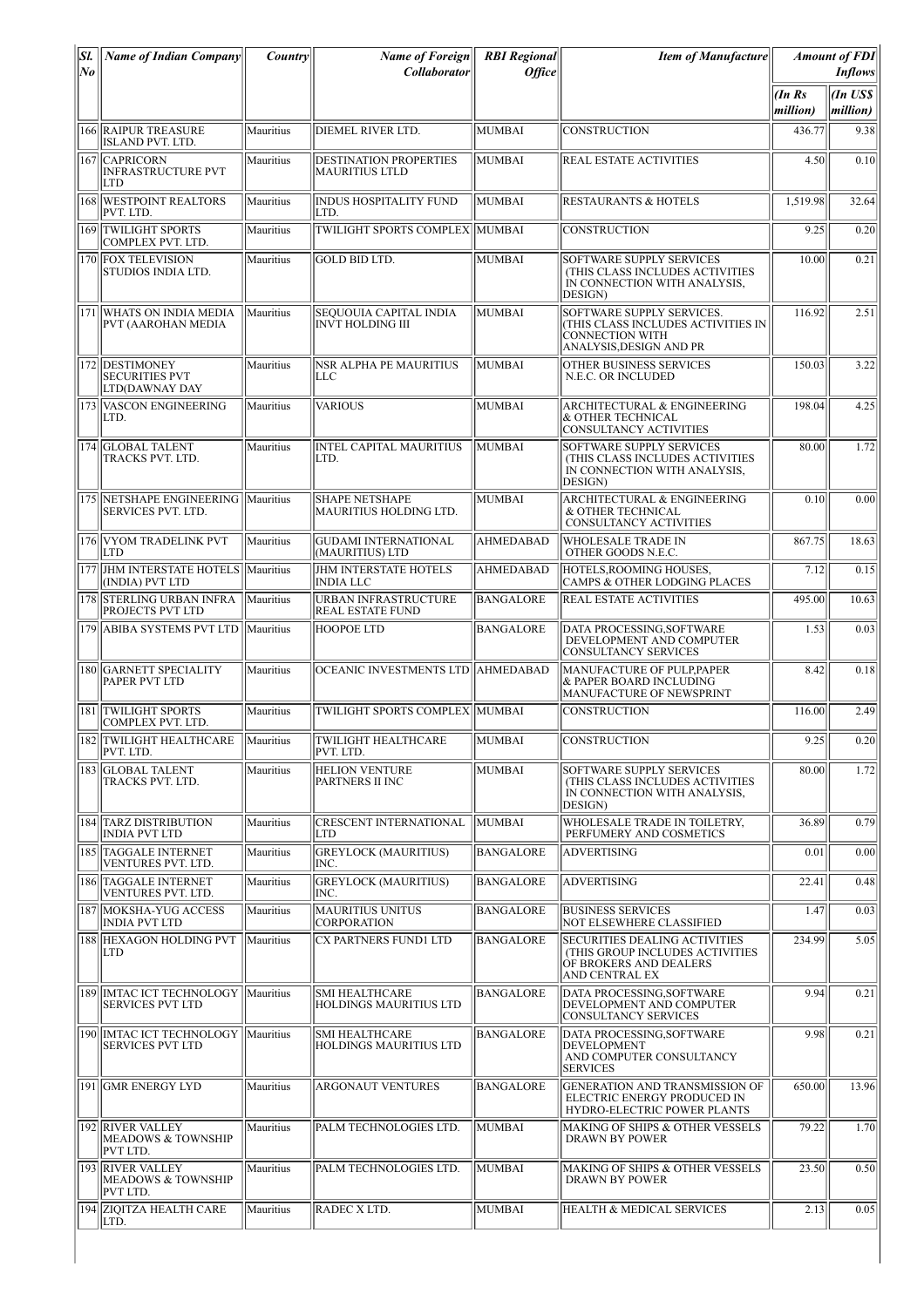| Sl. No | Name of Indian Company | Country | Name of Foreign Collaborator | RBI Regional Office | Item of Manufacture | Amount of FDI Inflows | |
|---|---|---|---|---|---|---|---|
| | | | | | | (In Rs million) | (In US$ million) |
| 166 | RAIPUR TREASURE ISLAND PVT. LTD. | Mauritius | DIEMEL RIVER LTD. | MUMBAI | CONSTRUCTION | 436.77 | 9.38 |
| 167 | CAPRICORN INFRASTRUCTURE PVT LTD | Mauritius | DESTINATION PROPERTIES MAURITIUS LTLD | MUMBAI | REAL ESTATE ACTIVITIES | 4.50 | 0.10 |
| 168 | WESTPOINT REALTORS PVT. LTD. | Mauritius | INDUS HOSPITALITY FUND LTD. | MUMBAI | RESTAURANTS & HOTELS | 1,519.98 | 32.64 |
| 169 | TWILIGHT SPORTS COMPLEX PVT. LTD. | Mauritius | TWILIGHT SPORTS COMPLEX | MUMBAI | CONSTRUCTION | 9.25 | 0.20 |
| 170 | FOX TELEVISION STUDIOS INDIA LTD. | Mauritius | GOLD BID LTD. | MUMBAI | SOFTWARE SUPPLY SERVICES (THIS CLASS INCLUDES ACTIVITIES IN CONNECTION WITH ANALYSIS, DESIGN) | 10.00 | 0.21 |
| 171 | WHATS ON INDIA MEDIA PVT (AAROHAN MEDIA | Mauritius | SEQUOUIA CAPITAL INDIA INVT HOLDING III | MUMBAI | SOFTWARE SUPPLY SERVICES. (THIS CLASS INCLUDES ACTIVITIES IN CONNECTION WITH ANALYSIS,DESIGN AND PR | 116.92 | 2.51 |
| 172 | DESTIMONEY SECURITIES PVT LTD(DAWNAY DAY | Mauritius | NSR ALPHA PE MAURITIUS LLC | MUMBAI | OTHER BUSINESS SERVICES N.E.C. OR INCLUDED | 150.03 | 3.22 |
| 173 | VASCON ENGINEERING LTD. | Mauritius | VARIOUS | MUMBAI | ARCHITECTURAL & ENGINEERING & OTHER TECHNICAL CONSULTANCY ACTIVITIES | 198.04 | 4.25 |
| 174 | GLOBAL TALENT TRACKS PVT. LTD. | Mauritius | INTEL CAPITAL MAURITIUS LTD. | MUMBAI | SOFTWARE SUPPLY SERVICES (THIS CLASS INCLUDES ACTIVITIES IN CONNECTION WITH ANALYSIS, DESIGN) | 80.00 | 1.72 |
| 175 | NETSHAPE ENGINEERING SERVICES PVT. LTD. | Mauritius | SHAPE NETSHAPE MAURITIUS HOLDING LTD. | MUMBAI | ARCHITECTURAL & ENGINEERING & OTHER TECHNICAL CONSULTANCY ACTIVITIES | 0.10 | 0.00 |
| 176 | VYOM TRADELINK PVT LTD | Mauritius | GUDAMI INTERNATIONAL (MAURITIUS) LTD | AHMEDABAD | WHOLESALE TRADE IN OTHER GOODS N.E.C. | 867.75 | 18.63 |
| 177 | JHM INTERSTATE HOTELS (INDIA) PVT LTD | Mauritius | JHM INTERSTATE HOTELS INDIA LLC | AHMEDABAD | HOTELS,ROOMING HOUSES, CAMPS & OTHER LODGING PLACES | 7.12 | 0.15 |
| 178 | STERLING URBAN INFRA PROJECTS PVT LTD | Mauritius | URBAN INFRASTRUCTURE REAL ESTATE FUND | BANGALORE | REAL ESTATE ACTIVITIES | 495.00 | 10.63 |
| 179 | ABIBA SYSTEMS PVT LTD | Mauritius | HOOPOE LTD | BANGALORE | DATA PROCESSING,SOFTWARE DEVELOPMENT AND COMPUTER CONSULTANCY SERVICES | 1.53 | 0.03 |
| 180 | GARNETT SPECIALITY PAPER PVT LTD | Mauritius | OCEANIC INVESTMENTS LTD | AHMEDABAD | MANUFACTURE OF PULP,PAPER & PAPER BOARD INCLUDING MANUFACTURE OF NEWSPRINT | 8.42 | 0.18 |
| 181 | TWILIGHT SPORTS COMPLEX PVT. LTD. | Mauritius | TWILIGHT SPORTS COMPLEX | MUMBAI | CONSTRUCTION | 116.00 | 2.49 |
| 182 | TWILIGHT HEALTHCARE PVT. LTD. | Mauritius | TWILIGHT HEALTHCARE PVT. LTD. | MUMBAI | CONSTRUCTION | 9.25 | 0.20 |
| 183 | GLOBAL TALENT TRACKS PVT. LTD. | Mauritius | HELION VENTURE PARTNERS II INC | MUMBAI | SOFTWARE SUPPLY SERVICES (THIS CLASS INCLUDES ACTIVITIES IN CONNECTION WITH ANALYSIS, DESIGN) | 80.00 | 1.72 |
| 184 | TARZ DISTRIBUTION INDIA PVT LTD | Mauritius | CRESCENT INTERNATIONAL LTD | MUMBAI | WHOLESALE TRADE IN TOILETRY, PERFUMERY AND COSMETICS | 36.89 | 0.79 |
| 185 | TAGGALE INTERNET VENTURES PVT. LTD. | Mauritius | GREYLOCK (MAURITIUS) INC. | BANGALORE | ADVERTISING | 0.01 | 0.00 |
| 186 | TAGGALE INTERNET VENTURES PVT. LTD. | Mauritius | GREYLOCK (MAURITIUS) INC. | BANGALORE | ADVERTISING | 22.41 | 0.48 |
| 187 | MOKSHA-YUG ACCESS INDIA PVT LTD | Mauritius | MAURITIUS UNITUS CORPORATION | BANGALORE | BUSINESS SERVICES NOT ELSEWHERE CLASSIFIED | 1.47 | 0.03 |
| 188 | HEXAGON HOLDING PVT LTD | Mauritius | CX PARTNERS FUND1 LTD | BANGALORE | SECURITIES DEALING ACTIVITIES (THIS GROUP INCLUDES ACTIVITIES OF BROKERS AND DEALERS AND CENTRAL EX | 234.99 | 5.05 |
| 189 | IMTAC ICT TECHNOLOGY SERVICES PVT LTD | Mauritius | SMI HEALTHCARE HOLDINGS MAURITIUS LTD | BANGALORE | DATA PROCESSING,SOFTWARE DEVELOPMENT AND COMPUTER CONSULTANCY SERVICES | 9.94 | 0.21 |
| 190 | IMTAC ICT TECHNOLOGY SERVICES PVT LTD | Mauritius | SMI HEALTHCARE HOLDINGS MAURITIUS LTD | BANGALORE | DATA PROCESSING,SOFTWARE DEVELOPMENT AND COMPUTER CONSULTANCY SERVICES | 9.98 | 0.21 |
| 191 | GMR ENERGY LYD | Mauritius | ARGONAUT VENTURES | BANGALORE | GENERATION AND TRANSMISSION OF ELECTRIC ENERGY PRODUCED IN HYDRO-ELECTRIC POWER PLANTS | 650.00 | 13.96 |
| 192 | RIVER VALLEY MEADOWS & TOWNSHIP PVT LTD. | Mauritius | PALM TECHNOLOGIES LTD. | MUMBAI | MAKING OF SHIPS & OTHER VESSELS DRAWN BY POWER | 79.22 | 1.70 |
| 193 | RIVER VALLEY MEADOWS & TOWNSHIP PVT LTD. | Mauritius | PALM TECHNOLOGIES LTD. | MUMBAI | MAKING OF SHIPS & OTHER VESSELS DRAWN BY POWER | 23.50 | 0.50 |
| 194 | ZIQITZA HEALTH CARE LTD. | Mauritius | RADEC X LTD. | MUMBAI | HEALTH & MEDICAL SERVICES | 2.13 | 0.05 |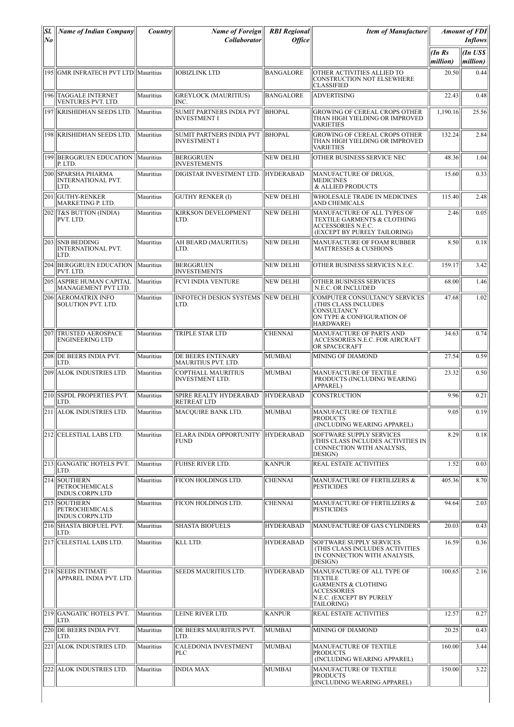| Sl. No | Name of Indian Company | Country | Name of Foreign Collaborator | RBI Regional Office | Item of Manufacture | Amount of FDI Inflows | |
|---|---|---|---|---|---|---|---|
| | | | | | | (In Rs million) | (In US$ million) |
| 195 | GMR INFRATECH PVT LTD | Mauritius | IOBIZLINK LTD | BANGALORE | OTHER ACTIVITIES ALLIED TO CONSTRUCTION NOT ELSEWHERE CLASSIFIED | 20.50 | 0.44 |
| 196 | TAGGALE INTERNET VENTURES PVT. LTD. | Mauritius | GREYLOCK (MAURITIUS) INC. | BANGALORE | ADVERTISING | 22.43 | 0.48 |
| 197 | KRISHIDHAN SEEDS LTD. | Mauritius | SUMIT PARTNERS INDIA PVT INVESTMENT I | BHOPAL | GROWING OF CEREAL CROPS OTHER THAN HIGH YIELDING OR IMPROVED VARIETIES | 1,190.16 | 25.56 |
| 198 | KRISHIDHAN SEEDS LTD. | Mauritius | SUMIT PARTNERS INDIA PVT INVESTMENT I | BHOPAL | GROWING OF CEREAL CROPS OTHER THAN HIGH YIELDING OR IMPROVED VARIETIES | 132.24 | 2.84 |
| 199 | BERGGRUEN EDUCATION P. LTD. | Mauritius | BERGGRUEN INVESTEMENTS | NEW DELHI | OTHER BUSINESS SERVICE NEC | 48.36 | 1.04 |
| 200 | SPARSHA PHARMA INTERNATIONAL PVT. LTD. | Mauritius | DIGISTAR INVESTMENT LTD. | HYDERABAD | MANUFACTURE OF DRUGS, MEDICINES & ALLIED PRODUCTS | 15.60 | 0.33 |
| 201 | GUTHY-RENKER MARKETING P. LTD. | Mauritius | GUTHY RENKER (I) | NEW DELHI | WHOLESALE TRADE IN MEDICINES AND CHEMICALS | 115.40 | 2.48 |
| 202 | T&S BUTTON (INDIA) PVT. LTD. | Mauritius | KIRKSON DEVELOPMENT LTD. | NEW DELHI | MANUFACTURE OF ALL TYPES OF TEXTILE GARMENTS & CLOTHING ACCESSORIES N.E.C. (EXCEPT BY PURELY TAILORING) | 2.46 | 0.05 |
| 203 | SNB BEDDING INTERNATIONAL PVT. LTD. | Mauritius | AH BEARD (MAURITIUS) LTD. | NEW DELHI | MANUFACTURE OF FOAM RUBBER MATTRESSES & CUSHIONS | 8.50 | 0.18 |
| 204 | BERGGRUEN EDUCATION PVT. LTD. | Mauritius | BERGGRUEN INVESTEMENTS | NEW DELHI | OTHER BUSINESS SERVICES N.E.C. | 159.17 | 3.42 |
| 205 | ASPIRE HUMAN CAPITAL MANAGEMENT PVT LTD. | Mauritius | FCVI INDIA VENTURE | NEW DELHI | OTHER BUSINESS SERVICES N.E.C. OR INCLUDED | 68.00 | 1.46 |
| 206 | AEROMATRIX INFO SOLUTION PVT. LTD. | Mauritius | INFOTECH DESIGN SYSTEMS LTD. | NEW DELHI | COMPUTER CONSULTANCY SERVICES (THIS CLASS INCLUDES CONSULTANCY ON TYPE & CONFIGURATION OF HARDWARE) | 47.68 | 1.02 |
| 207 | TRUSTED AEROSPACE ENGINEERING LTD | Mauritius | TRIPLE STAR LTD | CHENNAI | MANUFACTURE OF PARTS AND ACCESSORIES N.E.C. FOR AIRCRAFT OR SPACECRAFT | 34.63 | 0.74 |
| 208 | DE BEERS INDIA PVT. LTD. | Mauritius | DE BEERS ENTENARY MAURITIUS PVT. LTD. | MUMBAI | MINING OF DIAMOND | 27.54 | 0.59 |
| 209 | ALOK INDUSTRIES LTD. | Mauritius | COPTHALL MAURITIUS INVESTMENT LTD. | MUMBAI | MANUFACTURE OF TEXTILE PRODUCTS (INCLUDING WEARING APPAREL) | 23.32 | 0.50 |
| 210 | SSPDL PROPERTIES PVT. LTD. | Mauritius | SPIRE REALTY HYDERABAD RETREAT LTD | HYDERABAD | CONSTRUCTION | 9.96 | 0.21 |
| 211 | ALOK INDUSTRIES LTD. | Mauritius | MACQUIRE BANK LTD. | MUMBAI | MANUFACTURE OF TEXTILE PRODUCTS (INCLUDING WEARING APPAREL) | 9.05 | 0.19 |
| 212 | CELESTIAL LABS LTD. | Mauritius | ELARA INDIA OPPORTUNITY FUND | HYDERABAD | SOFTWARE SUPPLY SERVICES (THIS CLASS INCLUDES ACTIVITIES IN CONNECTION WITH ANALYSIS, DESIGN) | 8.29 | 0.18 |
| 213 | GANGATIC HOTELS PVT. LTD. | Mauritius | FUHSE RIVER LTD. | KANPUR | REAL ESTATE ACTIVITIES | 1.52 | 0.03 |
| 214 | SOUTHERN PETROCHEMICALS INDUS.CORPN.LTD | Mauritius | FICON HOLDINGS LTD. | CHENNAI | MANUFACTURE OF FERTILIZERS & PESTICIDES | 405.36 | 8.70 |
| 215 | SOUTHERN PETROCHEMICALS INDUS.CORPN.LTD | Mauritius | FICON HOLDINGS LTD. | CHENNAI | MANUFACTURE OF FERTILIZERS & PESTICIDES | 94.64 | 2.03 |
| 216 | SHASTA BIOFUEL PVT. LTD. | Mauritius | SHASTA BIOFUELS | HYDERABAD | MANUFACTURE OF GAS CYLINDERS | 20.03 | 0.43 |
| 217 | CELESTIAL LABS LTD. | Mauritius | KLL LTD. | HYDERABAD | SOFTWARE SUPPLY SERVICES (THIS CLASS INCLUDES ACTIVITIES IN CONNECTION WITH ANALYSIS, DESIGN) | 16.59 | 0.36 |
| 218 | SEEDS INTIMATE APPAREL INDIA PVT. LTD. | Mauritius | SEEDS MAURITIUS LTD. | HYDERABAD | MANUFACTURE OF ALL TYPE OF TEXTILE GARMENTS & CLOTHING ACCESSORIES N.E.C. (EXCEPT BY PURELY TAILORING) | 100.65 | 2.16 |
| 219 | GANGATIC HOTELS PVT. LTD. | Mauritius | LEINE RIVER LTD. | KANPUR | REAL ESTATE ACTIVITIES | 12.57 | 0.27 |
| 220 | DE BEERS INDIA PVT. LTD. | Mauritius | DE BEERS MAURITIUS PVT. LTD. | MUMBAI | MINING OF DIAMOND | 20.25 | 0.43 |
| 221 | ALOK INDUSTRIES LTD. | Mauritius | CALEDONIA INVESTMENT PLC | MUMBAI | MANUFACTURE OF TEXTILE PRODUCTS (INCLUDING WEARING APPAREL) | 160.00 | 3.44 |
| 222 | ALOK INDUSTRIES LTD. | Mauritius | INDIA MAX | MUMBAI | MANUFACTURE OF TEXTILE PRODUCTS (INCLUDING WEARING APPAREL) | 150.00 | 3.22 |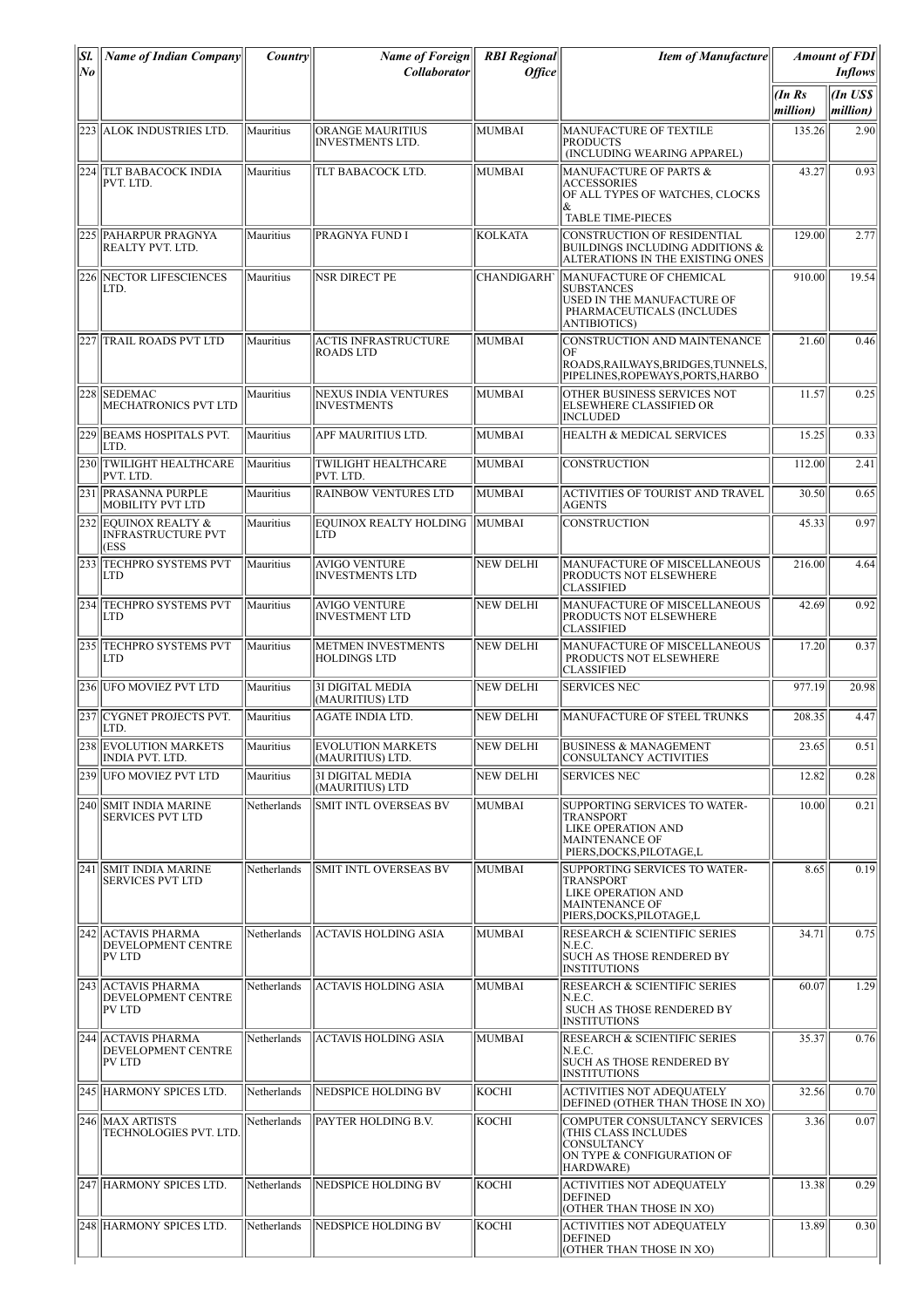| Sl. No | Name of Indian Company | Country | Name of Foreign Collaborator | RBI Regional Office | Item of Manufacture | Amount of FDI Inflows | |
|---|---|---|---|---|---|---|---|
| | | | | | | (In Rs million) | (In US$ million) |
| 223 | ALOK INDUSTRIES LTD. | Mauritius | ORANGE MAURITIUS INVESTMENTS LTD. | MUMBAI | MANUFACTURE OF TEXTILE PRODUCTS (INCLUDING WEARING APPAREL) | 135.26 | 2.90 |
| 224 | TLT BABACOCK INDIA PVT. LTD. | Mauritius | TLT BABACOCK LTD. | MUMBAI | MANUFACTURE OF PARTS & ACCESSORIES OF ALL TYPES OF WATCHES, CLOCKS & TABLE TIME-PIECES | 43.27 | 0.93 |
| 225 | PAHARPUR PRAGNYA REALTY PVT. LTD. | Mauritius | PRAGNYA FUND I | KOLKATA | CONSTRUCTION OF RESIDENTIAL BUILDINGS INCLUDING ADDITIONS & ALTERATIONS IN THE EXISTING ONES | 129.00 | 2.77 |
| 226 | NECTOR LIFESCIENCES LTD. | Mauritius | NSR DIRECT PE | CHANDIGARH` | MANUFACTURE OF CHEMICAL SUBSTANCES USED IN THE MANUFACTURE OF PHARMACEUTICALS (INCLUDES ANTIBIOTICS) | 910.00 | 19.54 |
| 227 | TRAIL ROADS PVT LTD | Mauritius | ACTIS INFRASTRUCTURE ROADS LTD | MUMBAI | CONSTRUCTION AND MAINTENANCE OF ROADS,RAILWAYS,BRIDGES,TUNNELS,PIPELINES,ROPEWAYS,PORTS,HARBO | 21.60 | 0.46 |
| 228 | SEDEMAC MECHATRONICS PVT LTD | Mauritius | NEXUS INDIA VENTURES INVESTMENTS | MUMBAI | OTHER BUSINESS SERVICES NOT ELSEWHERE CLASSIFIED OR INCLUDED | 11.57 | 0.25 |
| 229 | BEAMS HOSPITALS PVT. LTD. | Mauritius | APF MAURITIUS LTD. | MUMBAI | HEALTH & MEDICAL SERVICES | 15.25 | 0.33 |
| 230 | TWILIGHT HEALTHCARE PVT. LTD. | Mauritius | TWILIGHT HEALTHCARE PVT. LTD. | MUMBAI | CONSTRUCTION | 112.00 | 2.41 |
| 231 | PRASANNA PURPLE MOBILITY PVT LTD | Mauritius | RAINBOW VENTURES LTD | MUMBAI | ACTIVITIES OF TOURIST AND TRAVEL AGENTS | 30.50 | 0.65 |
| 232 | EQUINOX REALTY & INFRASTRUCTURE PVT (ESS | Mauritius | EQUINOX REALTY HOLDING LTD | MUMBAI | CONSTRUCTION | 45.33 | 0.97 |
| 233 | TECHPRO SYSTEMS PVT LTD | Mauritius | AVIGO VENTURE INVESTMENTS LTD | NEW DELHI | MANUFACTURE OF MISCELLANEOUS PRODUCTS NOT ELSEWHERE CLASSIFIED | 216.00 | 4.64 |
| 234 | TECHPRO SYSTEMS PVT LTD | Mauritius | AVIGO VENTURE INVESTMENT LTD | NEW DELHI | MANUFACTURE OF MISCELLANEOUS PRODUCTS NOT ELSEWHERE CLASSIFIED | 42.69 | 0.92 |
| 235 | TECHPRO SYSTEMS PVT LTD | Mauritius | METMEN INVESTMENTS HOLDINGS LTD | NEW DELHI | MANUFACTURE OF MISCELLANEOUS PRODUCTS NOT ELSEWHERE CLASSIFIED | 17.20 | 0.37 |
| 236 | UFO MOVIEZ PVT LTD | Mauritius | 3I DIGITAL MEDIA (MAURITIUS) LTD | NEW DELHI | SERVICES NEC | 977.19 | 20.98 |
| 237 | CYGNET PROJECTS PVT. LTD. | Mauritius | AGATE INDIA LTD. | NEW DELHI | MANUFACTURE OF STEEL TRUNKS | 208.35 | 4.47 |
| 238 | EVOLUTION MARKETS INDIA PVT. LTD. | Mauritius | EVOLUTION MARKETS (MAURITIUS) LTD. | NEW DELHI | BUSINESS & MANAGEMENT CONSULTANCY ACTIVITIES | 23.65 | 0.51 |
| 239 | UFO MOVIEZ PVT LTD | Mauritius | 3I DIGITAL MEDIA (MAURITIUS) LTD | NEW DELHI | SERVICES NEC | 12.82 | 0.28 |
| 240 | SMIT INDIA MARINE SERVICES PVT LTD | Netherlands | SMIT INTL OVERSEAS BV | MUMBAI | SUPPORTING SERVICES TO WATER-TRANSPORT LIKE OPERATION AND MAINTENANCE OF PIERS,DOCKS,PILOTAGE,L | 10.00 | 0.21 |
| 241 | SMIT INDIA MARINE SERVICES PVT LTD | Netherlands | SMIT INTL OVERSEAS BV | MUMBAI | SUPPORTING SERVICES TO WATER-TRANSPORT LIKE OPERATION AND MAINTENANCE OF PIERS,DOCKS,PILOTAGE,L | 8.65 | 0.19 |
| 242 | ACTAVIS PHARMA DEVELOPMENT CENTRE PV LTD | Netherlands | ACTAVIS HOLDING ASIA | MUMBAI | RESEARCH & SCIENTIFIC SERIES N.E.C. SUCH AS THOSE RENDERED BY INSTITUTIONS | 34.71 | 0.75 |
| 243 | ACTAVIS PHARMA DEVELOPMENT CENTRE PV LTD | Netherlands | ACTAVIS HOLDING ASIA | MUMBAI | RESEARCH & SCIENTIFIC SERIES N.E.C. SUCH AS THOSE RENDERED BY INSTITUTIONS | 60.07 | 1.29 |
| 244 | ACTAVIS PHARMA DEVELOPMENT CENTRE PV LTD | Netherlands | ACTAVIS HOLDING ASIA | MUMBAI | RESEARCH & SCIENTIFIC SERIES N.E.C. SUCH AS THOSE RENDERED BY INSTITUTIONS | 35.37 | 0.76 |
| 245 | HARMONY SPICES LTD. | Netherlands | NEDSPICE HOLDING BV | KOCHI | ACTIVITIES NOT ADEQUATELY DEFINED (OTHER THAN THOSE IN XO) | 32.56 | 0.70 |
| 246 | MAX ARTISTS TECHNOLOGIES PVT. LTD. | Netherlands | PAYTER HOLDING B.V. | KOCHI | COMPUTER CONSULTANCY SERVICES (THIS CLASS INCLUDES CONSULTANCY ON TYPE & CONFIGURATION OF HARDWARE) | 3.36 | 0.07 |
| 247 | HARMONY SPICES LTD. | Netherlands | NEDSPICE HOLDING BV | KOCHI | ACTIVITIES NOT ADEQUATELY DEFINED (OTHER THAN THOSE IN XO) | 13.38 | 0.29 |
| 248 | HARMONY SPICES LTD. | Netherlands | NEDSPICE HOLDING BV | KOCHI | ACTIVITIES NOT ADEQUATELY DEFINED (OTHER THAN THOSE IN XO) | 13.89 | 0.30 |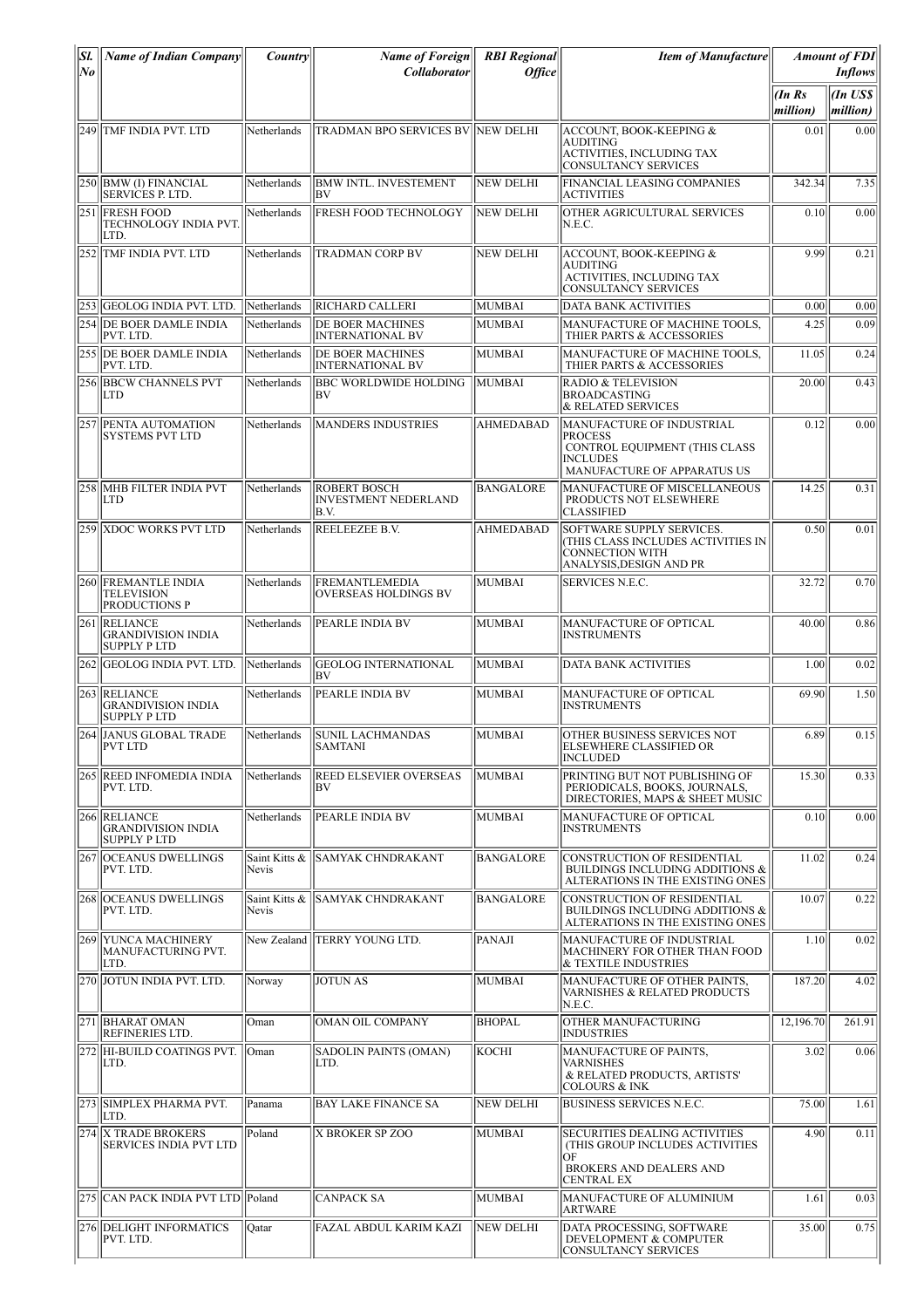| Sl. No | Name of Indian Company | Country | Name of Foreign Collaborator | RBI Regional Office | Item of Manufacture | Amount of FDI Inflows | |
|---|---|---|---|---|---|---|---|
| | | | | | | (In Rs million) | (In US$ million) |
| 249 | TMF INDIA PVT. LTD | Netherlands | TRADMAN BPO SERVICES BV | NEW DELHI | ACCOUNT, BOOK-KEEPING & AUDITING ACTIVITIES, INCLUDING TAX CONSULTANCY SERVICES | 0.01 | 0.00 |
| 250 | BMW (I) FINANCIAL SERVICES P. LTD. | Netherlands | BMW INTL. INVESTEMENT BV | NEW DELHI | FINANCIAL LEASING COMPANIES ACTIVITIES | 342.34 | 7.35 |
| 251 | FRESH FOOD TECHNOLOGY INDIA PVT. LTD. | Netherlands | FRESH FOOD TECHNOLOGY | NEW DELHI | OTHER AGRICULTURAL SERVICES N.E.C. | 0.10 | 0.00 |
| 252 | TMF INDIA PVT. LTD | Netherlands | TRADMAN CORP BV | NEW DELHI | ACCOUNT, BOOK-KEEPING & AUDITING ACTIVITIES, INCLUDING TAX CONSULTANCY SERVICES | 9.99 | 0.21 |
| 253 | GEOLOG INDIA PVT. LTD. | Netherlands | RICHARD CALLERI | MUMBAI | DATA BANK ACTIVITIES | 0.00 | 0.00 |
| 254 | DE BOER DAMLE INDIA PVT. LTD. | Netherlands | DE BOER MACHINES INTERNATIONAL BV | MUMBAI | MANUFACTURE OF MACHINE TOOLS, THIER PARTS & ACCESSORIES | 4.25 | 0.09 |
| 255 | DE BOER DAMLE INDIA PVT. LTD. | Netherlands | DE BOER MACHINES INTERNATIONAL BV | MUMBAI | MANUFACTURE OF MACHINE TOOLS, THIER PARTS & ACCESSORIES | 11.05 | 0.24 |
| 256 | BBCW CHANNELS PVT LTD | Netherlands | BBC WORLDWIDE HOLDING BV | MUMBAI | RADIO & TELEVISION BROADCASTING & RELATED SERVICES | 20.00 | 0.43 |
| 257 | PENTA AUTOMATION SYSTEMS PVT LTD | Netherlands | MANDERS INDUSTRIES | AHMEDABAD | MANUFACTURE OF INDUSTRIAL PROCESS CONTROL EQUIPMENT (THIS CLASS INCLUDES MANUFACTURE OF APPARATUS US | 0.12 | 0.00 |
| 258 | MHB FILTER INDIA PVT LTD | Netherlands | ROBERT BOSCH INVESTMENT NEDERLAND B.V. | BANGALORE | MANUFACTURE OF MISCELLANEOUS PRODUCTS NOT ELSEWHERE CLASSIFIED | 14.25 | 0.31 |
| 259 | XDOC WORKS PVT LTD | Netherlands | REELEEZEE B.V. | AHMEDABAD | SOFTWARE SUPPLY SERVICES. (THIS CLASS INCLUDES ACTIVITIES IN CONNECTION WITH ANALYSIS,DESIGN AND PR | 0.50 | 0.01 |
| 260 | FREMANTLE INDIA TELEVISION PRODUCTIONS P | Netherlands | FREMANTLEMEDIA OVERSEAS HOLDINGS BV | MUMBAI | SERVICES N.E.C. | 32.72 | 0.70 |
| 261 | RELIANCE GRANDIVISION INDIA SUPPLY P LTD | Netherlands | PEARLE INDIA BV | MUMBAI | MANUFACTURE OF OPTICAL INSTRUMENTS | 40.00 | 0.86 |
| 262 | GEOLOG INDIA PVT. LTD. | Netherlands | GEOLOG INTERNATIONAL BV | MUMBAI | DATA BANK ACTIVITIES | 1.00 | 0.02 |
| 263 | RELIANCE GRANDIVISION INDIA SUPPLY P LTD | Netherlands | PEARLE INDIA BV | MUMBAI | MANUFACTURE OF OPTICAL INSTRUMENTS | 69.90 | 1.50 |
| 264 | JANUS GLOBAL TRADE PVT LTD | Netherlands | SUNIL LACHMANDAS SAMTANI | MUMBAI | OTHER BUSINESS SERVICES NOT ELSEWHERE CLASSIFIED OR INCLUDED | 6.89 | 0.15 |
| 265 | REED INFOMEDIA INDIA PVT. LTD. | Netherlands | REED ELSEVIER OVERSEAS BV | MUMBAI | PRINTING BUT NOT PUBLISHING OF PERIODICALS, BOOKS, JOURNALS, DIRECTORIES, MAPS & SHEET MUSIC | 15.30 | 0.33 |
| 266 | RELIANCE GRANDIVISION INDIA SUPPLY P LTD | Netherlands | PEARLE INDIA BV | MUMBAI | MANUFACTURE OF OPTICAL INSTRUMENTS | 0.10 | 0.00 |
| 267 | OCEANUS DWELLINGS PVT. LTD. | Saint Kitts & Nevis | SAMYAK CHNDRAKANT | BANGALORE | CONSTRUCTION OF RESIDENTIAL BUILDINGS INCLUDING ADDITIONS & ALTERATIONS IN THE EXISTING ONES | 11.02 | 0.24 |
| 268 | OCEANUS DWELLINGS PVT. LTD. | Saint Kitts & Nevis | SAMYAK CHNDRAKANT | BANGALORE | CONSTRUCTION OF RESIDENTIAL BUILDINGS INCLUDING ADDITIONS & ALTERATIONS IN THE EXISTING ONES | 10.07 | 0.22 |
| 269 | YUNCA MACHINERY MANUFACTURING PVT. LTD. | New Zealand | TERRY YOUNG LTD. | PANAJI | MANUFACTURE OF INDUSTRIAL MACHINERY FOR OTHER THAN FOOD & TEXTILE INDUSTRIES | 1.10 | 0.02 |
| 270 | JOTUN INDIA PVT. LTD. | Norway | JOTUN AS | MUMBAI | MANUFACTURE OF OTHER PAINTS, VARNISHES & RELATED PRODUCTS N.E.C. | 187.20 | 4.02 |
| 271 | BHARAT OMAN REFINERIES LTD. | Oman | OMAN OIL COMPANY | BHOPAL | OTHER MANUFACTURING INDUSTRIES | 12,196.70 | 261.91 |
| 272 | HI-BUILD COATINGS PVT. LTD. | Oman | SADOLIN PAINTS (OMAN) LTD. | KOCHI | MANUFACTURE OF PAINTS, VARNISHES & RELATED PRODUCTS, ARTISTS' COLOURS & INK | 3.02 | 0.06 |
| 273 | SIMPLEX PHARMA PVT. LTD. | Panama | BAY LAKE FINANCE SA | NEW DELHI | BUSINESS SERVICES N.E.C. | 75.00 | 1.61 |
| 274 | X TRADE BROKERS SERVICES INDIA PVT LTD | Poland | X BROKER SP ZOO | MUMBAI | SECURITIES DEALING ACTIVITIES (THIS GROUP INCLUDES ACTIVITIES OF BROKERS AND DEALERS AND CENTRAL EX | 4.90 | 0.11 |
| 275 | CAN PACK INDIA PVT LTD | Poland | CANPACK SA | MUMBAI | MANUFACTURE OF ALUMINIUM ARTWARE | 1.61 | 0.03 |
| 276 | DELIGHT INFORMATICS PVT. LTD. | Qatar | FAZAL ABDUL KARIM KAZI | NEW DELHI | DATA PROCESSING, SOFTWARE DEVELOPMENT & COMPUTER CONSULTANCY SERVICES | 35.00 | 0.75 |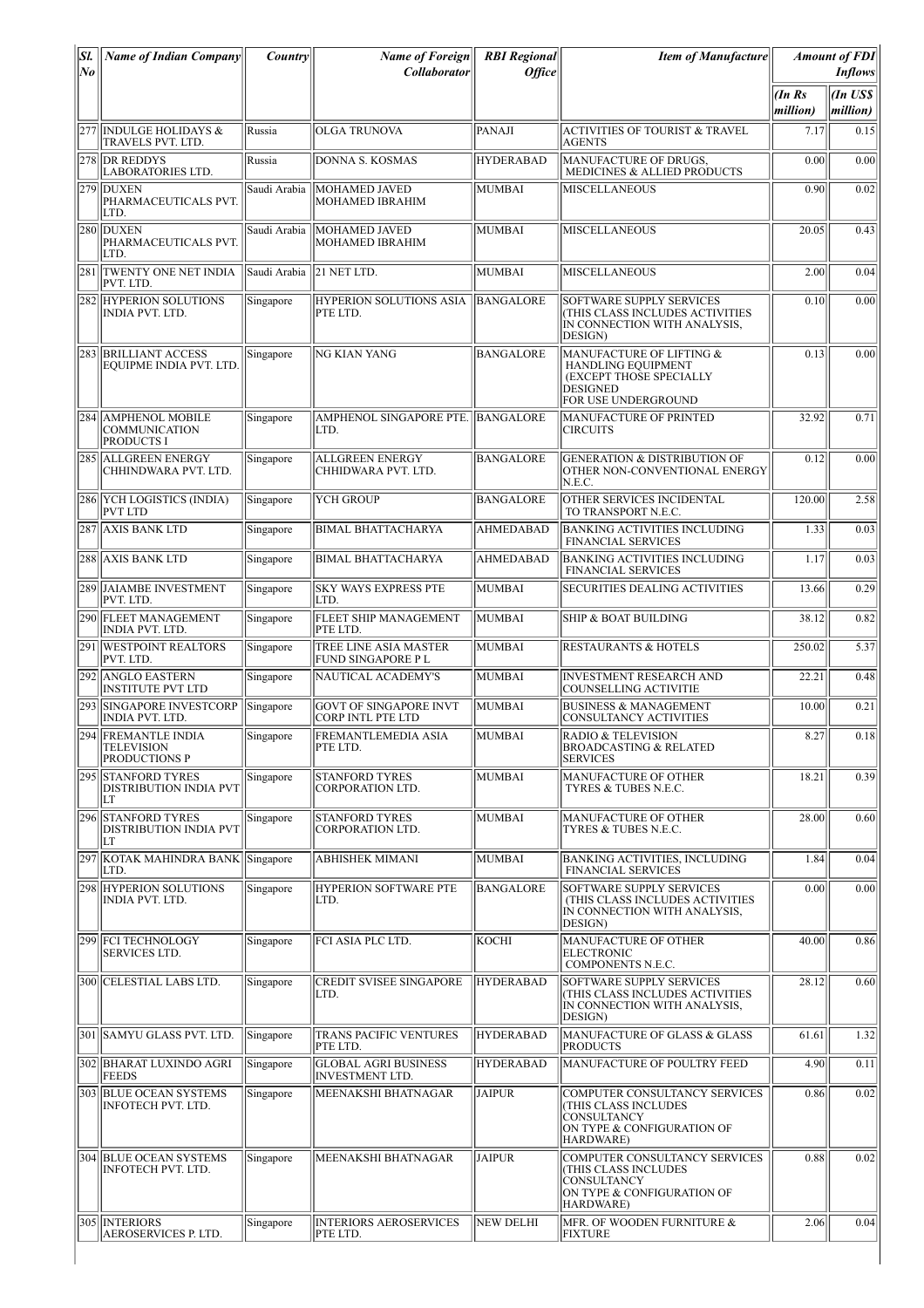| Sl. No | Name of Indian Company | Country | Name of Foreign Collaborator | RBI Regional Office | Item of Manufacture | Amount of FDI Inflows | |
|---|---|---|---|---|---|---|---|
| | | | | | | (In Rs million) | (In US$ million) |
| 277 | INDULGE HOLIDAYS & TRAVELS PVT. LTD. | Russia | OLGA TRUNOVA | PANAJI | ACTIVITIES OF TOURIST & TRAVEL AGENTS | 7.17 | 0.15 |
| 278 | DR REDDYS LABORATORIES LTD. | Russia | DONNA S. KOSMAS | HYDERABAD | MANUFACTURE OF DRUGS, MEDICINES & ALLIED PRODUCTS | 0.00 | 0.00 |
| 279 | DUXEN PHARMACEUTICALS PVT. LTD. | Saudi Arabia | MOHAMED JAVED MOHAMED IBRAHIM | MUMBAI | MISCELLANEOUS | 0.90 | 0.02 |
| 280 | DUXEN PHARMACEUTICALS PVT. LTD. | Saudi Arabia | MOHAMED JAVED MOHAMED IBRAHIM | MUMBAI | MISCELLANEOUS | 20.05 | 0.43 |
| 281 | TWENTY ONE NET INDIA PVT. LTD. | Saudi Arabia | 21 NET LTD. | MUMBAI | MISCELLANEOUS | 2.00 | 0.04 |
| 282 | HYPERION SOLUTIONS INDIA PVT. LTD. | Singapore | HYPERION SOLUTIONS ASIA PTE LTD. | BANGALORE | SOFTWARE SUPPLY SERVICES (THIS CLASS INCLUDES ACTIVITIES IN CONNECTION WITH ANALYSIS, DESIGN) | 0.10 | 0.00 |
| 283 | BRILLIANT ACCESS EQUIPME INDIA PVT. LTD. | Singapore | NG KIAN YANG | BANGALORE | MANUFACTURE OF LIFTING & HANDLING EQUIPMENT (EXCEPT THOSE SPECIALLY DESIGNED FOR USE UNDERGROUND | 0.13 | 0.00 |
| 284 | AMPHENOL MOBILE COMMUNICATION PRODUCTS I | Singapore | AMPHENOL SINGAPORE PTE. LTD. | BANGALORE | MANUFACTURE OF PRINTED CIRCUITS | 32.92 | 0.71 |
| 285 | ALLGREEN ENERGY CHHINDWARA PVT. LTD. | Singapore | ALLGREEN ENERGY CHHIDWARA PVT. LTD. | BANGALORE | GENERATION & DISTRIBUTION OF OTHER NON-CONVENTIONAL ENERGY N.E.C. | 0.12 | 0.00 |
| 286 | YCH LOGISTICS (INDIA) PVT LTD | Singapore | YCH GROUP | BANGALORE | OTHER SERVICES INCIDENTAL TO TRANSPORT N.E.C. | 120.00 | 2.58 |
| 287 | AXIS BANK LTD | Singapore | BIMAL BHATTACHARYA | AHMEDABAD | BANKING ACTIVITIES INCLUDING FINANCIAL SERVICES | 1.33 | 0.03 |
| 288 | AXIS BANK LTD | Singapore | BIMAL BHATTACHARYA | AHMEDABAD | BANKING ACTIVITIES INCLUDING FINANCIAL SERVICES | 1.17 | 0.03 |
| 289 | JAIAMBE INVESTMENT PVT. LTD. | Singapore | SKY WAYS EXPRESS PTE LTD. | MUMBAI | SECURITIES DEALING ACTIVITIES | 13.66 | 0.29 |
| 290 | FLEET MANAGEMENT INDIA PVT. LTD. | Singapore | FLEET SHIP MANAGEMENT PTE LTD. | MUMBAI | SHIP & BOAT BUILDING | 38.12 | 0.82 |
| 291 | WESTPOINT REALTORS PVT. LTD. | Singapore | TREE LINE ASIA MASTER FUND SINGAPORE P L | MUMBAI | RESTAURANTS & HOTELS | 250.02 | 5.37 |
| 292 | ANGLO EASTERN INSTITUTE PVT LTD | Singapore | NAUTICAL ACADEMY'S | MUMBAI | INVESTMENT RESEARCH AND COUNSELLING ACTIVITIE | 22.21 | 0.48 |
| 293 | SINGAPORE INVESTCORP INDIA PVT. LTD. | Singapore | GOVT OF SINGAPORE INVT CORP INTL PTE LTD | MUMBAI | BUSINESS & MANAGEMENT CONSULTANCY ACTIVITIES | 10.00 | 0.21 |
| 294 | FREMANTLE INDIA TELEVISION PRODUCTIONS P | Singapore | FREMANTLEMEDIA ASIA PTE LTD. | MUMBAI | RADIO & TELEVISION BROADCASTING & RELATED SERVICES | 8.27 | 0.18 |
| 295 | STANFORD TYRES DISTRIBUTION INDIA PVT LT | Singapore | STANFORD TYRES CORPORATION LTD. | MUMBAI | MANUFACTURE OF OTHER TYRES & TUBES N.E.C. | 18.21 | 0.39 |
| 296 | STANFORD TYRES DISTRIBUTION INDIA PVT LT | Singapore | STANFORD TYRES CORPORATION LTD. | MUMBAI | MANUFACTURE OF OTHER TYRES & TUBES N.E.C. | 28.00 | 0.60 |
| 297 | KOTAK MAHINDRA BANK LTD. | Singapore | ABHISHEK MIMANI | MUMBAI | BANKING ACTIVITIES, INCLUDING FINANCIAL SERVICES | 1.84 | 0.04 |
| 298 | HYPERION SOLUTIONS INDIA PVT. LTD. | Singapore | HYPERION SOFTWARE PTE LTD. | BANGALORE | SOFTWARE SUPPLY SERVICES (THIS CLASS INCLUDES ACTIVITIES IN CONNECTION WITH ANALYSIS, DESIGN) | 0.00 | 0.00 |
| 299 | FCI TECHNOLOGY SERVICES LTD. | Singapore | FCI ASIA PLC LTD. | KOCHI | MANUFACTURE OF OTHER ELECTRONIC COMPONENTS N.E.C. | 40.00 | 0.86 |
| 300 | CELESTIAL LABS LTD. | Singapore | CREDIT SVISEE SINGAPORE LTD. | HYDERABAD | SOFTWARE SUPPLY SERVICES (THIS CLASS INCLUDES ACTIVITIES IN CONNECTION WITH ANALYSIS, DESIGN) | 28.12 | 0.60 |
| 301 | SAMYU GLASS PVT. LTD. | Singapore | TRANS PACIFIC VENTURES PTE LTD. | HYDERABAD | MANUFACTURE OF GLASS & GLASS PRODUCTS | 61.61 | 1.32 |
| 302 | BHARAT LUXINDO AGRI FEEDS | Singapore | GLOBAL AGRI BUSINESS INVESTMENT LTD. | HYDERABAD | MANUFACTURE OF POULTRY FEED | 4.90 | 0.11 |
| 303 | BLUE OCEAN SYSTEMS INFOTECH PVT. LTD. | Singapore | MEENAKSHI BHATNAGAR | JAIPUR | COMPUTER CONSULTANCY SERVICES (THIS CLASS INCLUDES CONSULTANCY ON TYPE & CONFIGURATION OF HARDWARE) | 0.86 | 0.02 |
| 304 | BLUE OCEAN SYSTEMS INFOTECH PVT. LTD. | Singapore | MEENAKSHI BHATNAGAR | JAIPUR | COMPUTER CONSULTANCY SERVICES (THIS CLASS INCLUDES CONSULTANCY ON TYPE & CONFIGURATION OF HARDWARE) | 0.88 | 0.02 |
| 305 | INTERIORS AEROSERVICES P. LTD. | Singapore | INTERIORS AEROSERVICES PTE LTD. | NEW DELHI | MFR. OF WOODEN FURNITURE & FIXTURE | 2.06 | 0.04 |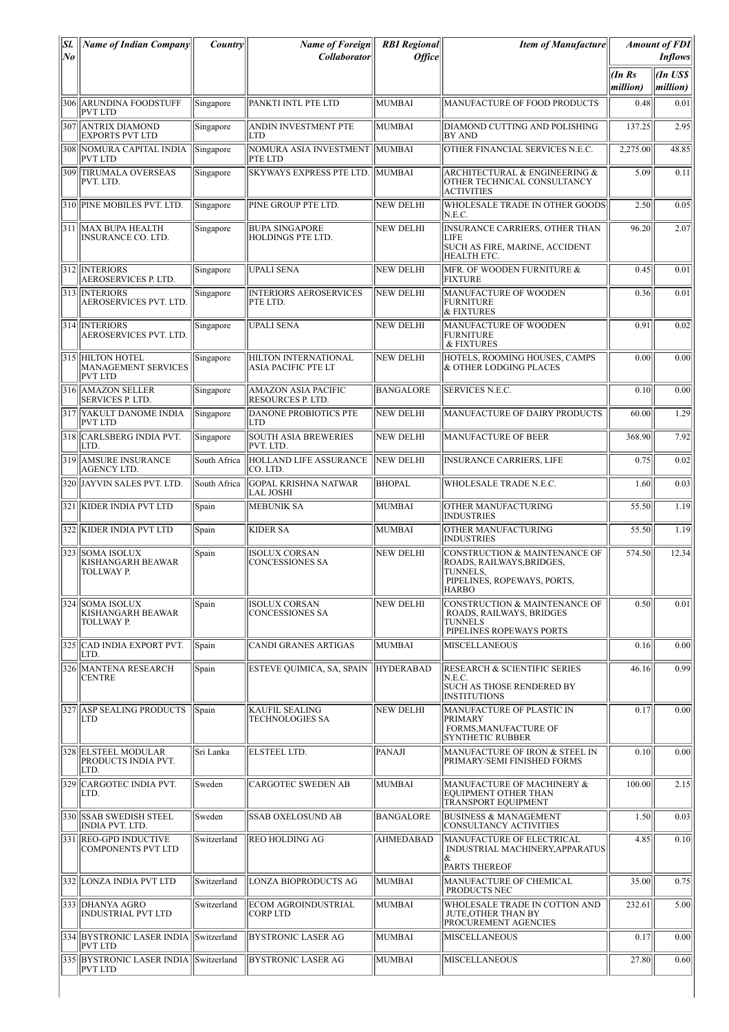| Sl. No | Name of Indian Company | Country | Name of Foreign Collaborator | RBI Regional Office | Item of Manufacture | Amount of FDI Inflows | |
|---|---|---|---|---|---|---|---|
| | | | | | | (In Rs million) | (In US$ million) |
| 306 | ARUNDINA FOODSTUFF PVT LTD | Singapore | PANKTI INTL PTE LTD | MUMBAI | MANUFACTURE OF FOOD PRODUCTS | 0.48 | 0.01 |
| 307 | ANTRIX DIAMOND EXPORTS PVT LTD | Singapore | ANDIN INVESTMENT PTE LTD | MUMBAI | DIAMOND CUTTING AND POLISHING BY AND | 137.25 | 2.95 |
| 308 | NOMURA CAPITAL INDIA PVT LTD | Singapore | NOMURA ASIA INVESTMENT PTE LTD | MUMBAI | OTHER FINANCIAL SERVICES N.E.C. | 2,275.00 | 48.85 |
| 309 | TIRUMALA OVERSEAS PVT. LTD. | Singapore | SKYWAYS EXPRESS PTE LTD. | MUMBAI | ARCHITECTURAL & ENGINEERING & OTHER TECHNICAL CONSULTANCY ACTIVITIES | 5.09 | 0.11 |
| 310 | PINE MOBILES PVT. LTD. | Singapore | PINE GROUP PTE LTD. | NEW DELHI | WHOLESALE TRADE IN OTHER GOODS N.E.C. | 2.50 | 0.05 |
| 311 | MAX BUPA HEALTH INSURANCE CO. LTD. | Singapore | BUPA SINGAPORE HOLDINGS PTE LTD. | NEW DELHI | INSURANCE CARRIERS, OTHER THAN LIFE SUCH AS FIRE, MARINE, ACCIDENT HEALTH ETC. | 96.20 | 2.07 |
| 312 | INTERIORS AEROSERVICES P. LTD. | Singapore | UPALI SENA | NEW DELHI | MFR. OF WOODEN FURNITURE & FIXTURE | 0.45 | 0.01 |
| 313 | INTERIORS AEROSERVICES PVT. LTD. | Singapore | INTERIORS AEROSERVICES PTE LTD. | NEW DELHI | MANUFACTURE OF WOODEN FURNITURE & FIXTURES | 0.36 | 0.01 |
| 314 | INTERIORS AEROSERVICES PVT. LTD. | Singapore | UPALI SENA | NEW DELHI | MANUFACTURE OF WOODEN FURNITURE & FIXTURES | 0.91 | 0.02 |
| 315 | HILTON HOTEL MANAGEMENT SERVICES PVT LTD | Singapore | HILTON INTERNATIONAL ASIA PACIFIC PTE LT | NEW DELHI | HOTELS, ROOMING HOUSES, CAMPS & OTHER LODGING PLACES | 0.00 | 0.00 |
| 316 | AMAZON SELLER SERVICES P. LTD. | Singapore | AMAZON ASIA PACIFIC RESOURCES P. LTD. | BANGALORE | SERVICES N.E.C. | 0.10 | 0.00 |
| 317 | YAKULT DANOME INDIA PVT LTD | Singapore | DANONE PROBIOTICS PTE LTD | NEW DELHI | MANUFACTURE OF DAIRY PRODUCTS | 60.00 | 1.29 |
| 318 | CARLSBERG INDIA PVT. LTD. | Singapore | SOUTH ASIA BREWERIES PVT. LTD. | NEW DELHI | MANUFACTURE OF BEER | 368.90 | 7.92 |
| 319 | AMSURE INSURANCE AGENCY LTD. | South Africa | HOLLAND LIFE ASSURANCE CO. LTD. | NEW DELHI | INSURANCE CARRIERS, LIFE | 0.75 | 0.02 |
| 320 | JAYVIN SALES PVT. LTD. | South Africa | GOPAL KRISHNA NATWAR LAL JOSHI | BHOPAL | WHOLESALE TRADE N.E.C. | 1.60 | 0.03 |
| 321 | KIDER INDIA PVT LTD | Spain | MEBUNIK SA | MUMBAI | OTHER MANUFACTURING INDUSTRIES | 55.50 | 1.19 |
| 322 | KIDER INDIA PVT LTD | Spain | KIDER SA | MUMBAI | OTHER MANUFACTURING INDUSTRIES | 55.50 | 1.19 |
| 323 | SOMA ISOLUX KISHANGARH BEAWAR TOLLWAY P. | Spain | ISOLUX CORSAN CONCESSIONES SA | NEW DELHI | CONSTRUCTION & MAINTENANCE OF ROADS, RAILWAYS,BRIDGES, TUNNELS, PIPELINES, ROPEWAYS, PORTS, HARBO | 574.50 | 12.34 |
| 324 | SOMA ISOLUX KISHANGARH BEAWAR TOLLWAY P. | Spain | ISOLUX CORSAN CONCESSIONES SA | NEW DELHI | CONSTRUCTION & MAINTENANCE OF ROADS, RAILWAYS, BRIDGES TUNNELS PIPELINES ROPEWAYS PORTS | 0.50 | 0.01 |
| 325 | CAD INDIA EXPORT PVT. LTD. | Spain | CANDI GRANES ARTIGAS | MUMBAI | MISCELLANEOUS | 0.16 | 0.00 |
| 326 | MANTENA RESEARCH CENTRE | Spain | ESTEVE QUIMICA, SA, SPAIN | HYDERABAD | RESEARCH & SCIENTIFIC SERIES N.E.C. SUCH AS THOSE RENDERED BY INSTITUTIONS | 46.16 | 0.99 |
| 327 | ASP SEALING PRODUCTS LTD | Spain | KAUFIL SEALING TECHNOLOGIES SA | NEW DELHI | MANUFACTURE OF PLASTIC IN PRIMARY FORMS,MANUFACTURE OF SYNTHETIC RUBBER | 0.17 | 0.00 |
| 328 | ELSTEEL MODULAR PRODUCTS INDIA PVT. LTD. | Sri Lanka | ELSTEEL LTD. | PANAJI | MANUFACTURE OF IRON & STEEL IN PRIMARY/SEMI FINISHED FORMS | 0.10 | 0.00 |
| 329 | CARGOTEC INDIA PVT. LTD. | Sweden | CARGOTEC SWEDEN AB | MUMBAI | MANUFACTURE OF MACHINERY & EQUIPMENT OTHER THAN TRANSPORT EQUIPMENT | 100.00 | 2.15 |
| 330 | SSAB SWEDISH STEEL INDIA PVT. LTD. | Sweden | SSAB OXELOSUND AB | BANGALORE | BUSINESS & MANAGEMENT CONSULTANCY ACTIVITIES | 1.50 | 0.03 |
| 331 | REO-GPD INDUCTIVE COMPONENTS PVT LTD | Switzerland | REO HOLDING AG | AHMEDABAD | MANUFACTURE OF ELECTRICAL INDUSTRIAL MACHINERY,APPARATUS & PARTS THEREOF | 4.85 | 0.10 |
| 332 | LONZA INDIA PVT LTD | Switzerland | LONZA BIOPRODUCTS AG | MUMBAI | MANUFACTURE OF CHEMICAL PRODUCTS NEC | 35.00 | 0.75 |
| 333 | DHANYA AGRO INDUSTRIAL PVT LTD | Switzerland | ECOM AGROINDUSTRIAL CORP LTD | MUMBAI | WHOLESALE TRADE IN COTTON AND JUTE,OTHER THAN BY PROCUREMENT AGENCIES | 232.61 | 5.00 |
| 334 | BYSTRONIC LASER INDIA PVT LTD | Switzerland | BYSTRONIC LASER AG | MUMBAI | MISCELLANEOUS | 0.17 | 0.00 |
| 335 | BYSTRONIC LASER INDIA PVT LTD | Switzerland | BYSTRONIC LASER AG | MUMBAI | MISCELLANEOUS | 27.80 | 0.60 |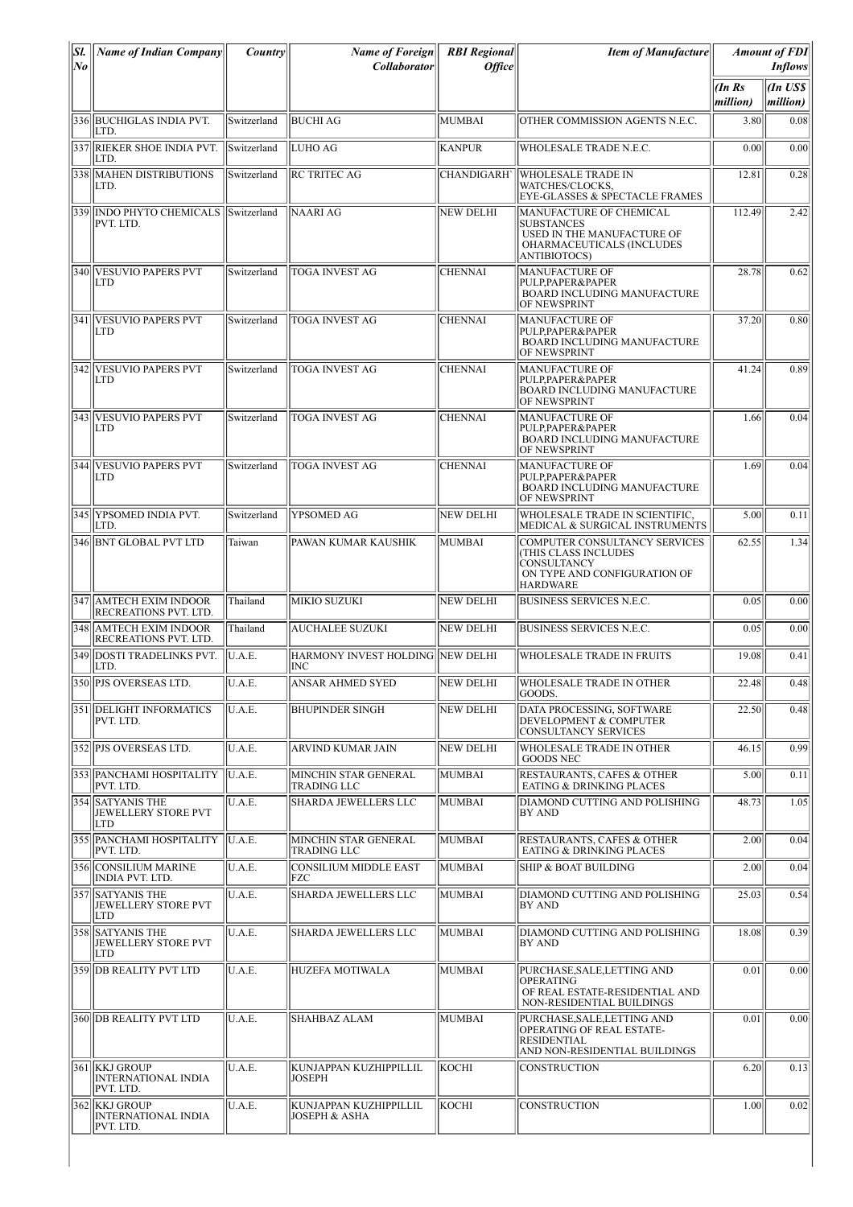| Sl. No | Name of Indian Company | Country | Name of Foreign Collaborator | RBI Regional Office | Item of Manufacture | Amount of FDI Inflows | |
|---|---|---|---|---|---|---|---|
| | | | | | | (In Rs million) | (In US$ million) |
| 336 | BUCHIGLAS INDIA PVT. LTD. | Switzerland | BUCHI AG | MUMBAI | OTHER COMMISSION AGENTS N.E.C. | 3.80 | 0.08 |
| 337 | RIEKER SHOE INDIA PVT. LTD. | Switzerland | LUHO AG | KANPUR | WHOLESALE TRADE N.E.C. | 0.00 | 0.00 |
| 338 | MAHEN DISTRIBUTIONS LTD. | Switzerland | RC TRITEC AG | CHANDIGARH` | WHOLESALE TRADE IN WATCHES/CLOCKS, EYE-GLASSES & SPECTACLE FRAMES | 12.81 | 0.28 |
| 339 | INDO PHYTO CHEMICALS PVT. LTD. | Switzerland | NAARI AG | NEW DELHI | MANUFACTURE OF CHEMICAL SUBSTANCES USED IN THE MANUFACTURE OF OHARMACEUTICALS (INCLUDES ANTIBIOTOCS) | 112.49 | 2.42 |
| 340 | VESUVIO PAPERS PVT LTD | Switzerland | TOGA INVEST AG | CHENNAI | MANUFACTURE OF PULP,PAPER&PAPER BOARD INCLUDING MANUFACTURE OF NEWSPRINT | 28.78 | 0.62 |
| 341 | VESUVIO PAPERS PVT LTD | Switzerland | TOGA INVEST AG | CHENNAI | MANUFACTURE OF PULP,PAPER&PAPER BOARD INCLUDING MANUFACTURE OF NEWSPRINT | 37.20 | 0.80 |
| 342 | VESUVIO PAPERS PVT LTD | Switzerland | TOGA INVEST AG | CHENNAI | MANUFACTURE OF PULP,PAPER&PAPER BOARD INCLUDING MANUFACTURE OF NEWSPRINT | 41.24 | 0.89 |
| 343 | VESUVIO PAPERS PVT LTD | Switzerland | TOGA INVEST AG | CHENNAI | MANUFACTURE OF PULP,PAPER&PAPER BOARD INCLUDING MANUFACTURE OF NEWSPRINT | 1.66 | 0.04 |
| 344 | VESUVIO PAPERS PVT LTD | Switzerland | TOGA INVEST AG | CHENNAI | MANUFACTURE OF PULP,PAPER&PAPER BOARD INCLUDING MANUFACTURE OF NEWSPRINT | 1.69 | 0.04 |
| 345 | YPSOMED INDIA PVT. LTD. | Switzerland | YPSOMED AG | NEW DELHI | WHOLESALE TRADE IN SCIENTIFIC, MEDICAL & SURGICAL INSTRUMENTS | 5.00 | 0.11 |
| 346 | BNT GLOBAL PVT LTD | Taiwan | PAWAN KUMAR KAUSHIK | MUMBAI | COMPUTER CONSULTANCY SERVICES (THIS CLASS INCLUDES CONSULTANCY ON TYPE AND CONFIGURATION OF HARDWARE | 62.55 | 1.34 |
| 347 | AMTECH EXIM INDOOR RECREATIONS PVT. LTD. | Thailand | MIKIO SUZUKI | NEW DELHI | BUSINESS SERVICES N.E.C. | 0.05 | 0.00 |
| 348 | AMTECH EXIM INDOOR RECREATIONS PVT. LTD. | Thailand | AUCHALEE SUZUKI | NEW DELHI | BUSINESS SERVICES N.E.C. | 0.05 | 0.00 |
| 349 | DOSTI TRADELINKS PVT. LTD. | U.A.E. | HARMONY INVEST HOLDING INC | NEW DELHI | WHOLESALE TRADE IN FRUITS | 19.08 | 0.41 |
| 350 | PJS OVERSEAS LTD. | U.A.E. | ANSAR AHMED SYED | NEW DELHI | WHOLESALE TRADE IN OTHER GOODS. | 22.48 | 0.48 |
| 351 | DELIGHT INFORMATICS PVT. LTD. | U.A.E. | BHUPINDER SINGH | NEW DELHI | DATA PROCESSING, SOFTWARE DEVELOPMENT & COMPUTER CONSULTANCY SERVICES | 22.50 | 0.48 |
| 352 | PJS OVERSEAS LTD. | U.A.E. | ARVIND KUMAR JAIN | NEW DELHI | WHOLESALE TRADE IN OTHER GOODS NEC | 46.15 | 0.99 |
| 353 | PANCHAMI HOSPITALITY PVT. LTD. | U.A.E. | MINCHIN STAR GENERAL TRADING LLC | MUMBAI | RESTAURANTS, CAFES & OTHER EATING & DRINKING PLACES | 5.00 | 0.11 |
| 354 | SATYANIS THE JEWELLERY STORE PVT LTD | U.A.E. | SHARDA JEWELLERS LLC | MUMBAI | DIAMOND CUTTING AND POLISHING BY AND | 48.73 | 1.05 |
| 355 | PANCHAMI HOSPITALITY PVT. LTD. | U.A.E. | MINCHIN STAR GENERAL TRADING LLC | MUMBAI | RESTAURANTS, CAFES & OTHER EATING & DRINKING PLACES | 2.00 | 0.04 |
| 356 | CONSILIUM MARINE INDIA PVT. LTD. | U.A.E. | CONSILIUM MIDDLE EAST FZC | MUMBAI | SHIP & BOAT BUILDING | 2.00 | 0.04 |
| 357 | SATYANIS THE JEWELLERY STORE PVT LTD | U.A.E. | SHARDA JEWELLERS LLC | MUMBAI | DIAMOND CUTTING AND POLISHING BY AND | 25.03 | 0.54 |
| 358 | SATYANIS THE JEWELLERY STORE PVT LTD | U.A.E. | SHARDA JEWELLERS LLC | MUMBAI | DIAMOND CUTTING AND POLISHING BY AND | 18.08 | 0.39 |
| 359 | DB REALITY PVT LTD | U.A.E. | HUZEFA MOTIWALA | MUMBAI | PURCHASE,SALE,LETTING AND OPERATING OF REAL ESTATE-RESIDENTIAL AND NON-RESIDENTIAL BUILDINGS | 0.01 | 0.00 |
| 360 | DB REALITY PVT LTD | U.A.E. | SHAHBAZ ALAM | MUMBAI | PURCHASE,SALE,LETTING AND OPERATING OF REAL ESTATE-RESIDENTIAL AND NON-RESIDENTIAL BUILDINGS | 0.01 | 0.00 |
| 361 | KKJ GROUP INTERNATIONAL INDIA PVT. LTD. | U.A.E. | KUNJAPPAN KUZHIPPILLIL JOSEPH | KOCHI | CONSTRUCTION | 6.20 | 0.13 |
| 362 | KKJ GROUP INTERNATIONAL INDIA PVT. LTD. | U.A.E. | KUNJAPPAN KUZHIPPILLIL JOSEPH & ASHA | KOCHI | CONSTRUCTION | 1.00 | 0.02 |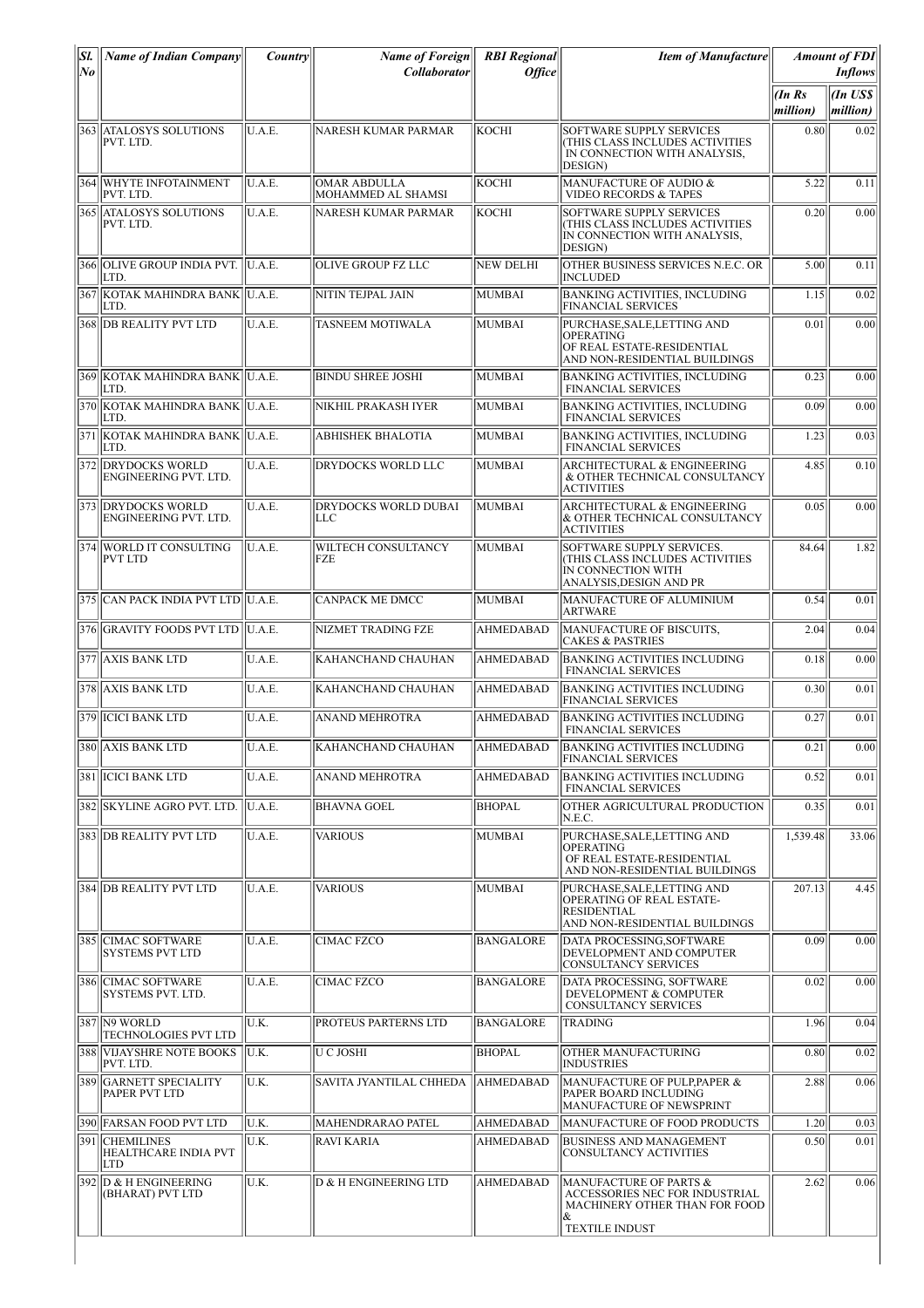| Sl. No | Name of Indian Company | Country | Name of Foreign Collaborator | RBI Regional Office | Item of Manufacture | Amount of FDI Inflows | |
|---|---|---|---|---|---|---|---|
| | | | | | | (In Rs million) | (In US$ million) |
| 363 | ATALOSYS SOLUTIONS PVT. LTD. | U.A.E. | NARESH KUMAR PARMAR | KOCHI | SOFTWARE SUPPLY SERVICES (THIS CLASS INCLUDES ACTIVITIES IN CONNECTION WITH ANALYSIS, DESIGN) | 0.80 | 0.02 |
| 364 | WHYTE INFOTAINMENT PVT. LTD. | U.A.E. | OMAR ABDULLA MOHAMMED AL SHAMSI | KOCHI | MANUFACTURE OF AUDIO & VIDEO RECORDS & TAPES | 5.22 | 0.11 |
| 365 | ATALOSYS SOLUTIONS PVT. LTD. | U.A.E. | NARESH KUMAR PARMAR | KOCHI | SOFTWARE SUPPLY SERVICES (THIS CLASS INCLUDES ACTIVITIES IN CONNECTION WITH ANALYSIS, DESIGN) | 0.20 | 0.00 |
| 366 | OLIVE GROUP INDIA PVT. LTD. | U.A.E. | OLIVE GROUP FZ LLC | NEW DELHI | OTHER BUSINESS SERVICES N.E.C. OR INCLUDED | 5.00 | 0.11 |
| 367 | KOTAK MAHINDRA BANK LTD. | U.A.E. | NITIN TEJPAL JAIN | MUMBAI | BANKING ACTIVITIES, INCLUDING FINANCIAL SERVICES | 1.15 | 0.02 |
| 368 | DB REALITY PVT LTD | U.A.E. | TASNEEM MOTIWALA | MUMBAI | PURCHASE,SALE,LETTING AND OPERATING OF REAL ESTATE-RESIDENTIAL AND NON-RESIDENTIAL BUILDINGS | 0.01 | 0.00 |
| 369 | KOTAK MAHINDRA BANK LTD. | U.A.E. | BINDU SHREE JOSHI | MUMBAI | BANKING ACTIVITIES, INCLUDING FINANCIAL SERVICES | 0.23 | 0.00 |
| 370 | KOTAK MAHINDRA BANK LTD. | U.A.E. | NIKHIL PRAKASH IYER | MUMBAI | BANKING ACTIVITIES, INCLUDING FINANCIAL SERVICES | 0.09 | 0.00 |
| 371 | KOTAK MAHINDRA BANK LTD. | U.A.E. | ABHISHEK BHALOTIA | MUMBAI | BANKING ACTIVITIES, INCLUDING FINANCIAL SERVICES | 1.23 | 0.03 |
| 372 | DRYDOCKS WORLD ENGINEERING PVT. LTD. | U.A.E. | DRYDOCKS WORLD LLC | MUMBAI | ARCHITECTURAL & ENGINEERING & OTHER TECHNICAL CONSULTANCY ACTIVITIES | 4.85 | 0.10 |
| 373 | DRYDOCKS WORLD ENGINEERING PVT. LTD. | U.A.E. | DRYDOCKS WORLD DUBAI LLC | MUMBAI | ARCHITECTURAL & ENGINEERING & OTHER TECHNICAL CONSULTANCY ACTIVITIES | 0.05 | 0.00 |
| 374 | WORLD IT CONSULTING PVT LTD | U.A.E. | WILTECH CONSULTANCY FZE | MUMBAI | SOFTWARE SUPPLY SERVICES. (THIS CLASS INCLUDES ACTIVITIES IN CONNECTION WITH ANALYSIS,DESIGN AND PR | 84.64 | 1.82 |
| 375 | CAN PACK INDIA PVT LTD | U.A.E. | CANPACK ME DMCC | MUMBAI | MANUFACTURE OF ALUMINIUM ARTWARE | 0.54 | 0.01 |
| 376 | GRAVITY FOODS PVT LTD | U.A.E. | NIZMET TRADING FZE | AHMEDABAD | MANUFACTURE OF BISCUITS, CAKES & PASTRIES | 2.04 | 0.04 |
| 377 | AXIS BANK LTD | U.A.E. | KAHANCHAND CHAUHAN | AHMEDABAD | BANKING ACTIVITIES INCLUDING FINANCIAL SERVICES | 0.18 | 0.00 |
| 378 | AXIS BANK LTD | U.A.E. | KAHANCHAND CHAUHAN | AHMEDABAD | BANKING ACTIVITIES INCLUDING FINANCIAL SERVICES | 0.30 | 0.01 |
| 379 | ICICI BANK LTD | U.A.E. | ANAND MEHROTRA | AHMEDABAD | BANKING ACTIVITIES INCLUDING FINANCIAL SERVICES | 0.27 | 0.01 |
| 380 | AXIS BANK LTD | U.A.E. | KAHANCHAND CHAUHAN | AHMEDABAD | BANKING ACTIVITIES INCLUDING FINANCIAL SERVICES | 0.21 | 0.00 |
| 381 | ICICI BANK LTD | U.A.E. | ANAND MEHROTRA | AHMEDABAD | BANKING ACTIVITIES INCLUDING FINANCIAL SERVICES | 0.52 | 0.01 |
| 382 | SKYLINE AGRO PVT. LTD. | U.A.E. | BHAVNA GOEL | BHOPAL | OTHER AGRICULTURAL PRODUCTION N.E.C. | 0.35 | 0.01 |
| 383 | DB REALITY PVT LTD | U.A.E. | VARIOUS | MUMBAI | PURCHASE,SALE,LETTING AND OPERATING OF REAL ESTATE-RESIDENTIAL AND NON-RESIDENTIAL BUILDINGS | 1,539.48 | 33.06 |
| 384 | DB REALITY PVT LTD | U.A.E. | VARIOUS | MUMBAI | PURCHASE,SALE,LETTING AND OPERATING OF REAL ESTATE-RESIDENTIAL AND NON-RESIDENTIAL BUILDINGS | 207.13 | 4.45 |
| 385 | CIMAC SOFTWARE SYSTEMS PVT LTD | U.A.E. | CIMAC FZCO | BANGALORE | DATA PROCESSING,SOFTWARE DEVELOPMENT AND COMPUTER CONSULTANCY SERVICES | 0.09 | 0.00 |
| 386 | CIMAC SOFTWARE SYSTEMS PVT. LTD. | U.A.E. | CIMAC FZCO | BANGALORE | DATA PROCESSING, SOFTWARE DEVELOPMENT & COMPUTER CONSULTANCY SERVICES | 0.02 | 0.00 |
| 387 | N9 WORLD TECHNOLOGIES PVT LTD | U.K. | PROTEUS PARTERNS LTD | BANGALORE | TRADING | 1.96 | 0.04 |
| 388 | VIJAYSHRE NOTE BOOKS PVT. LTD. | U.K. | U C JOSHI | BHOPAL | OTHER MANUFACTURING INDUSTRIES | 0.80 | 0.02 |
| 389 | GARNETT SPECIALITY PAPER PVT LTD | U.K. | SAVITA JYANTILAL CHHEDA | AHMEDABAD | MANUFACTURE OF PULP,PAPER & PAPER BOARD INCLUDING MANUFACTURE OF NEWSPRINT | 2.88 | 0.06 |
| 390 | FARSAN FOOD PVT LTD | U.K. | MAHENDRARAO PATEL | AHMEDABAD | MANUFACTURE OF FOOD PRODUCTS | 1.20 | 0.03 |
| 391 | CHEMILINES HEALTHCARE INDIA PVT LTD | U.K. | RAVI KARIA | AHMEDABAD | BUSINESS AND MANAGEMENT CONSULTANCY ACTIVITIES | 0.50 | 0.01 |
| 392 | D & H ENGINEERING (BHARAT) PVT LTD | U.K. | D & H ENGINEERING LTD | AHMEDABAD | MANUFACTURE OF PARTS & ACCESSORIES NEC FOR INDUSTRIAL MACHINERY OTHER THAN FOR FOOD & TEXTILE INDUST | 2.62 | 0.06 |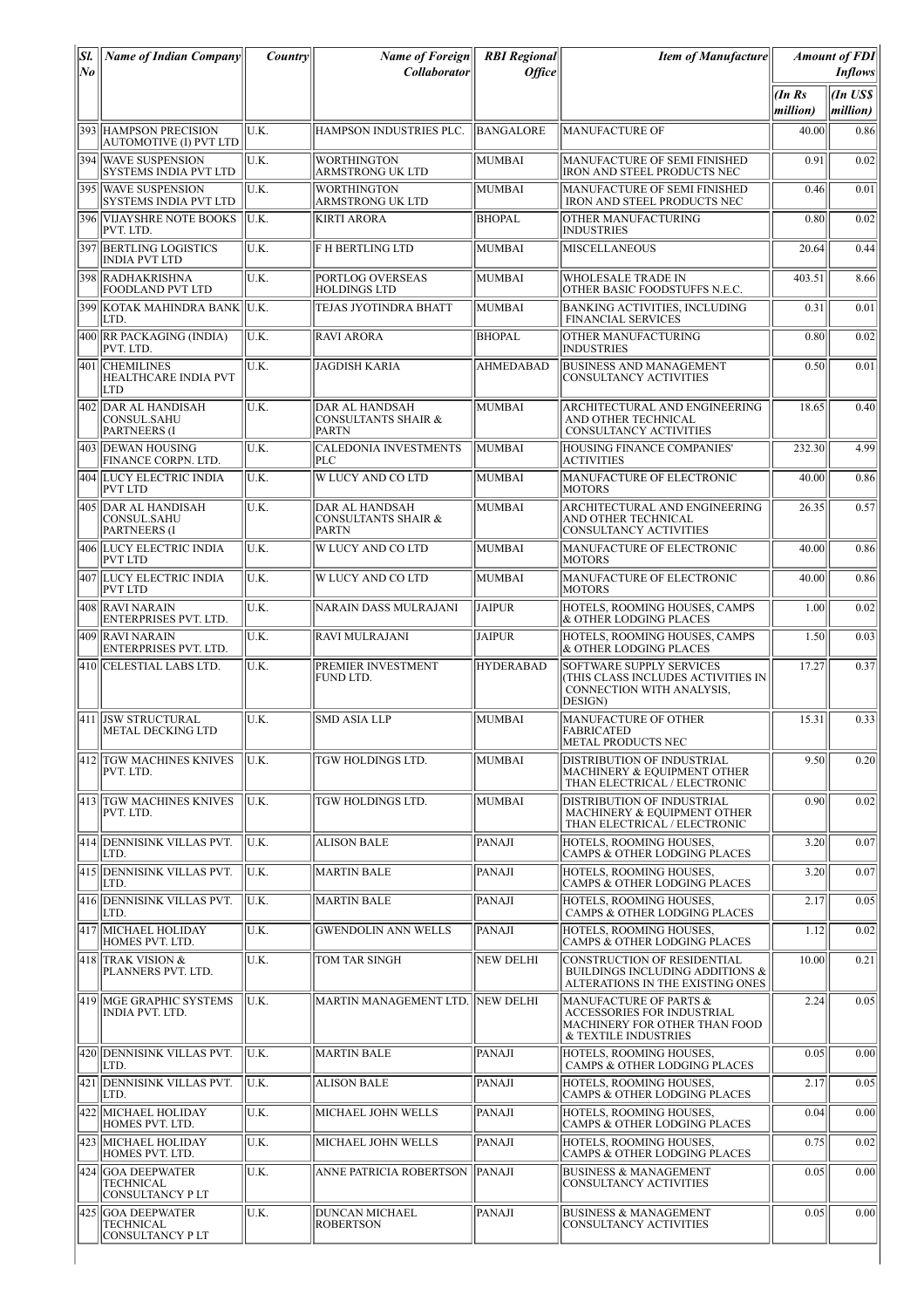| Sl. No | Name of Indian Company | Country | Name of Foreign Collaborator | RBI Regional Office | Item of Manufacture | Amount of FDI Inflows | |
|---|---|---|---|---|---|---|---|
| | | | | | | (In Rs million) | (In US$ million) |
| 393 | HAMPSON PRECISION AUTOMOTIVE (I) PVT LTD | U.K. | HAMPSON INDUSTRIES PLC. | BANGALORE | MANUFACTURE OF | 40.00 | 0.86 |
| 394 | WAVE SUSPENSION SYSTEMS INDIA PVT LTD | U.K. | WORTHINGTON ARMSTRONG UK LTD | MUMBAI | MANUFACTURE OF SEMI FINISHED IRON AND STEEL PRODUCTS NEC | 0.91 | 0.02 |
| 395 | WAVE SUSPENSION SYSTEMS INDIA PVT LTD | U.K. | WORTHINGTON ARMSTRONG UK LTD | MUMBAI | MANUFACTURE OF SEMI FINISHED IRON AND STEEL PRODUCTS NEC | 0.46 | 0.01 |
| 396 | VIJAYSHRE NOTE BOOKS PVT. LTD. | U.K. | KIRTI ARORA | BHOPAL | OTHER MANUFACTURING INDUSTRIES | 0.80 | 0.02 |
| 397 | BERTLING LOGISTICS INDIA PVT LTD | U.K. | F H BERTLING LTD | MUMBAI | MISCELLANEOUS | 20.64 | 0.44 |
| 398 | RADHAKRISHNA FOODLAND PVT LTD | U.K. | PORTLOG OVERSEAS HOLDINGS LTD | MUMBAI | WHOLESALE TRADE IN OTHER BASIC FOODSTUFFS N.E.C. | 403.51 | 8.66 |
| 399 | KOTAK MAHINDRA BANK LTD. | U.K. | TEJAS JYOTINDRA BHATT | MUMBAI | BANKING ACTIVITIES, INCLUDING FINANCIAL SERVICES | 0.31 | 0.01 |
| 400 | RR PACKAGING (INDIA) PVT. LTD. | U.K. | RAVI ARORA | BHOPAL | OTHER MANUFACTURING INDUSTRIES | 0.80 | 0.02 |
| 401 | CHEMILINES HEALTHCARE INDIA PVT LTD | U.K. | JAGDISH KARIA | AHMEDABAD | BUSINESS AND MANAGEMENT CONSULTANCY ACTIVITIES | 0.50 | 0.01 |
| 402 | DAR AL HANDISAH CONSUL.SAHU PARTNEERS (I | U.K. | DAR AL HANDSAH CONSULTANTS SHAIR & PARTN | MUMBAI | ARCHITECTURAL AND ENGINEERING AND OTHER TECHNICAL CONSULTANCY ACTIVITIES | 18.65 | 0.40 |
| 403 | DEWAN HOUSING FINANCE CORPN. LTD. | U.K. | CALEDONIA INVESTMENTS PLC | MUMBAI | HOUSING FINANCE COMPANIES' ACTIVITIES | 232.30 | 4.99 |
| 404 | LUCY ELECTRIC INDIA PVT LTD | U.K. | W LUCY AND CO LTD | MUMBAI | MANUFACTURE OF ELECTRONIC MOTORS | 40.00 | 0.86 |
| 405 | DAR AL HANDISAH CONSUL.SAHU PARTNEERS (I | U.K. | DAR AL HANDSAH CONSULTANTS SHAIR & PARTN | MUMBAI | ARCHITECTURAL AND ENGINEERING AND OTHER TECHNICAL CONSULTANCY ACTIVITIES | 26.35 | 0.57 |
| 406 | LUCY ELECTRIC INDIA PVT LTD | U.K. | W LUCY AND CO LTD | MUMBAI | MANUFACTURE OF ELECTRONIC MOTORS | 40.00 | 0.86 |
| 407 | LUCY ELECTRIC INDIA PVT LTD | U.K. | W LUCY AND CO LTD | MUMBAI | MANUFACTURE OF ELECTRONIC MOTORS | 40.00 | 0.86 |
| 408 | RAVI NARAIN ENTERPRISES PVT. LTD. | U.K. | NARAIN DASS MULRAJANI | JAIPUR | HOTELS, ROOMING HOUSES, CAMPS & OTHER LODGING PLACES | 1.00 | 0.02 |
| 409 | RAVI NARAIN ENTERPRISES PVT. LTD. | U.K. | RAVI MULRAJANI | JAIPUR | HOTELS, ROOMING HOUSES, CAMPS & OTHER LODGING PLACES | 1.50 | 0.03 |
| 410 | CELESTIAL LABS LTD. | U.K. | PREMIER INVESTMENT FUND LTD. | HYDERABAD | SOFTWARE SUPPLY SERVICES (THIS CLASS INCLUDES ACTIVITIES IN CONNECTION WITH ANALYSIS, DESIGN) | 17.27 | 0.37 |
| 411 | JSW STRUCTURAL METAL DECKING LTD | U.K. | SMD ASIA LLP | MUMBAI | MANUFACTURE OF OTHER FABRICATED METAL PRODUCTS NEC | 15.31 | 0.33 |
| 412 | TGW MACHINES KNIVES PVT. LTD. | U.K. | TGW HOLDINGS LTD. | MUMBAI | DISTRIBUTION OF INDUSTRIAL MACHINERY & EQUIPMENT OTHER THAN ELECTRICAL / ELECTRONIC | 9.50 | 0.20 |
| 413 | TGW MACHINES KNIVES PVT. LTD. | U.K. | TGW HOLDINGS LTD. | MUMBAI | DISTRIBUTION OF INDUSTRIAL MACHINERY & EQUIPMENT OTHER THAN ELECTRICAL / ELECTRONIC | 0.90 | 0.02 |
| 414 | DENNISINK VILLAS PVT. LTD. | U.K. | ALISON BALE | PANAJI | HOTELS, ROOMING HOUSES, CAMPS & OTHER LODGING PLACES | 3.20 | 0.07 |
| 415 | DENNISINK VILLAS PVT. LTD. | U.K. | MARTIN BALE | PANAJI | HOTELS, ROOMING HOUSES, CAMPS & OTHER LODGING PLACES | 3.20 | 0.07 |
| 416 | DENNISINK VILLAS PVT. LTD. | U.K. | MARTIN BALE | PANAJI | HOTELS, ROOMING HOUSES, CAMPS & OTHER LODGING PLACES | 2.17 | 0.05 |
| 417 | MICHAEL HOLIDAY HOMES PVT. LTD. | U.K. | GWENDOLIN ANN WELLS | PANAJI | HOTELS, ROOMING HOUSES, CAMPS & OTHER LODGING PLACES | 1.12 | 0.02 |
| 418 | TRAK VISION & PLANNERS PVT. LTD. | U.K. | TOM TAR SINGH | NEW DELHI | CONSTRUCTION OF RESIDENTIAL BUILDINGS INCLUDING ADDITIONS & ALTERATIONS IN THE EXISTING ONES | 10.00 | 0.21 |
| 419 | MGE GRAPHIC SYSTEMS INDIA PVT. LTD. | U.K. | MARTIN MANAGEMENT LTD. | NEW DELHI | MANUFACTURE OF PARTS & ACCESSORIES FOR INDUSTRIAL MACHINERY FOR OTHER THAN FOOD & TEXTILE INDUSTRIES | 2.24 | 0.05 |
| 420 | DENNISINK VILLAS PVT. LTD. | U.K. | MARTIN BALE | PANAJI | HOTELS, ROOMING HOUSES, CAMPS & OTHER LODGING PLACES | 0.05 | 0.00 |
| 421 | DENNISINK VILLAS PVT. LTD. | U.K. | ALISON BALE | PANAJI | HOTELS, ROOMING HOUSES, CAMPS & OTHER LODGING PLACES | 2.17 | 0.05 |
| 422 | MICHAEL HOLIDAY HOMES PVT. LTD. | U.K. | MICHAEL JOHN WELLS | PANAJI | HOTELS, ROOMING HOUSES, CAMPS & OTHER LODGING PLACES | 0.04 | 0.00 |
| 423 | MICHAEL HOLIDAY HOMES PVT. LTD. | U.K. | MICHAEL JOHN WELLS | PANAJI | HOTELS, ROOMING HOUSES, CAMPS & OTHER LODGING PLACES | 0.75 | 0.02 |
| 424 | GOA DEEPWATER TECHNICAL CONSULTANCY P LT | U.K. | ANNE PATRICIA ROBERTSON | PANAJI | BUSINESS & MANAGEMENT CONSULTANCY ACTIVITIES | 0.05 | 0.00 |
| 425 | GOA DEEPWATER TECHNICAL CONSULTANCY P LT | U.K. | DUNCAN MICHAEL ROBERTSON | PANAJI | BUSINESS & MANAGEMENT CONSULTANCY ACTIVITIES | 0.05 | 0.00 |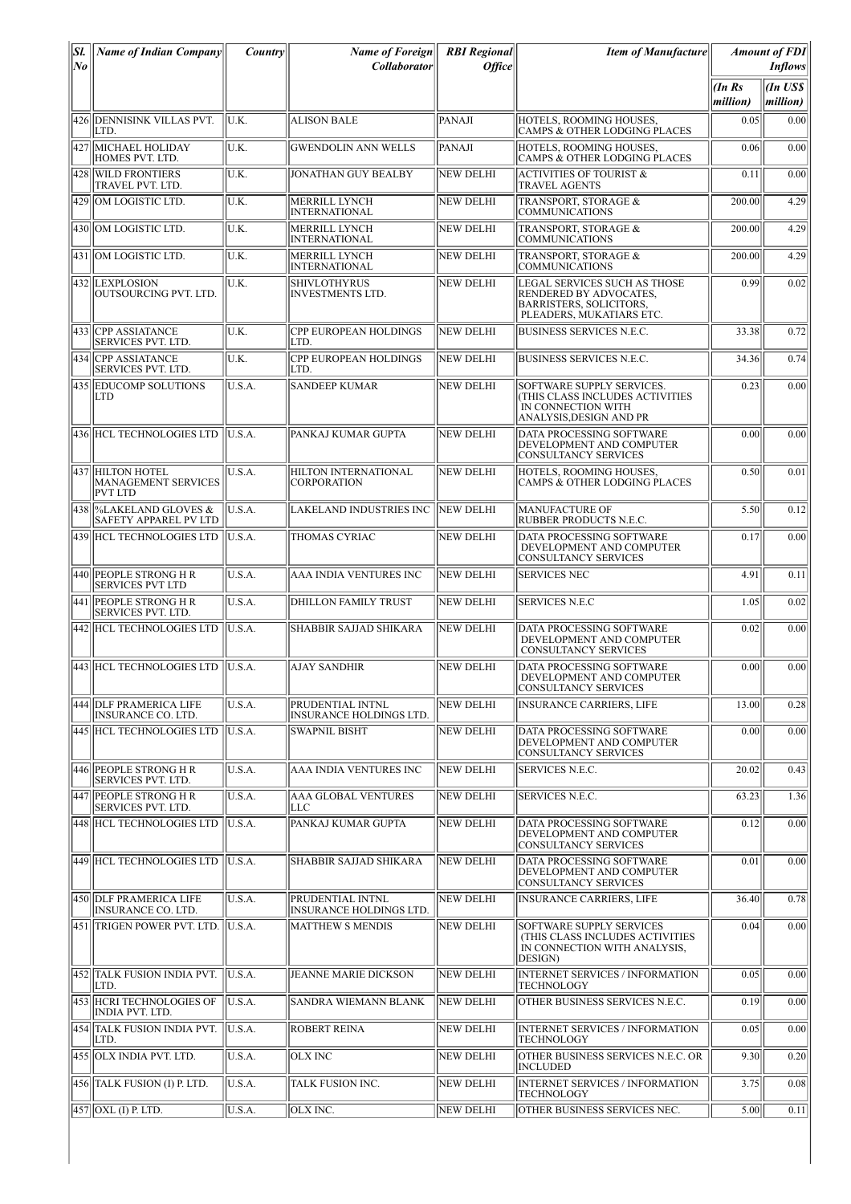| Sl. No | Name of Indian Company | Country | Name of Foreign Collaborator | RBI Regional Office | Item of Manufacture | Amount of FDI Inflows | |
|---|---|---|---|---|---|---|---|
| | | | | | | (In Rs million) | (In US$ million) |
| 426 | DENNISINK VILLAS PVT. LTD. | U.K. | ALISON BALE | PANAJI | HOTELS, ROOMING HOUSES, CAMPS & OTHER LODGING PLACES | 0.05 | 0.00 |
| 427 | MICHAEL HOLIDAY HOMES PVT. LTD. | U.K. | GWENDOLIN ANN WELLS | PANAJI | HOTELS, ROOMING HOUSES, CAMPS & OTHER LODGING PLACES | 0.06 | 0.00 |
| 428 | WILD FRONTIERS TRAVEL PVT. LTD. | U.K. | JONATHAN GUY BEALBY | NEW DELHI | ACTIVITIES OF TOURIST & TRAVEL AGENTS | 0.11 | 0.00 |
| 429 | OM LOGISTIC LTD. | U.K. | MERRILL LYNCH INTERNATIONAL | NEW DELHI | TRANSPORT, STORAGE & COMMUNICATIONS | 200.00 | 4.29 |
| 430 | OM LOGISTIC LTD. | U.K. | MERRILL LYNCH INTERNATIONAL | NEW DELHI | TRANSPORT, STORAGE & COMMUNICATIONS | 200.00 | 4.29 |
| 431 | OM LOGISTIC LTD. | U.K. | MERRILL LYNCH INTERNATIONAL | NEW DELHI | TRANSPORT, STORAGE & COMMUNICATIONS | 200.00 | 4.29 |
| 432 | LEXPLOSION OUTSOURCING PVT. LTD. | U.K. | SHIVLOTHYRUS INVESTMENTS LTD. | NEW DELHI | LEGAL SERVICES SUCH AS THOSE RENDERED BY ADVOCATES, BARRISTERS, SOLICITORS, PLEADERS, MUKATIARS ETC. | 0.99 | 0.02 |
| 433 | CPP ASSIATANCE SERVICES PVT. LTD. | U.K. | CPP EUROPEAN HOLDINGS LTD. | NEW DELHI | BUSINESS SERVICES N.E.C. | 33.38 | 0.72 |
| 434 | CPP ASSIATANCE SERVICES PVT. LTD. | U.K. | CPP EUROPEAN HOLDINGS LTD. | NEW DELHI | BUSINESS SERVICES N.E.C. | 34.36 | 0.74 |
| 435 | EDUCOMP SOLUTIONS LTD | U.S.A. | SANDEEP KUMAR | NEW DELHI | SOFTWARE SUPPLY SERVICES. (THIS CLASS INCLUDES ACTIVITIES IN CONNECTION WITH ANALYSIS,DESIGN AND PR | 0.23 | 0.00 |
| 436 | HCL TECHNOLOGIES LTD | U.S.A. | PANKAJ KUMAR GUPTA | NEW DELHI | DATA PROCESSING SOFTWARE DEVELOPMENT AND COMPUTER CONSULTANCY SERVICES | 0.00 | 0.00 |
| 437 | HILTON HOTEL MANAGEMENT SERVICES PVT LTD | U.S.A. | HILTON INTERNATIONAL CORPORATION | NEW DELHI | HOTELS, ROOMING HOUSES, CAMPS & OTHER LODGING PLACES | 0.50 | 0.01 |
| 438 | %LAKELAND GLOVES & SAFETY APPAREL PV LTD | U.S.A. | LAKELAND INDUSTRIES INC | NEW DELHI | MANUFACTURE OF RUBBER PRODUCTS N.E.C. | 5.50 | 0.12 |
| 439 | HCL TECHNOLOGIES LTD | U.S.A. | THOMAS CYRIAC | NEW DELHI | DATA PROCESSING SOFTWARE DEVELOPMENT AND COMPUTER CONSULTANCY SERVICES | 0.17 | 0.00 |
| 440 | PEOPLE STRONG H R SERVICES PVT LTD | U.S.A. | AAA INDIA VENTURES INC | NEW DELHI | SERVICES NEC | 4.91 | 0.11 |
| 441 | PEOPLE STRONG H R SERVICES PVT. LTD. | U.S.A. | DHILLON FAMILY TRUST | NEW DELHI | SERVICES N.E.C | 1.05 | 0.02 |
| 442 | HCL TECHNOLOGIES LTD | U.S.A. | SHABBIR SAJJAD SHIKARA | NEW DELHI | DATA PROCESSING SOFTWARE DEVELOPMENT AND COMPUTER CONSULTANCY SERVICES | 0.02 | 0.00 |
| 443 | HCL TECHNOLOGIES LTD | U.S.A. | AJAY SANDHIR | NEW DELHI | DATA PROCESSING SOFTWARE DEVELOPMENT AND COMPUTER CONSULTANCY SERVICES | 0.00 | 0.00 |
| 444 | DLF PRAMERICA LIFE INSURANCE CO. LTD. | U.S.A. | PRUDENTIAL INTNL INSURANCE HOLDINGS LTD. | NEW DELHI | INSURANCE CARRIERS, LIFE | 13.00 | 0.28 |
| 445 | HCL TECHNOLOGIES LTD | U.S.A. | SWAPNIL BISHT | NEW DELHI | DATA PROCESSING SOFTWARE DEVELOPMENT AND COMPUTER CONSULTANCY SERVICES | 0.00 | 0.00 |
| 446 | PEOPLE STRONG H R SERVICES PVT. LTD. | U.S.A. | AAA INDIA VENTURES INC | NEW DELHI | SERVICES N.E.C. | 20.02 | 0.43 |
| 447 | PEOPLE STRONG H R SERVICES PVT. LTD. | U.S.A. | AAA GLOBAL VENTURES LLC | NEW DELHI | SERVICES N.E.C. | 63.23 | 1.36 |
| 448 | HCL TECHNOLOGIES LTD | U.S.A. | PANKAJ KUMAR GUPTA | NEW DELHI | DATA PROCESSING SOFTWARE DEVELOPMENT AND COMPUTER CONSULTANCY SERVICES | 0.12 | 0.00 |
| 449 | HCL TECHNOLOGIES LTD | U.S.A. | SHABBIR SAJJAD SHIKARA | NEW DELHI | DATA PROCESSING SOFTWARE DEVELOPMENT AND COMPUTER CONSULTANCY SERVICES | 0.01 | 0.00 |
| 450 | DLF PRAMERICA LIFE INSURANCE CO. LTD. | U.S.A. | PRUDENTIAL INTNL INSURANCE HOLDINGS LTD. | NEW DELHI | INSURANCE CARRIERS, LIFE | 36.40 | 0.78 |
| 451 | TRIGEN POWER PVT. LTD. | U.S.A. | MATTHEW S MENDIS | NEW DELHI | SOFTWARE SUPPLY SERVICES (THIS CLASS INCLUDES ACTIVITIES IN CONNECTION WITH ANALYSIS, DESIGN) | 0.04 | 0.00 |
| 452 | TALK FUSION INDIA PVT. LTD. | U.S.A. | JEANNE MARIE DICKSON | NEW DELHI | INTERNET SERVICES / INFORMATION TECHNOLOGY | 0.05 | 0.00 |
| 453 | HCRI TECHNOLOGIES OF INDIA PVT. LTD. | U.S.A. | SANDRA WIEMANN BLANK | NEW DELHI | OTHER BUSINESS SERVICES N.E.C. | 0.19 | 0.00 |
| 454 | TALK FUSION INDIA PVT. LTD. | U.S.A. | ROBERT REINA | NEW DELHI | INTERNET SERVICES / INFORMATION TECHNOLOGY | 0.05 | 0.00 |
| 455 | OLX INDIA PVT. LTD. | U.S.A. | OLX INC | NEW DELHI | OTHER BUSINESS SERVICES N.E.C. OR INCLUDED | 9.30 | 0.20 |
| 456 | TALK FUSION (I) P. LTD. | U.S.A. | TALK FUSION INC. | NEW DELHI | INTERNET SERVICES / INFORMATION TECHNOLOGY | 3.75 | 0.08 |
| 457 | OXL (I) P. LTD. | U.S.A. | OLX INC. | NEW DELHI | OTHER BUSINESS SERVICES NEC. | 5.00 | 0.11 |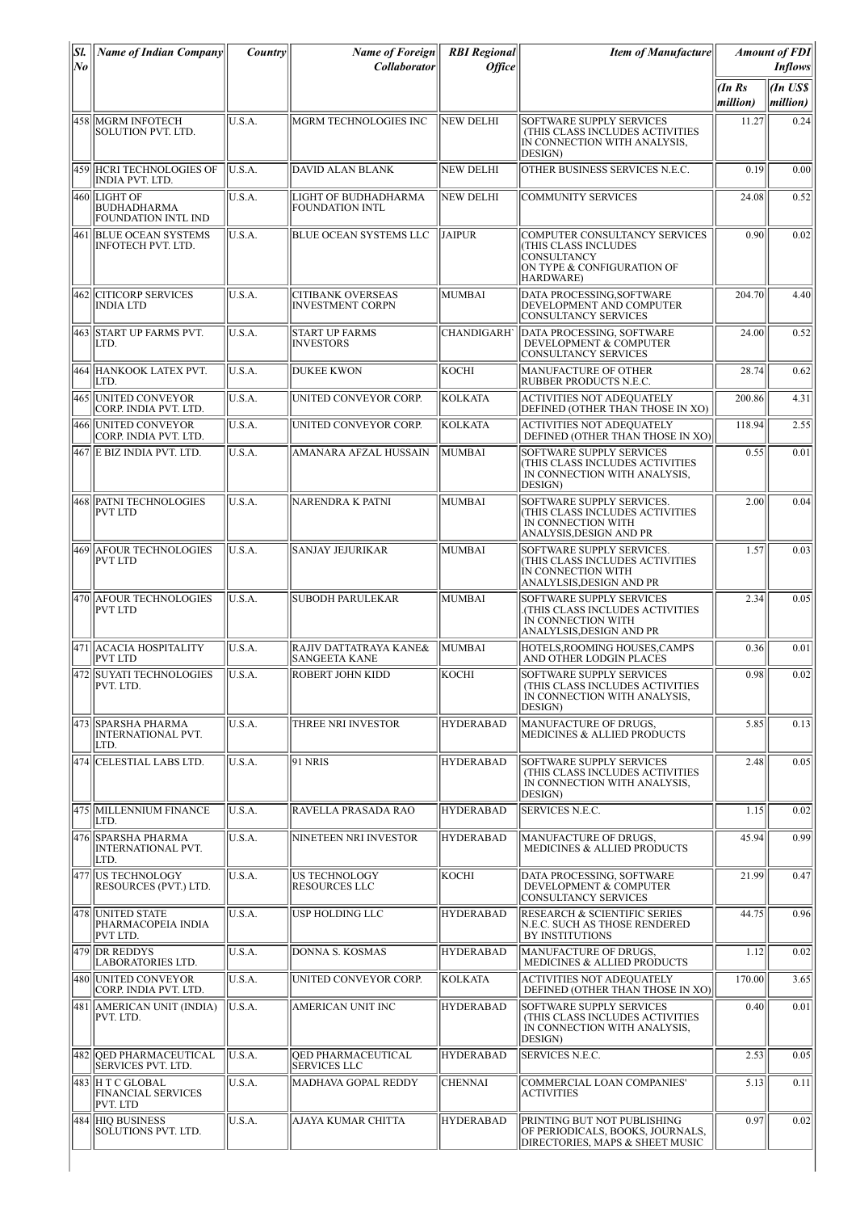| Sl. No | Name of Indian Company | Country | Name of Foreign Collaborator | RBI Regional Office | Item of Manufacture | Amount of FDI Inflows | |
|---|---|---|---|---|---|---|---|
| | | | | | | (In Rs million) | (In US$ million) |
| 458 | MGRM INFOTECH SOLUTION PVT. LTD. | U.S.A. | MGRM TECHNOLOGIES INC | NEW DELHI | SOFTWARE SUPPLY SERVICES (THIS CLASS INCLUDES ACTIVITIES IN CONNECTION WITH ANALYSIS, DESIGN) | 11.27 | 0.24 |
| 459 | HCRI TECHNOLOGIES OF INDIA PVT. LTD. | U.S.A. | DAVID ALAN BLANK | NEW DELHI | OTHER BUSINESS SERVICES N.E.C. | 0.19 | 0.00 |
| 460 | LIGHT OF BUDHADHARMA FOUNDATION INTL IND | U.S.A. | LIGHT OF BUDHADHARMA FOUNDATION INTL | NEW DELHI | COMMUNITY SERVICES | 24.08 | 0.52 |
| 461 | BLUE OCEAN SYSTEMS INFOTECH PVT. LTD. | U.S.A. | BLUE OCEAN SYSTEMS LLC | JAIPUR | COMPUTER CONSULTANCY SERVICES (THIS CLASS INCLUDES CONSULTANCY ON TYPE & CONFIGURATION OF HARDWARE) | 0.90 | 0.02 |
| 462 | CITICORP SERVICES INDIA LTD | U.S.A. | CITIBANK OVERSEAS INVESTMENT CORPN | MUMBAI | DATA PROCESSING,SOFTWARE DEVELOPMENT AND COMPUTER CONSULTANCY SERVICES | 204.70 | 4.40 |
| 463 | START UP FARMS PVT. LTD. | U.S.A. | START UP FARMS INVESTORS | CHANDIGARH` | DATA PROCESSING, SOFTWARE DEVELOPMENT & COMPUTER CONSULTANCY SERVICES | 24.00 | 0.52 |
| 464 | HANKOOK LATEX PVT. LTD. | U.S.A. | DUKEE KWON | KOCHI | MANUFACTURE OF OTHER RUBBER PRODUCTS N.E.C. | 28.74 | 0.62 |
| 465 | UNITED CONVEYOR CORP. INDIA PVT. LTD. | U.S.A. | UNITED CONVEYOR CORP. | KOLKATA | ACTIVITIES NOT ADEQUATELY DEFINED (OTHER THAN THOSE IN XO) | 200.86 | 4.31 |
| 466 | UNITED CONVEYOR CORP. INDIA PVT. LTD. | U.S.A. | UNITED CONVEYOR CORP. | KOLKATA | ACTIVITIES NOT ADEQUATELY DEFINED (OTHER THAN THOSE IN XO) | 118.94 | 2.55 |
| 467 | E BIZ INDIA PVT. LTD. | U.S.A. | AMANARA AFZAL HUSSAIN | MUMBAI | SOFTWARE SUPPLY SERVICES (THIS CLASS INCLUDES ACTIVITIES IN CONNECTION WITH ANALYSIS, DESIGN) | 0.55 | 0.01 |
| 468 | PATNI TECHNOLOGIES PVT LTD | U.S.A. | NARENDRA K PATNI | MUMBAI | SOFTWARE SUPPLY SERVICES. (THIS CLASS INCLUDES ACTIVITIES IN CONNECTION WITH ANALYSIS,DESIGN AND PR | 2.00 | 0.04 |
| 469 | AFOUR TECHNOLOGIES PVT LTD | U.S.A. | SANJAY JEJURIKAR | MUMBAI | SOFTWARE SUPPLY SERVICES. (THIS CLASS INCLUDES ACTIVITIES IN CONNECTION WITH ANALYLSIS,DESIGN AND PR | 1.57 | 0.03 |
| 470 | AFOUR TECHNOLOGIES PVT LTD | U.S.A. | SUBODH PARULEKAR | MUMBAI | SOFTWARE SUPPLY SERVICES .(THIS CLASS INCLUDES ACTIVITIES IN CONNECTION WITH ANALYLSIS,DESIGN AND PR | 2.34 | 0.05 |
| 471 | ACACIA HOSPITALITY PVT LTD | U.S.A. | RAJIV DATTATRAYA KANE& SANGEETA KANE | MUMBAI | HOTELS,ROOMING HOUSES,CAMPS AND OTHER LODGIN PLACES | 0.36 | 0.01 |
| 472 | SUYATI TECHNOLOGIES PVT. LTD. | U.S.A. | ROBERT JOHN KIDD | KOCHI | SOFTWARE SUPPLY SERVICES (THIS CLASS INCLUDES ACTIVITIES IN CONNECTION WITH ANALYSIS, DESIGN) | 0.98 | 0.02 |
| 473 | SPARSHA PHARMA INTERNATIONAL PVT. LTD. | U.S.A. | THREE NRI INVESTOR | HYDERABAD | MANUFACTURE OF DRUGS, MEDICINES & ALLIED PRODUCTS | 5.85 | 0.13 |
| 474 | CELESTIAL LABS LTD. | U.S.A. | 91 NRIS | HYDERABAD | SOFTWARE SUPPLY SERVICES (THIS CLASS INCLUDES ACTIVITIES IN CONNECTION WITH ANALYSIS, DESIGN) | 2.48 | 0.05 |
| 475 | MILLENNIUM FINANCE LTD. | U.S.A. | RAVELLA PRASADA RAO | HYDERABAD | SERVICES N.E.C. | 1.15 | 0.02 |
| 476 | SPARSHA PHARMA INTERNATIONAL PVT. LTD. | U.S.A. | NINETEEN NRI INVESTOR | HYDERABAD | MANUFACTURE OF DRUGS, MEDICINES & ALLIED PRODUCTS | 45.94 | 0.99 |
| 477 | US TECHNOLOGY RESOURCES (PVT.) LTD. | U.S.A. | US TECHNOLOGY RESOURCES LLC | KOCHI | DATA PROCESSING, SOFTWARE DEVELOPMENT & COMPUTER CONSULTANCY SERVICES | 21.99 | 0.47 |
| 478 | UNITED STATE PHARMACOPEIA INDIA PVT LTD. | U.S.A. | USP HOLDING LLC | HYDERABAD | RESEARCH & SCIENTIFIC SERIES N.E.C. SUCH AS THOSE RENDERED BY INSTITUTIONS | 44.75 | 0.96 |
| 479 | DR REDDYS LABORATORIES LTD. | U.S.A. | DONNA S. KOSMAS | HYDERABAD | MANUFACTURE OF DRUGS, MEDICINES & ALLIED PRODUCTS | 1.12 | 0.02 |
| 480 | UNITED CONVEYOR CORP. INDIA PVT. LTD. | U.S.A. | UNITED CONVEYOR CORP. | KOLKATA | ACTIVITIES NOT ADEQUATELY DEFINED (OTHER THAN THOSE IN XO) | 170.00 | 3.65 |
| 481 | AMERICAN UNIT (INDIA) PVT. LTD. | U.S.A. | AMERICAN UNIT INC | HYDERABAD | SOFTWARE SUPPLY SERVICES (THIS CLASS INCLUDES ACTIVITIES IN CONNECTION WITH ANALYSIS, DESIGN) | 0.40 | 0.01 |
| 482 | QED PHARMACEUTICAL SERVICES PVT. LTD. | U.S.A. | QED PHARMACEUTICAL SERVICES LLC | HYDERABAD | SERVICES N.E.C. | 2.53 | 0.05 |
| 483 | H T C GLOBAL FINANCIAL SERVICES PVT. LTD | U.S.A. | MADHAVA GOPAL REDDY | CHENNAI | COMMERCIAL LOAN COMPANIES' ACTIVITIES | 5.13 | 0.11 |
| 484 | HIQ BUSINESS SOLUTIONS PVT. LTD. | U.S.A. | AJAYA KUMAR CHITTA | HYDERABAD | PRINTING BUT NOT PUBLISHING OF PERIODICALS, BOOKS, JOURNALS, DIRECTORIES, MAPS & SHEET MUSIC | 0.97 | 0.02 |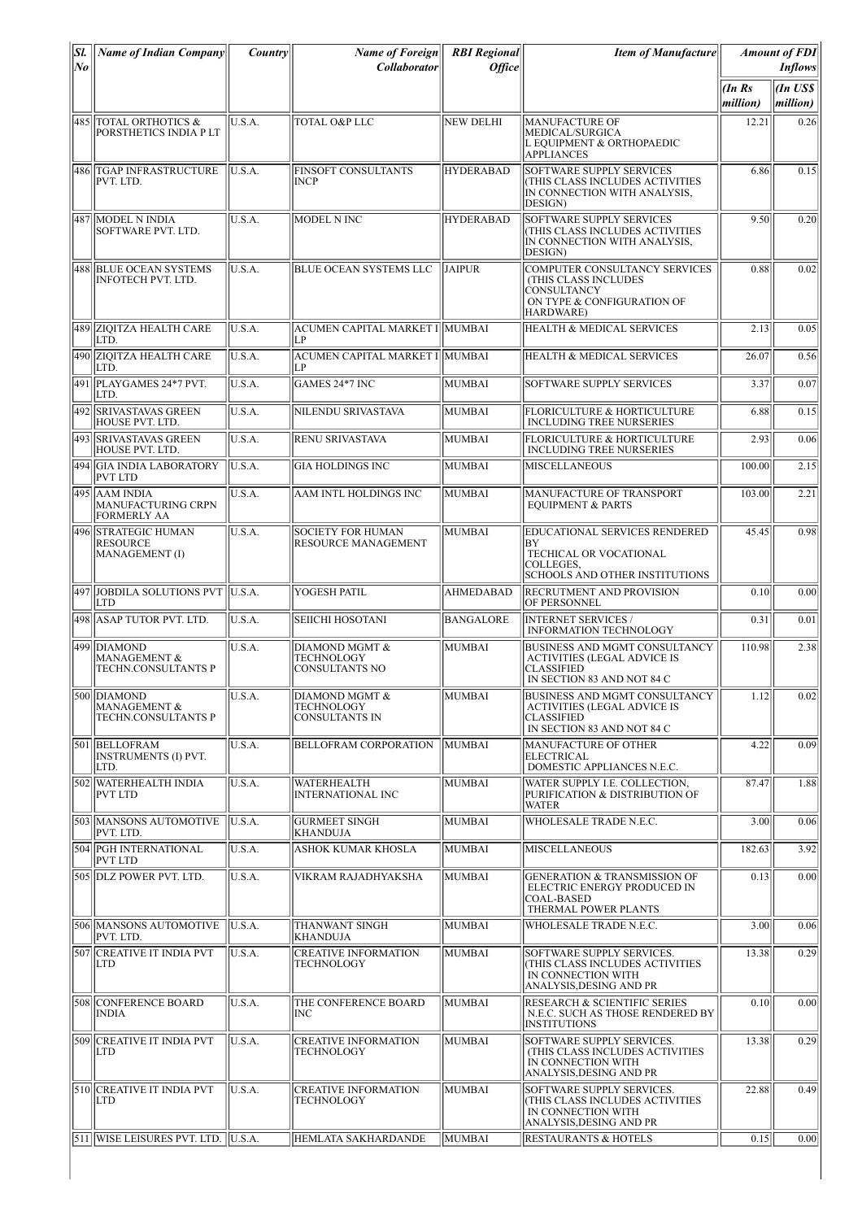| Sl. No | Name of Indian Company | Country | Name of Foreign Collaborator | RBI Regional Office | Item of Manufacture | Amount of FDI Inflows | |
|---|---|---|---|---|---|---|---|
| | | | | | | (In Rs million) | (In US$ million) |
| 485 | TOTAL ORTHOTICS & PORSTHETICS INDIA P LT | U.S.A. | TOTAL O&P LLC | NEW DELHI | MANUFACTURE OF MEDICAL/SURGICA L EQUIPMENT & ORTHOPAEDIC APPLIANCES | 12.21 | 0.26 |
| 486 | TGAP INFRASTRUCTURE PVT. LTD. | U.S.A. | FINSOFT CONSULTANTS INCP | HYDERABAD | SOFTWARE SUPPLY SERVICES (THIS CLASS INCLUDES ACTIVITIES IN CONNECTION WITH ANALYSIS, DESIGN) | 6.86 | 0.15 |
| 487 | MODEL N INDIA SOFTWARE PVT. LTD. | U.S.A. | MODEL N INC | HYDERABAD | SOFTWARE SUPPLY SERVICES (THIS CLASS INCLUDES ACTIVITIES IN CONNECTION WITH ANALYSIS, DESIGN) | 9.50 | 0.20 |
| 488 | BLUE OCEAN SYSTEMS INFOTECH PVT. LTD. | U.S.A. | BLUE OCEAN SYSTEMS LLC | JAIPUR | COMPUTER CONSULTANCY SERVICES (THIS CLASS INCLUDES CONSULTANCY ON TYPE & CONFIGURATION OF HARDWARE) | 0.88 | 0.02 |
| 489 | ZIQITZA HEALTH CARE LTD. | U.S.A. | ACUMEN CAPITAL MARKET I LP | MUMBAI | HEALTH & MEDICAL SERVICES | 2.13 | 0.05 |
| 490 | ZIQITZA HEALTH CARE LTD. | U.S.A. | ACUMEN CAPITAL MARKET I LP | MUMBAI | HEALTH & MEDICAL SERVICES | 26.07 | 0.56 |
| 491 | PLAYGAMES 24*7 PVT. LTD. | U.S.A. | GAMES 24*7 INC | MUMBAI | SOFTWARE SUPPLY SERVICES | 3.37 | 0.07 |
| 492 | SRIVASTAVAS GREEN HOUSE PVT. LTD. | U.S.A. | NILENDU SRIVASTAVA | MUMBAI | FLORICULTURE & HORTICULTURE INCLUDING TREE NURSERIES | 6.88 | 0.15 |
| 493 | SRIVASTAVAS GREEN HOUSE PVT. LTD. | U.S.A. | RENU SRIVASTAVA | MUMBAI | FLORICULTURE & HORTICULTURE INCLUDING TREE NURSERIES | 2.93 | 0.06 |
| 494 | GIA INDIA LABORATORY PVT LTD | U.S.A. | GIA HOLDINGS INC | MUMBAI | MISCELLANEOUS | 100.00 | 2.15 |
| 495 | AAM INDIA MANUFACTURING CRPN FORMERLY AA | U.S.A. | AAM INTL HOLDINGS INC | MUMBAI | MANUFACTURE OF TRANSPORT EQUIPMENT & PARTS | 103.00 | 2.21 |
| 496 | STRATEGIC HUMAN RESOURCE MANAGEMENT (I) | U.S.A. | SOCIETY FOR HUMAN RESOURCE MANAGEMENT | MUMBAI | EDUCATIONAL SERVICES RENDERED BY TECHICAL OR VOCATIONAL COLLEGES, SCHOOLS AND OTHER INSTITUTIONS | 45.45 | 0.98 |
| 497 | JOBDILA SOLUTIONS PVT LTD | U.S.A. | YOGESH PATIL | AHMEDABAD | RECRUTMENT AND PROVISION OF PERSONNEL | 0.10 | 0.00 |
| 498 | ASAP TUTOR PVT. LTD. | U.S.A. | SEIICHI HOSOTANI | BANGALORE | INTERNET SERVICES / INFORMATION TECHNOLOGY | 0.31 | 0.01 |
| 499 | DIAMOND MANAGEMENT & TECHN.CONSULTANTS P | U.S.A. | DIAMOND MGMT & TECHNOLOGY CONSULTANTS NO | MUMBAI | BUSINESS AND MGMT CONSULTANCY ACTIVITIES (LEGAL ADVICE IS CLASSIFIED IN SECTION 83 AND NOT 84 C | 110.98 | 2.38 |
| 500 | DIAMOND MANAGEMENT & TECHN.CONSULTANTS P | U.S.A. | DIAMOND MGMT & TECHNOLOGY CONSULTANTS IN | MUMBAI | BUSINESS AND MGMT CONSULTANCY ACTIVITIES (LEGAL ADVICE IS CLASSIFIED IN SECTION 83 AND NOT 84 C | 1.12 | 0.02 |
| 501 | BELLOFRAM INSTRUMENTS (I) PVT. LTD. | U.S.A. | BELLOFRAM CORPORATION | MUMBAI | MANUFACTURE OF OTHER ELECTRICAL DOMESTIC APPLIANCES N.E.C. | 4.22 | 0.09 |
| 502 | WATERHEALTH INDIA PVT LTD | U.S.A. | WATERHEALTH INTERNATIONAL INC | MUMBAI | WATER SUPPLY I.E. COLLECTION, PURIFICATION & DISTRIBUTION OF WATER | 87.47 | 1.88 |
| 503 | MANSONS AUTOMOTIVE PVT. LTD. | U.S.A. | GURMEET SINGH KHANDUJA | MUMBAI | WHOLESALE TRADE N.E.C. | 3.00 | 0.06 |
| 504 | PGH INTERNATIONAL PVT LTD | U.S.A. | ASHOK KUMAR KHOSLA | MUMBAI | MISCELLANEOUS | 182.63 | 3.92 |
| 505 | DLZ POWER PVT. LTD. | U.S.A. | VIKRAM RAJADHYAKSHA | MUMBAI | GENERATION & TRANSMISSION OF ELECTRIC ENERGY PRODUCED IN COAL-BASED THERMAL POWER PLANTS | 0.13 | 0.00 |
| 506 | MANSONS AUTOMOTIVE PVT. LTD. | U.S.A. | THANWANT SINGH KHANDUJA | MUMBAI | WHOLESALE TRADE N.E.C. | 3.00 | 0.06 |
| 507 | CREATIVE IT INDIA PVT LTD | U.S.A. | CREATIVE INFORMATION TECHNOLOGY | MUMBAI | SOFTWARE SUPPLY SERVICES. (THIS CLASS INCLUDES ACTIVITIES IN CONNECTION WITH ANALYSIS,DESING AND PR | 13.38 | 0.29 |
| 508 | CONFERENCE BOARD INDIA | U.S.A. | THE CONFERENCE BOARD INC | MUMBAI | RESEARCH & SCIENTIFIC SERIES N.E.C. SUCH AS THOSE RENDERED BY INSTITUTIONS | 0.10 | 0.00 |
| 509 | CREATIVE IT INDIA PVT LTD | U.S.A. | CREATIVE INFORMATION TECHNOLOGY | MUMBAI | SOFTWARE SUPPLY SERVICES. (THIS CLASS INCLUDES ACTIVITIES IN CONNECTION WITH ANALYSIS,DESING AND PR | 13.38 | 0.29 |
| 510 | CREATIVE IT INDIA PVT LTD | U.S.A. | CREATIVE INFORMATION TECHNOLOGY | MUMBAI | SOFTWARE SUPPLY SERVICES. (THIS CLASS INCLUDES ACTIVITIES IN CONNECTION WITH ANALYSIS,DESING AND PR | 22.88 | 0.49 |
| 511 | WISE LEISURES PVT. LTD. | U.S.A. | HEMLATA SAKHARDANDE | MUMBAI | RESTAURANTS & HOTELS | 0.15 | 0.00 |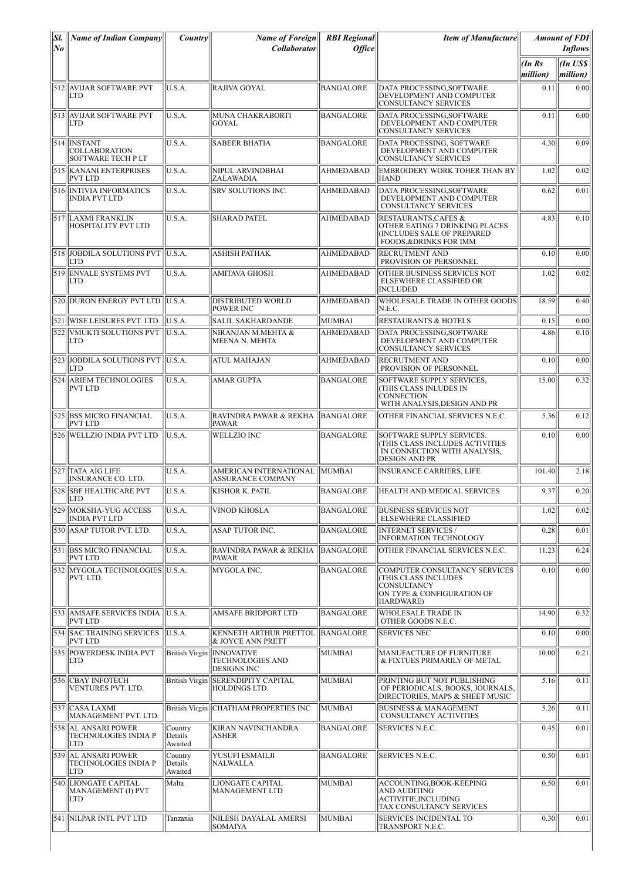| Sl. No | Name of Indian Company | Country | Name of Foreign Collaborator | RBI Regional Office | Item of Manufacture | Amount of FDI Inflows | |
|---|---|---|---|---|---|---|---|
| | | | | | | (In Rs million) | (In US$ million) |
| 512 | AVIJAR SOFTWARE PVT LTD | U.S.A. | RAJIVA GOYAL | BANGALORE | DATA PROCESSING,SOFTWARE DEVELOPMENT AND COMPUTER CONSULTANCY SERVICES | 0.11 | 0.00 |
| 513 | AVIJAR SOFTWARE PVT LTD | U.S.A. | MUNA CHAKRABORTI GOYAL | BANGALORE | DATA PROCESSING,SOFTWARE DEVELOPMENT AND COMPUTER CONSULTANCY SERVICES | 0.11 | 0.00 |
| 514 | INSTANT COLLABORATION SOFTWARE TECH P LT | U.S.A. | SABEER BHATIA | BANGALORE | DATA PROCESSING, SOFTWARE DEVELOPMENT AND COMPUTER CONSULTANCY SERVICES | 4.30 | 0.09 |
| 515 | KANANI ENTERPRISES PVT LTD | U.S.A. | NIPUL ARVINDBHAI ZALAWADIA | AHMEDABAD | EMBROIDERY WORK TOHER THAN BY HAND | 1.02 | 0.02 |
| 516 | INTIVIA INFORMATICS INDIA PVT LTD | U.S.A. | SRV SOLUTIONS INC. | AHMEDABAD | DATA PROCESSING,SOFTWARE DEVELOPMENT AND COMPUTER CONSULTANCY SERVICES | 0.62 | 0.01 |
| 517 | LAXMI FRANKLIN HOSPITALITY PVT LTD | U.S.A. | SHARAD PATEL | AHMEDABAD | RESTAURANTS,CAFES & OTHER EATING 7 DRINKING PLACES (INCLUDES SALE OF PREPARED FOODS,&DRINKS FOR IMM | 4.83 | 0.10 |
| 518 | JOBDILA SOLUTIONS PVT LTD | U.S.A. | ASHISH PATHAK | AHMEDABAD | RECRUTMENT AND PROVISION OF PERSONNEL | 0.10 | 0.00 |
| 519 | ENVALE SYSTEMS PVT LTD | U.S.A. | AMITAVA GHOSH | AHMEDABAD | OTHER BUSINESS SERVICES NOT ELSEWHERE CLASSIFIED OR INCLUDED | 1.02 | 0.02 |
| 520 | DURON ENERGY PVT LTD | U.S.A. | DISTRIBUTED WORLD POWER INC | AHMEDABAD | WHOLESALE TRADE IN OTHER GOODS N.E.C. | 18.59 | 0.40 |
| 521 | WISE LEISURES PVT. LTD. | U.S.A. | SALIL SAKHARDANDE | MUMBAI | RESTAURANTS & HOTELS | 0.15 | 0.00 |
| 522 | VMUKTI SOLUTIONS PVT LTD | U.S.A. | NIRANJAN M.MEHTA & MEENA N. MEHTA | AHMEDABAD | DATA PROCESSING,SOFTWARE DEVELOPMENT AND COMPUTER CONSULTANCY SERVICES | 4.86 | 0.10 |
| 523 | JOBDILA SOLUTIONS PVT LTD | U.S.A. | ATUL MAHAJAN | AHMEDABAD | RECRUTMENT AND PROVISION OF PERSONNEL | 0.10 | 0.00 |
| 524 | ARIEM TECHNOLOGIES PVT LTD | U.S.A. | AMAR GUPTA | BANGALORE | SOFTWARE SUPPLY SERVICES, (THIS CLASS INLUDES IN CONNECTION WITH ANALYSIS,DESIGN AND PR | 15.00 | 0.32 |
| 525 | BSS MICRO FINANCIAL PVT LTD | U.S.A. | RAVINDRA PAWAR & REKHA PAWAR | BANGALORE | OTHER FINANCIAL SERVICES N.E.C. | 5.36 | 0.12 |
| 526 | WELLZIO INDIA PVT LTD | U.S.A. | WELLZIO INC | BANGALORE | SOFTWARE SUPPLY SERVICES. (THIS CLASS INCLUDES ACTIVITIES IN CONNECTION WITH ANALYSIS, DESIGN AND PR | 0.10 | 0.00 |
| 527 | TATA AIG LIFE INSURANCE CO. LTD. | U.S.A. | AMERICAN INTERNATIONAL ASSURANCE COMPANY | MUMBAI | INSURANCE CARRIERS, LIFE | 101.40 | 2.18 |
| 528 | SBF HEALTHCARE PVT LTD | U.S.A. | KISHOR K. PATIL | BANGALORE | HEALTH AND MEDICAL SERVICES | 9.37 | 0.20 |
| 529 | MOKSHA-YUG ACCESS INDIA PVT LTD | U.S.A. | VINOD KHOSLA | BANGALORE | BUSINESS SERVICES NOT ELSEWHERE CLASSIFIED | 1.02 | 0.02 |
| 530 | ASAP TUTOR PVT. LTD. | U.S.A. | ASAP TUTOR INC. | BANGALORE | INTERNET SERVICES / INFORMATION TECHNOLOGY | 0.28 | 0.01 |
| 531 | BSS MICRO FINANCIAL PVT LTD | U.S.A. | RAVINDRA PAWAR & REKHA PAWAR | BANGALORE | OTHER FINANCIAL SERVICES N.E.C. | 11.23 | 0.24 |
| 532 | MYGOLA TECHNOLOGIES PVT. LTD. | U.S.A. | MYGOLA INC. | BANGALORE | COMPUTER CONSULTANCY SERVICES (THIS CLASS INCLUDES CONSULTANCY ON TYPE & CONFIGURATION OF HARDWARE) | 0.10 | 0.00 |
| 533 | AMSAFE SERVICES INDIA PVT LTD | U.S.A. | AMSAFE BRIDPORT LTD | BANGALORE | WHOLESALE TRADE IN OTHER GOODS N.E.C. | 14.90 | 0.32 |
| 534 | SAC TRAINING SERVICES PVT LTD | U.S.A. | KENNETH ARTHUR PRETTOL & JOYCE ANN PRETT | BANGALORE | SERVICES NEC | 0.10 | 0.00 |
| 535 | POWERDESK INDIA PVT LTD | British Virgin | INNOVATIVE TECHNOLOGIES AND DESIGNS INC | MUMBAI | MANUFACTURE OF FURNITURE & FIXTURES PRIMARILY OF METAL | 10.00 | 0.21 |
| 536 | CBAY INFOTECH VENTURES PVT. LTD. | British Virgin | SERENDIPITY CAPITAL HOLDINGS LTD. | MUMBAI | PRINTING BUT NOT PUBLISHING OF PERIODICALS, BOOKS, JOURNALS, DIRECTORIES, MAPS & SHEET MUSIC | 5.16 | 0.11 |
| 537 | CASA LAXMI MANAGEMENT PVT. LTD. | British Virgin | CHATHAM PROPERTIES INC | MUMBAI | BUSINESS & MANAGEMENT CONSULTANCY ACTIVITIES | 5.26 | 0.11 |
| 538 | AL ANSARI POWER TECHNOLOGIES INDIA P LTD | Country Details Awaited | KIRAN NAVINCHANDRA ASHER | BANGALORE | SERVICES N.E.C. | 0.45 | 0.01 |
| 539 | AL ANSARI POWER TECHNOLOGIES INDIA P LTD | Country Details Awaited | YUSUFI ESMAILJI NALWALLA | BANGALORE | SERVICES N.E.C. | 0.50 | 0.01 |
| 540 | LIONGATE CAPITAL MANAGEMENT (I) PVT LTD | Malta | LIONGATE CAPITAL MANAGEMENT LTD | MUMBAI | ACCOUNTING,BOOK-KEEPING AND AUDITING ACTIVITIE,INCLUDING TAX CONSULTANCY SERVICES | 0.50 | 0.01 |
| 541 | NILPAR INTL PVT LTD | Tanzania | NILESH DAYALAL AMERSI SOMAIYA | MUMBAI | SERVICES INCIDENTAL TO TRANSPORT N.E.C. | 0.30 | 0.01 |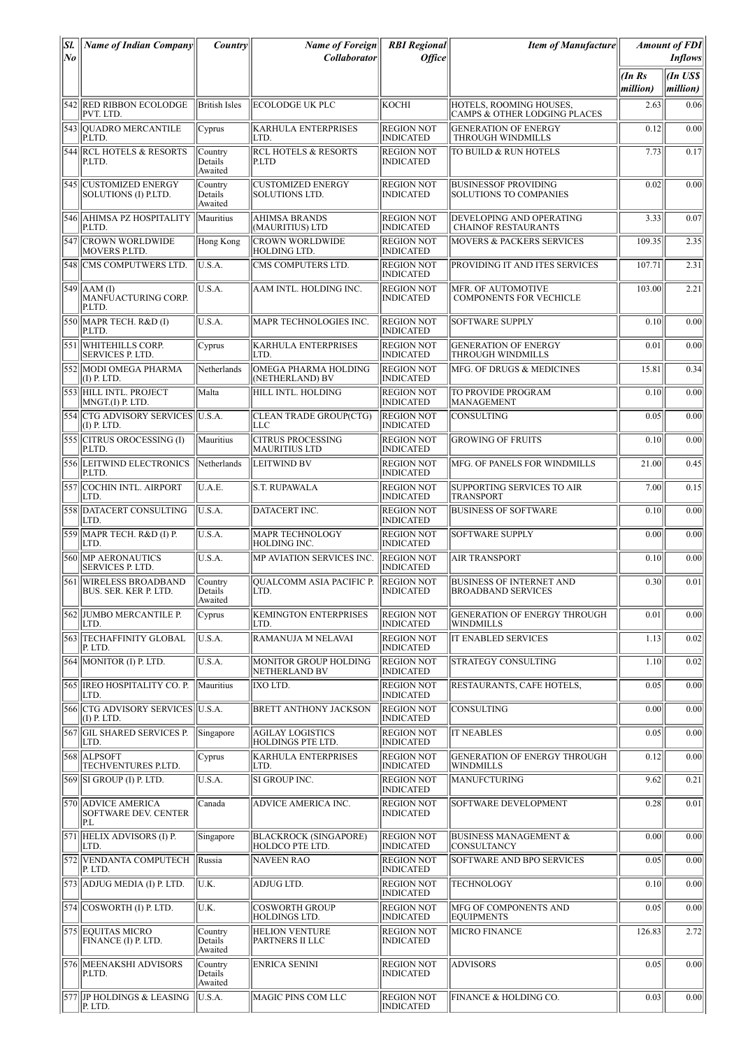| Sl. No | Name of Indian Company | Country | Name of Foreign Collaborator | RBI Regional Office | Item of Manufacture | Amount of FDI Inflows | |
|---|---|---|---|---|---|---|---|
| | | | | | | (In Rs million) | (In US$ million) |
| 542 | RED RIBBON ECOLODGE PVT. LTD. | British Isles | ECOLODGE UK PLC | KOCHI | HOTELS, ROOMING HOUSES, CAMPS & OTHER LODGING PLACES | 2.63 | 0.06 |
| 543 | QUADRO MERCANTILE P.LTD. | Cyprus | KARHULA ENTERPRISES LTD. | REGION NOT INDICATED | GENERATION OF ENERGY THROUGH WINDMILLS | 0.12 | 0.00 |
| 544 | RCL HOTELS & RESORTS P.LTD. | Country Details Awaited | RCL HOTELS & RESORTS P.LTD | REGION NOT INDICATED | TO BUILD & RUN HOTELS | 7.73 | 0.17 |
| 545 | CUSTOMIZED ENERGY SOLUTIONS (I) P.LTD. | Country Details Awaited | CUSTOMIZED ENERGY SOLUTIONS LTD. | REGION NOT INDICATED | BUSINESSOF PROVIDING SOLUTIONS TO COMPANIES | 0.02 | 0.00 |
| 546 | AHIMSA PZ HOSPITALITY P.LTD. | Mauritius | AHIMSA BRANDS (MAURITIUS) LTD | REGION NOT INDICATED | DEVELOPING AND OPERATING CHAINOF RESTAURANTS | 3.33 | 0.07 |
| 547 | CROWN WORLDWIDE MOVERS P.LTD. | Hong Kong | CROWN WORLDWIDE HOLDING LTD. | REGION NOT INDICATED | MOVERS & PACKERS SERVICES | 109.35 | 2.35 |
| 548 | CMS COMPUTWERS LTD. | U.S.A. | CMS COMPUTERS LTD. | REGION NOT INDICATED | PROVIDING IT AND ITES SERVICES | 107.71 | 2.31 |
| 549 | AAM (I) MANFUACTURING CORP. P.LTD. | U.S.A. | AAM INTL. HOLDING INC. | REGION NOT INDICATED | MFR. OF AUTOMOTIVE COMPONENTS FOR VECHICLE | 103.00 | 2.21 |
| 550 | MAPR TECH. R&D (I) P.LTD. | U.S.A. | MAPR TECHNOLOGIES INC. | REGION NOT INDICATED | SOFTWARE SUPPLY | 0.10 | 0.00 |
| 551 | WHITEHILLS CORP. SERVICES P. LTD. | Cyprus | KARHULA ENTERPRISES LTD. | REGION NOT INDICATED | GENERATION OF ENERGY THROUGH WINDMILLS | 0.01 | 0.00 |
| 552 | MODI OMEGA PHARMA (I) P. LTD. | Netherlands | OMEGA PHARMA HOLDING (NETHERLAND) BV | REGION NOT INDICATED | MFG. OF DRUGS & MEDICINES | 15.81 | 0.34 |
| 553 | HILL INTL. PROJECT MNGT.(I) P. LTD. | Malta | HILL INTL. HOLDING | REGION NOT INDICATED | TO PROVIDE PROGRAM MANAGEMENT | 0.10 | 0.00 |
| 554 | CTG ADVISORY SERVICES (I) P. LTD. | U.S.A. | CLEAN TRADE GROUP(CTG) LLC | REGION NOT INDICATED | CONSULTING | 0.05 | 0.00 |
| 555 | CITRUS OROCESSING (I) P.LTD. | Mauritius | CITRUS PROCESSING MAURITIUS LTD | REGION NOT INDICATED | GROWING OF FRUITS | 0.10 | 0.00 |
| 556 | LEITWIND ELECTRONICS P.LTD. | Netherlands | LEITWIND BV | REGION NOT INDICATED | MFG. OF PANELS FOR WINDMILLS | 21.00 | 0.45 |
| 557 | COCHIN INTL. AIRPORT LTD. | U.A.E. | S.T. RUPAWALA | REGION NOT INDICATED | SUPPORTING SERVICES TO AIR TRANSPORT | 7.00 | 0.15 |
| 558 | DATACERT CONSULTING LTD. | U.S.A. | DATACERT INC. | REGION NOT INDICATED | BUSINESS OF SOFTWARE | 0.10 | 0.00 |
| 559 | MAPR TECH. R&D (I) P. LTD. | U.S.A. | MAPR TECHNOLOGY HOLDING INC. | REGION NOT INDICATED | SOFTWARE SUPPLY | 0.00 | 0.00 |
| 560 | MP AERONAUTICS SERVICES P. LTD. | U.S.A. | MP AVIATION SERVICES INC. | REGION NOT INDICATED | AIR TRANSPORT | 0.10 | 0.00 |
| 561 | WIRELESS BROADBAND BUS. SER. KER P. LTD. | Country Details Awaited | QUALCOMM ASIA PACIFIC P. LTD. | REGION NOT INDICATED | BUSINESS OF INTERNET AND BROADBAND SERVICES | 0.30 | 0.01 |
| 562 | JUMBO MERCANTILE P. LTD. | Cyprus | KEMINGTON ENTERPRISES LTD. | REGION NOT INDICATED | GENERATION OF ENERGY THROUGH WINDMILLS | 0.01 | 0.00 |
| 563 | TECHAFFINITY GLOBAL P. LTD. | U.S.A. | RAMANUJA M NELAVAI | REGION NOT INDICATED | IT ENABLED SERVICES | 1.13 | 0.02 |
| 564 | MONITOR (I) P. LTD. | U.S.A. | MONITOR GROUP HOLDING NETHERLAND BV | REGION NOT INDICATED | STRATEGY CONSULTING | 1.10 | 0.02 |
| 565 | IREO HOSPITALITY CO. P. LTD. | Mauritius | IXO LTD. | REGION NOT INDICATED | RESTAURANTS, CAFE HOTELS, | 0.05 | 0.00 |
| 566 | CTG ADVISORY SERVICES (I) P. LTD. | U.S.A. | BRETT ANTHONY JACKSON | REGION NOT INDICATED | CONSULTING | 0.00 | 0.00 |
| 567 | GIL SHARED SERVICES P. LTD. | Singapore | AGILAY LOGISTICS HOLDINGS PTE LTD. | REGION NOT INDICATED | IT NEABLES | 0.05 | 0.00 |
| 568 | ALPSOFT TECHVENTURES P.LTD. | Cyprus | KARHULA ENTERPRISES LTD. | REGION NOT INDICATED | GENERATION OF ENERGY THROUGH WINDMILLS | 0.12 | 0.00 |
| 569 | SI GROUP (I) P. LTD. | U.S.A. | SI GROUP INC. | REGION NOT INDICATED | MANUFCTURING | 9.62 | 0.21 |
| 570 | ADVICE AMERICA SOFTWARE DEV. CENTER P.L | Canada | ADVICE AMERICA INC. | REGION NOT INDICATED | SOFTWARE DEVELOPMENT | 0.28 | 0.01 |
| 571 | HELIX ADVISORS (I) P. LTD. | Singapore | BLACKROCK (SINGAPORE) HOLDCO PTE LTD. | REGION NOT INDICATED | BUSINESS MANAGEMENT & CONSULTANCY | 0.00 | 0.00 |
| 572 | VENDANTA COMPUTECH P. LTD. | Russia | NAVEEN RAO | REGION NOT INDICATED | SOFTWARE AND BPO SERVICES | 0.05 | 0.00 |
| 573 | ADJUG MEDIA (I) P. LTD. | U.K. | ADJUG LTD. | REGION NOT INDICATED | TECHNOLOGY | 0.10 | 0.00 |
| 574 | COSWORTH (I) P. LTD. | U.K. | COSWORTH GROUP HOLDINGS LTD. | REGION NOT INDICATED | MFG OF COMPONENTS AND EQUIPMENTS | 0.05 | 0.00 |
| 575 | EQUITAS MICRO FINANCE (I) P. LTD. | Country Details Awaited | HELION VENTURE PARTNERS II LLC | REGION NOT INDICATED | MICRO FINANCE | 126.83 | 2.72 |
| 576 | MEENAKSHI ADVISORS P.LTD. | Country Details Awaited | ENRICA SENINI | REGION NOT INDICATED | ADVISORS | 0.05 | 0.00 |
| 577 | JP HOLDINGS & LEASING P. LTD. | U.S.A. | MAGIC PINS COM LLC | REGION NOT INDICATED | FINANCE & HOLDING CO. | 0.03 | 0.00 |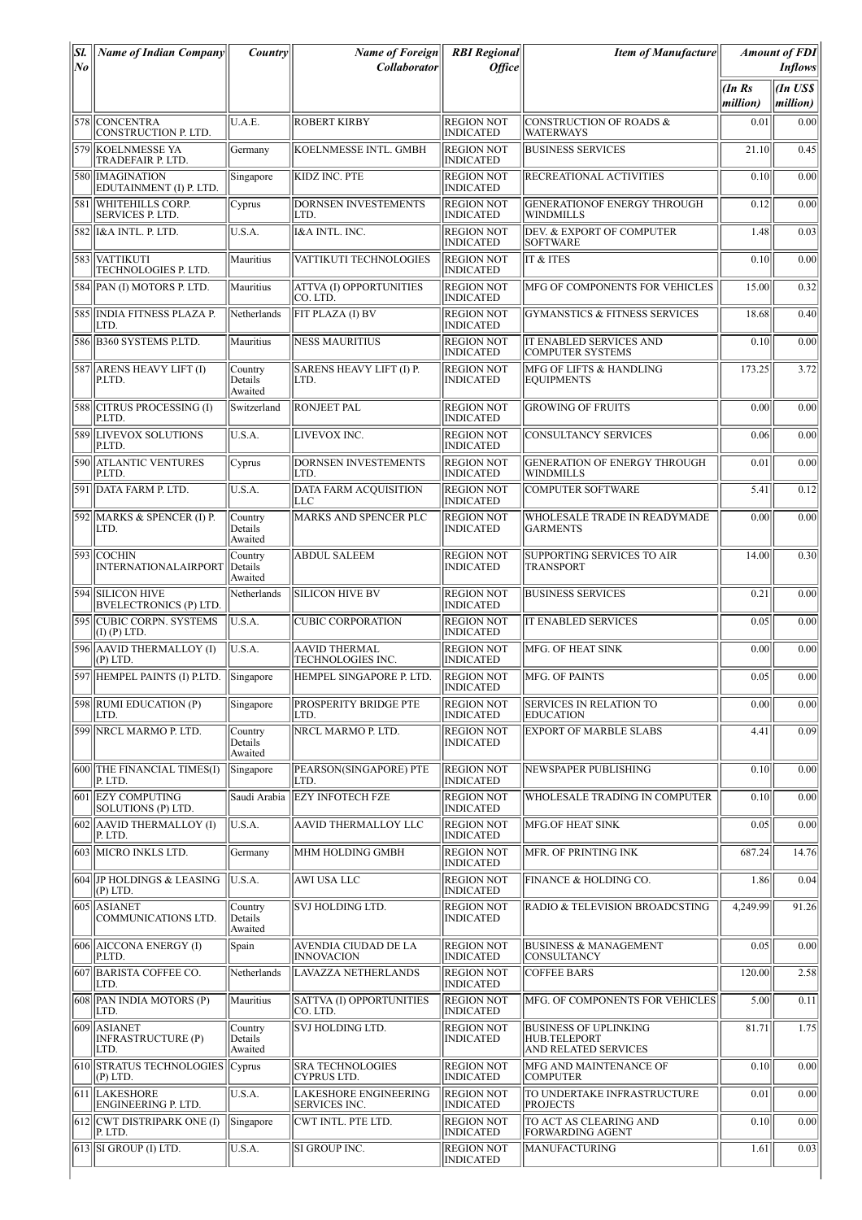| Sl. No | Name of Indian Company | Country | Name of Foreign Collaborator | RBI Regional Office | Item of Manufacture | Amount of FDI Inflows | |
|---|---|---|---|---|---|---|---|
| | | | | | | (In Rs million) | (In US$ million) |
| 578 | CONCENTRA CONSTRUCTION P. LTD. | U.A.E. | ROBERT KIRBY | REGION NOT INDICATED | CONSTRUCTION OF ROADS & WATERWAYS | 0.01 | 0.00 |
| 579 | KOELNMESSE YA TRADEFAIR P. LTD. | Germany | KOELNMESSE INTL. GMBH | REGION NOT INDICATED | BUSINESS SERVICES | 21.10 | 0.45 |
| 580 | IMAGINATION EDUTAINMENT (I) P. LTD. | Singapore | KIDZ INC. PTE | REGION NOT INDICATED | RECREATIONAL ACTIVITIES | 0.10 | 0.00 |
| 581 | WHITEHILLS CORP. SERVICES P. LTD. | Cyprus | DORNSEN INVESTEMENTS LTD. | REGION NOT INDICATED | GENERATIONOF ENERGY THROUGH WINDMILLS | 0.12 | 0.00 |
| 582 | I&A INTL. P. LTD. | U.S.A. | I&A INTL. INC. | REGION NOT INDICATED | DEV. & EXPORT OF COMPUTER SOFTWARE | 1.48 | 0.03 |
| 583 | VATTIKUTI TECHNOLOGIES P. LTD. | Mauritius | VATTIKUTI TECHNOLOGIES | REGION NOT INDICATED | IT & ITES | 0.10 | 0.00 |
| 584 | PAN (I) MOTORS P. LTD. | Mauritius | ATTVA (I) OPPORTUNITIES CO. LTD. | REGION NOT INDICATED | MFG OF COMPONENTS FOR VEHICLES | 15.00 | 0.32 |
| 585 | INDIA FITNESS PLAZA P. LTD. | Netherlands | FIT PLAZA (I) BV | REGION NOT INDICATED | GYMANSTICS & FITNESS SERVICES | 18.68 | 0.40 |
| 586 | B360 SYSTEMS P.LTD. | Mauritius | NESS MAURITIUS | REGION NOT INDICATED | IT ENABLED SERVICES AND COMPUTER SYSTEMS | 0.10 | 0.00 |
| 587 | ARENS HEAVY LIFT (I) P.LTD. | Country Details Awaited | SARENS HEAVY LIFT (I) P. LTD. | REGION NOT INDICATED | MFG OF LIFTS & HANDLING EQUIPMENTS | 173.25 | 3.72 |
| 588 | CITRUS PROCESSING (I) P.LTD. | Switzerland | RONJEET PAL | REGION NOT INDICATED | GROWING OF FRUITS | 0.00 | 0.00 |
| 589 | LIVEVOX SOLUTIONS P.LTD. | U.S.A. | LIVEVOX INC. | REGION NOT INDICATED | CONSULTANCY SERVICES | 0.06 | 0.00 |
| 590 | ATLANTIC VENTURES P.LTD. | Cyprus | DORNSEN INVESTEMENTS LTD. | REGION NOT INDICATED | GENERATION OF ENERGY THROUGH WINDMILLS | 0.01 | 0.00 |
| 591 | DATA FARM P. LTD. | U.S.A. | DATA FARM ACQUISITION LLC | REGION NOT INDICATED | COMPUTER SOFTWARE | 5.41 | 0.12 |
| 592 | MARKS & SPENCER (I) P. LTD. | Country Details Awaited | MARKS AND SPENCER PLC | REGION NOT INDICATED | WHOLESALE TRADE IN READYMADE GARMENTS | 0.00 | 0.00 |
| 593 | COCHIN INTERNATIONALAIRPORT | Country Details Awaited | ABDUL SALEEM | REGION NOT INDICATED | SUPPORTING SERVICES TO AIR TRANSPORT | 14.00 | 0.30 |
| 594 | SILICON HIVE BVELECTRONICS (P) LTD. | Netherlands | SILICON HIVE BV | REGION NOT INDICATED | BUSINESS SERVICES | 0.21 | 0.00 |
| 595 | CUBIC CORPN. SYSTEMS (I) (P) LTD. | U.S.A. | CUBIC CORPORATION | REGION NOT INDICATED | IT ENABLED SERVICES | 0.05 | 0.00 |
| 596 | AAVID THERMALLOY (I) (P) LTD. | U.S.A. | AAVID THERMAL TECHNOLOGIES INC. | REGION NOT INDICATED | MFG. OF HEAT SINK | 0.00 | 0.00 |
| 597 | HEMPEL PAINTS (I) P.LTD. | Singapore | HEMPEL SINGAPORE P. LTD. | REGION NOT INDICATED | MFG. OF PAINTS | 0.05 | 0.00 |
| 598 | RUMI EDUCATION (P) LTD. | Singapore | PROSPERITY BRIDGE PTE LTD. | REGION NOT INDICATED | SERVICES IN RELATION TO EDUCATION | 0.00 | 0.00 |
| 599 | NRCL MARMO P. LTD. | Country Details Awaited | NRCL MARMO P. LTD. | REGION NOT INDICATED | EXPORT OF MARBLE SLABS | 4.41 | 0.09 |
| 600 | THE FINANCIAL TIMES(I) P. LTD. | Singapore | PEARSON(SINGAPORE) PTE LTD. | REGION NOT INDICATED | NEWSPAPER PUBLISHING | 0.10 | 0.00 |
| 601 | EZY COMPUTING SOLUTIONS (P) LTD. | Saudi Arabia | EZY INFOTECH FZE | REGION NOT INDICATED | WHOLESALE TRADING IN COMPUTER | 0.10 | 0.00 |
| 602 | AAVID THERMALLOY (I) P. LTD. | U.S.A. | AAVID THERMALLOY LLC | REGION NOT INDICATED | MFG.OF HEAT SINK | 0.05 | 0.00 |
| 603 | MICRO INKLS LTD. | Germany | MHM HOLDING GMBH | REGION NOT INDICATED | MFR. OF PRINTING INK | 687.24 | 14.76 |
| 604 | JP HOLDINGS & LEASING (P) LTD. | U.S.A. | AWI USA LLC | REGION NOT INDICATED | FINANCE & HOLDING CO. | 1.86 | 0.04 |
| 605 | ASIANET COMMUNICATIONS LTD. | Country Details Awaited | SVJ HOLDING LTD. | REGION NOT INDICATED | RADIO & TELEVISION BROADCSTING | 4,249.99 | 91.26 |
| 606 | AICCONA ENERGY (I) P.LTD. | Spain | AVENDIA CIUDAD DE LA INNOVACION | REGION NOT INDICATED | BUSINESS & MANAGEMENT CONSULTANCY | 0.05 | 0.00 |
| 607 | BARISTA COFFEE CO. LTD. | Netherlands | LAVAZZA NETHERLANDS | REGION NOT INDICATED | COFFEE BARS | 120.00 | 2.58 |
| 608 | PAN INDIA MOTORS (P) LTD. | Mauritius | SATTVA (I) OPPORTUNITIES CO. LTD. | REGION NOT INDICATED | MFG. OF COMPONENTS FOR VEHICLES | 5.00 | 0.11 |
| 609 | ASIANET INFRASTRUCTURE (P) LTD. | Country Details Awaited | SVJ HOLDING LTD. | REGION NOT INDICATED | BUSINESS OF UPLINKING HUB.TELEPORT AND RELATED SERVICES | 81.71 | 1.75 |
| 610 | STRATUS TECHNOLOGIES (P) LTD. | Cyprus | SRA TECHNOLOGIES CYPRUS LTD. | REGION NOT INDICATED | MFG AND MAINTENANCE OF COMPUTER | 0.10 | 0.00 |
| 611 | LAKESHORE ENGINEERING P. LTD. | U.S.A. | LAKESHORE ENGINEERING SERVICES INC. | REGION NOT INDICATED | TO UNDERTAKE INFRASTRUCTURE PROJECTS | 0.01 | 0.00 |
| 612 | CWT DISTRIPARK ONE (I) P. LTD. | Singapore | CWT INTL. PTE LTD. | REGION NOT INDICATED | TO ACT AS CLEARING AND FORWARDING AGENT | 0.10 | 0.00 |
| 613 | SI GROUP (I) LTD. | U.S.A. | SI GROUP INC. | REGION NOT INDICATED | MANUFACTURING | 1.61 | 0.03 |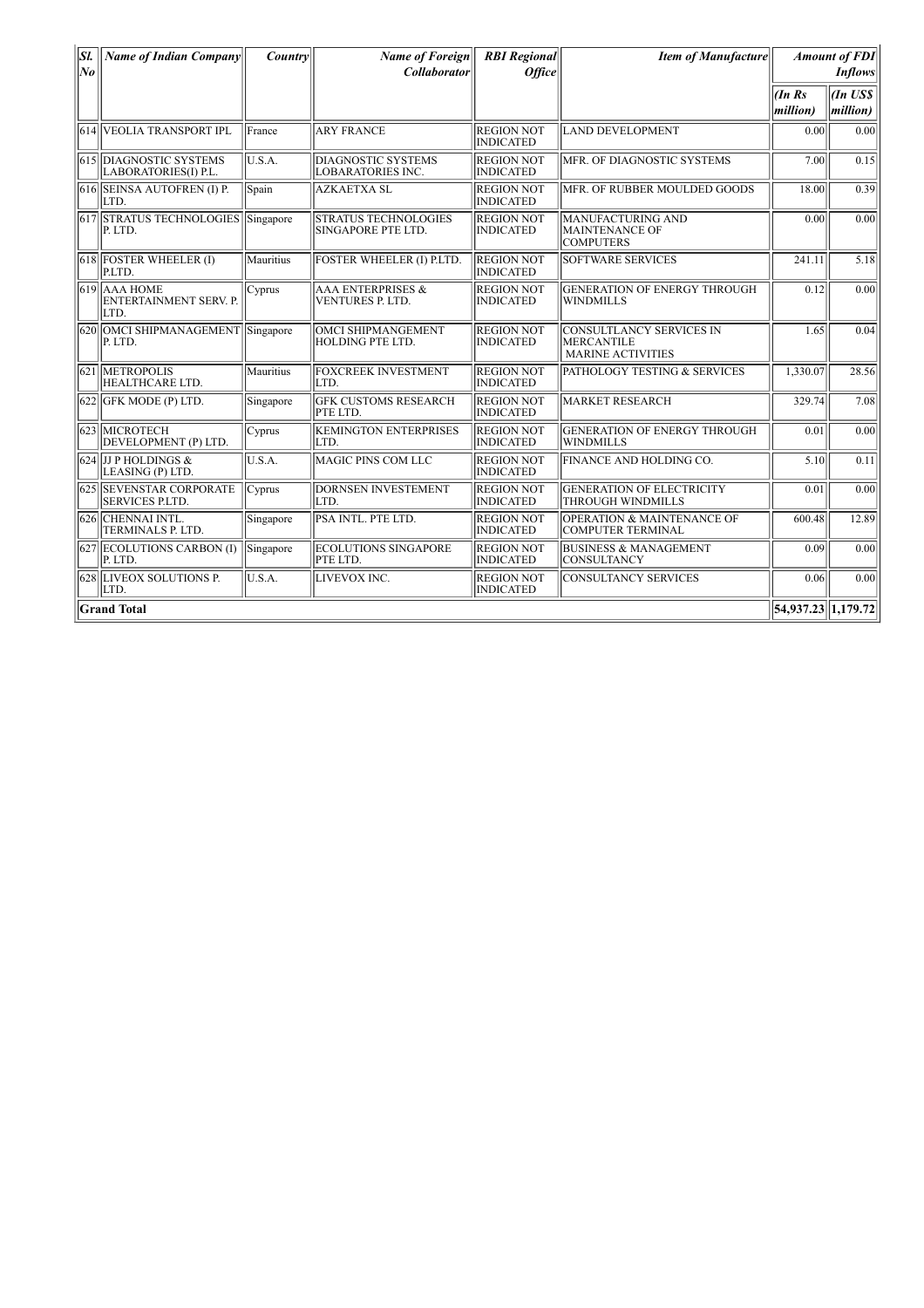| Sl. No | Name of Indian Company | Country | Name of Foreign Collaborator | RBI Regional Office | Item of Manufacture | Amount of FDI Inflows | |
|---|---|---|---|---|---|---|---|
| | | | | | | (In Rs million) | (In US$ million) |
| 614 | VEOLIA TRANSPORT IPL | France | ARY FRANCE | REGION NOT INDICATED | LAND DEVELOPMENT | 0.00 | 0.00 |
| 615 | DIAGNOSTIC SYSTEMS LABORATORIES(I) P.L. | U.S.A. | DIAGNOSTIC SYSTEMS LOBARATORIES INC. | REGION NOT INDICATED | MFR. OF DIAGNOSTIC SYSTEMS | 7.00 | 0.15 |
| 616 | SEINSA AUTOFREN (I) P. LTD. | Spain | AZKAETXA SL | REGION NOT INDICATED | MFR. OF RUBBER MOULDED GOODS | 18.00 | 0.39 |
| 617 | STRATUS TECHNOLOGIES P. LTD. | Singapore | STRATUS TECHNOLOGIES SINGAPORE PTE LTD. | REGION NOT INDICATED | MANUFACTURING AND MAINTENANCE OF COMPUTERS | 0.00 | 0.00 |
| 618 | FOSTER WHEELER (I) P.LTD. | Mauritius | FOSTER WHEELER (I) P.LTD. | REGION NOT INDICATED | SOFTWARE SERVICES | 241.11 | 5.18 |
| 619 | AAA HOME ENTERTAINMENT SERV. P. LTD. | Cyprus | AAA ENTERPRISES & VENTURES P. LTD. | REGION NOT INDICATED | GENERATION OF ENERGY THROUGH WINDMILLS | 0.12 | 0.00 |
| 620 | OMCI SHIPMANAGEMENT P. LTD. | Singapore | OMCI SHIPMANGEMENT HOLDING PTE LTD. | REGION NOT INDICATED | CONSULTLANCY SERVICES IN MERCANTILE MARINE ACTIVITIES | 1.65 | 0.04 |
| 621 | METROPOLIS HEALTHCARE LTD. | Mauritius | FOXCREEK INVESTMENT LTD. | REGION NOT INDICATED | PATHOLOGY TESTING & SERVICES | 1,330.07 | 28.56 |
| 622 | GFK MODE (P) LTD. | Singapore | GFK CUSTOMS RESEARCH PTE LTD. | REGION NOT INDICATED | MARKET RESEARCH | 329.74 | 7.08 |
| 623 | MICROTECH DEVELOPMENT (P) LTD. | Cyprus | KEMINGTON ENTERPRISES LTD. | REGION NOT INDICATED | GENERATION OF ENERGY THROUGH WINDMILLS | 0.01 | 0.00 |
| 624 | JJ P HOLDINGS & LEASING (P) LTD. | U.S.A. | MAGIC PINS COM LLC | REGION NOT INDICATED | FINANCE AND HOLDING CO. | 5.10 | 0.11 |
| 625 | SEVENSTAR CORPORATE SERVICES P.LTD. | Cyprus | DORNSEN INVESTEMENT LTD. | REGION NOT INDICATED | GENERATION OF ELECTRICITY THROUGH WINDMILLS | 0.01 | 0.00 |
| 626 | CHENNAI INTL. TERMINALS P. LTD. | Singapore | PSA INTL. PTE LTD. | REGION NOT INDICATED | OPERATION & MAINTENANCE OF COMPUTER TERMINAL | 600.48 | 12.89 |
| 627 | ECOLUTIONS CARBON (I) P. LTD. | Singapore | ECOLUTIONS SINGAPORE PTE LTD. | REGION NOT INDICATED | BUSINESS & MANAGEMENT CONSULTANCY | 0.09 | 0.00 |
| 628 | LIVEOX SOLUTIONS P. LTD. | U.S.A. | LIVEVOX INC. | REGION NOT INDICATED | CONSULTANCY SERVICES | 0.06 | 0.00 |
| **Grand Total** | | | | | | **54,937.23** | **1,179.72** |